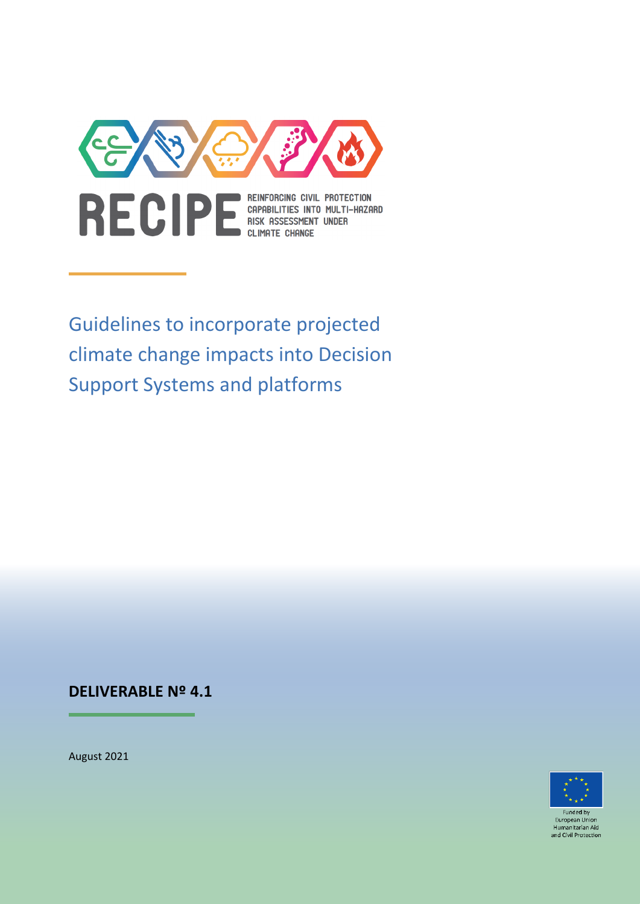RECIPE

REINFORCING CIVIL PROTECTION CAPABILITIES INTO MULTI-HAZARD RISK ASSESSMENT UNDER CLIMATE CHANGE

# Guidelines to incorporate projected climate change impacts into Decision Support Systems and platforms

**DELIVERABLE Nº 4.1**

August 2021

Funded by European Union Humanitarian Aid and Civil Protection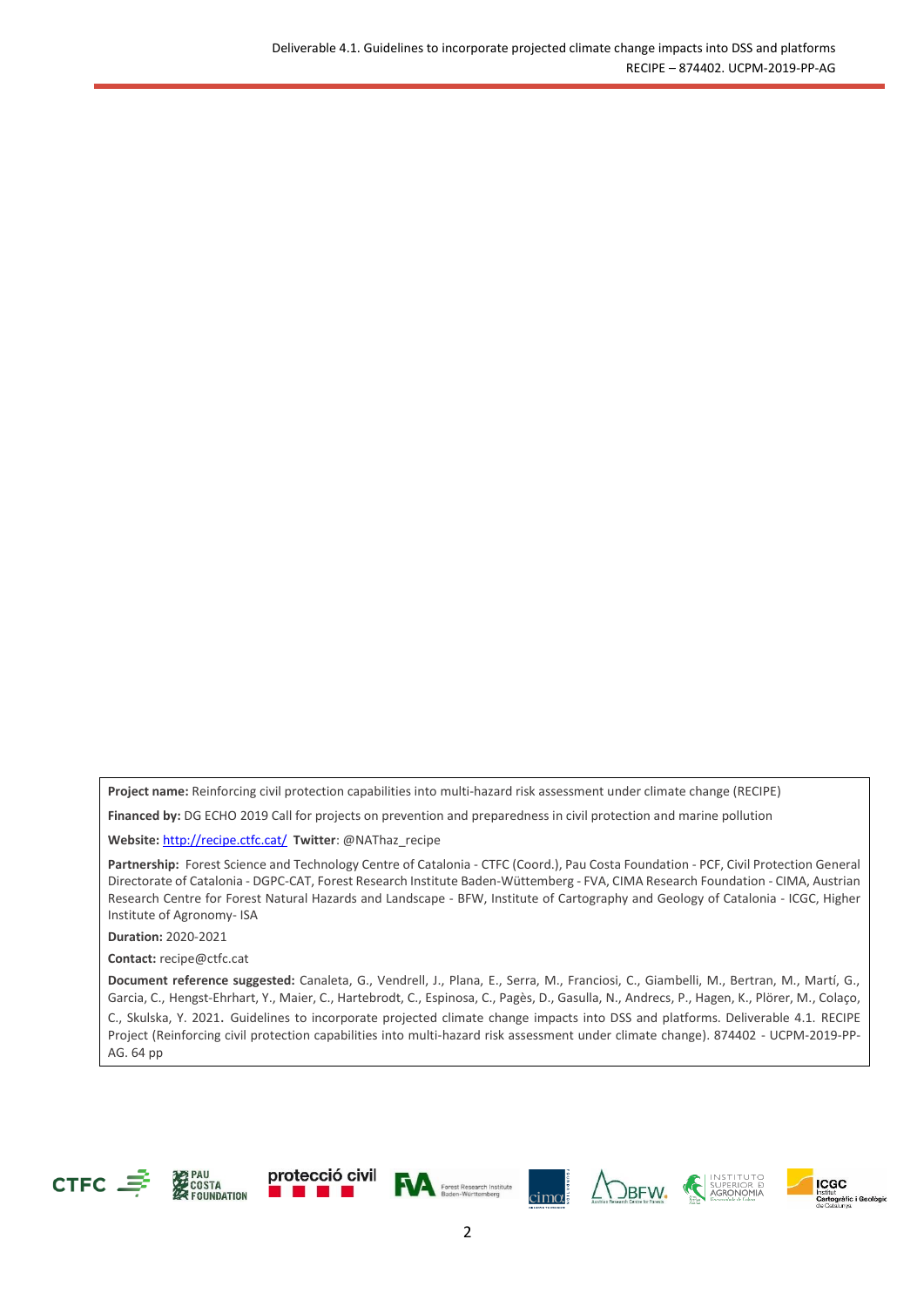**Project name:** Reinforcing civil protection capabilities into multi-hazard risk assessment under climate change (RECIPE)

**Financed by:** DG ECHO 2019 Call for projects on prevention and preparedness in civil protection and marine pollution

**Website:** http://recipe.ctfc.cat/ **Twitter**: @NAThaz_recipe

**Partnership:** Forest Science and Technology Centre of Catalonia - CTFC (Coord.), Pau Costa Foundation - PCF, Civil Protection General Directorate of Catalonia - DGPC-CAT, Forest Research Institute Baden-Wüttemberg - FVA, CIMA Research Foundation - CIMA, Austrian Research Centre for Forest Natural Hazards and Landscape - BFW, Institute of Cartography and Geology of Catalonia - ICGC, Higher Institute of Agronomy- ISA

**Duration:** 2020-2021

**Contact:** recipe@ctfc.cat

**Document reference suggested:** Canaleta, G., Vendrell, J., Plana, E., Serra, M., Franciosi, C., Giambelli, M., Bertran, M., Martí, G., Garcia, C., Hengst-Ehrhart, Y., Maier, C., Hartebrodt, C., Espinosa, C., Pagès, D., Gasulla, N., Andrecs, P., Hagen, K., Plörer, M., Colaço, C., Skulska, Y. 2021. Guidelines to incorporate projected climate change impacts into DSS and platforms. Deliverable 4.1. RECIPE Project (Reinforcing civil protection capabilities into multi-hazard risk assessment under climate change). 874402 - UCPM-2019-PP-AG. 64 pp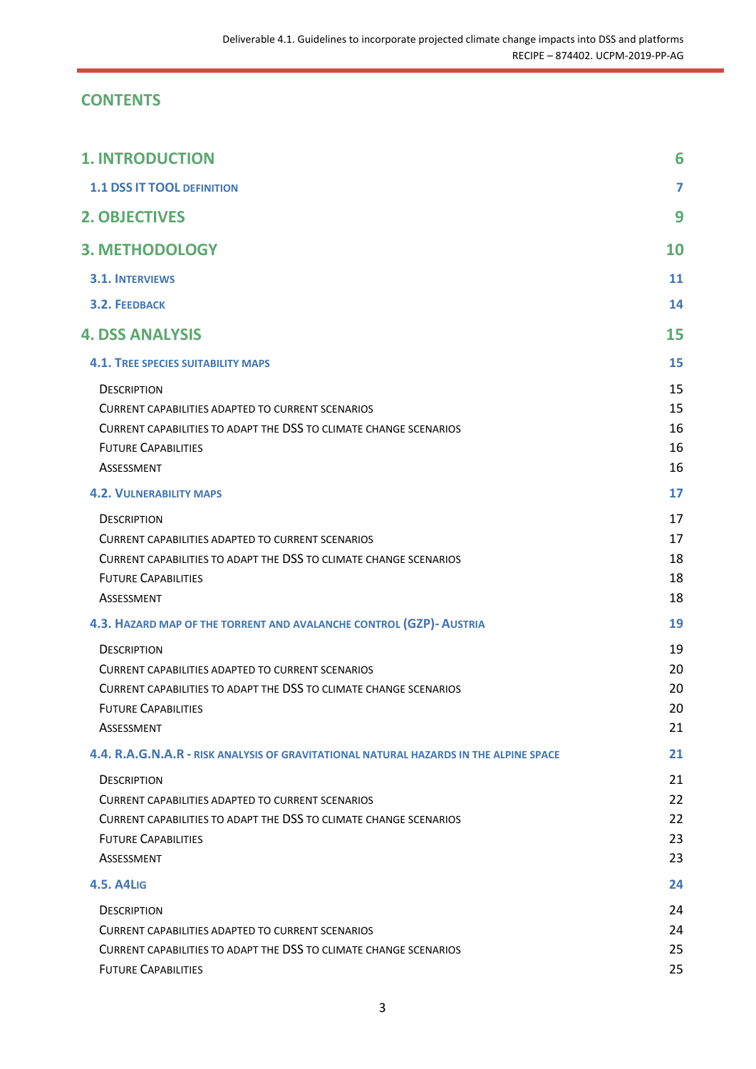# CONTENTS

| | |
|---|---|
| **1. INTRODUCTION** | **6** |
| **1.1 DSS IT TOOL DEFINITION** | **7** |
| **2. OBJECTIVES** | **9** |
| **3. METHODOLOGY** | **10** |
| **3.1. INTERVIEWS** | **11** |
| **3.2. FEEDBACK** | **14** |
| **4. DSS ANALYSIS** | **15** |
| **4.1. TREE SPECIES SUITABILITY MAPS** | **15** |
| DESCRIPTION | 15 |
| CURRENT CAPABILITIES ADAPTED TO CURRENT SCENARIOS | 15 |
| CURRENT CAPABILITIES TO ADAPT THE DSS TO CLIMATE CHANGE SCENARIOS | 16 |
| FUTURE CAPABILITIES | 16 |
| ASSESSMENT | 16 |
| **4.2. VULNERABILITY MAPS** | **17** |
| DESCRIPTION | 17 |
| CURRENT CAPABILITIES ADAPTED TO CURRENT SCENARIOS | 17 |
| CURRENT CAPABILITIES TO ADAPT THE DSS TO CLIMATE CHANGE SCENARIOS | 18 |
| FUTURE CAPABILITIES | 18 |
| ASSESSMENT | 18 |
| **4.3. HAZARD MAP OF THE TORRENT AND AVALANCHE CONTROL (GZP)- AUSTRIA** | **19** |
| DESCRIPTION | 19 |
| CURRENT CAPABILITIES ADAPTED TO CURRENT SCENARIOS | 20 |
| CURRENT CAPABILITIES TO ADAPT THE DSS TO CLIMATE CHANGE SCENARIOS | 20 |
| FUTURE CAPABILITIES | 20 |
| ASSESSMENT | 21 |
| **4.4. R.A.G.N.A.R - RISK ANALYSIS OF GRAVITATIONAL NATURAL HAZARDS IN THE ALPINE SPACE** | **21** |
| DESCRIPTION | 21 |
| CURRENT CAPABILITIES ADAPTED TO CURRENT SCENARIOS | 22 |
| CURRENT CAPABILITIES TO ADAPT THE DSS TO CLIMATE CHANGE SCENARIOS | 22 |
| FUTURE CAPABILITIES | 23 |
| ASSESSMENT | 23 |
| **4.5. A4LIG** | **24** |
| DESCRIPTION | 24 |
| CURRENT CAPABILITIES ADAPTED TO CURRENT SCENARIOS | 24 |
| CURRENT CAPABILITIES TO ADAPT THE DSS TO CLIMATE CHANGE SCENARIOS | 25 |
| FUTURE CAPABILITIES | 25 |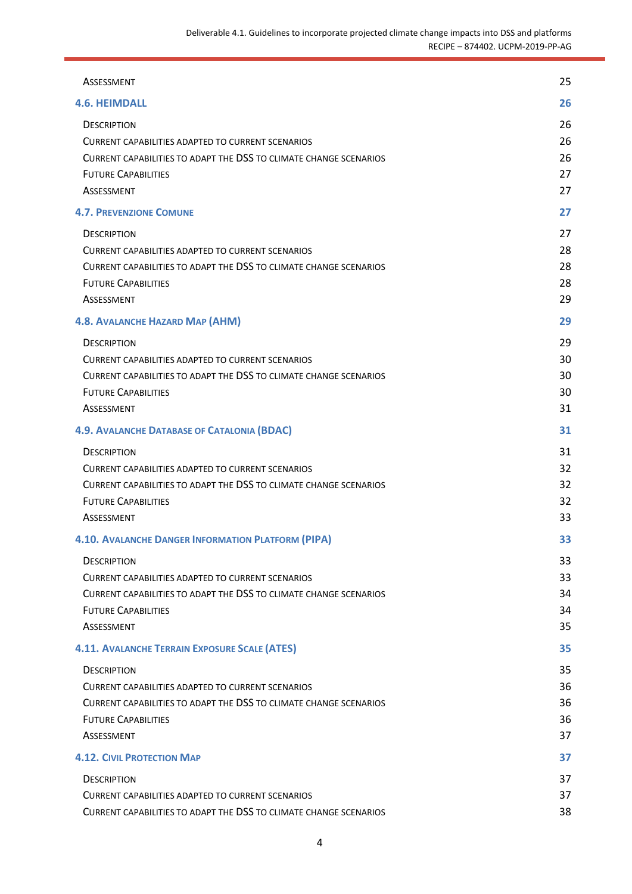Assessment 25

4.6. HEIMDALL 26

Description 26

Current capabilities adapted to current scenarios 26

Current capabilities to adapt the DSS to climate change scenarios 26

Future Capabilities 27

Assessment 27

4.7. Prevenzione Comune 27

Description 27

Current capabilities adapted to current scenarios 28

Current capabilities to adapt the DSS to climate change scenarios 28

Future Capabilities 28

Assessment 29

4.8. Avalanche Hazard Map (AHM) 29

Description 29

Current capabilities adapted to current scenarios 30

Current capabilities to adapt the DSS to climate change scenarios 30

Future Capabilities 30

Assessment 31

4.9. Avalanche Database of Catalonia (BDAC) 31

Description 31

Current capabilities adapted to current scenarios 32

Current capabilities to adapt the DSS to climate change scenarios 32

Future Capabilities 32

Assessment 33

4.10. Avalanche Danger Information Platform (PIPA) 33

Description 33

Current capabilities adapted to current scenarios 33

Current capabilities to adapt the DSS to climate change scenarios 34

Future Capabilities 34

Assessment 35

4.11. Avalanche Terrain Exposure Scale (ATES) 35

Description 35

Current capabilities adapted to current scenarios 36

Current capabilities to adapt the DSS to climate change scenarios 36

Future Capabilities 36

Assessment 37

4.12. Civil Protection Map 37

Description 37

Current capabilities adapted to current scenarios 37

Current capabilities to adapt the DSS to climate change scenarios 38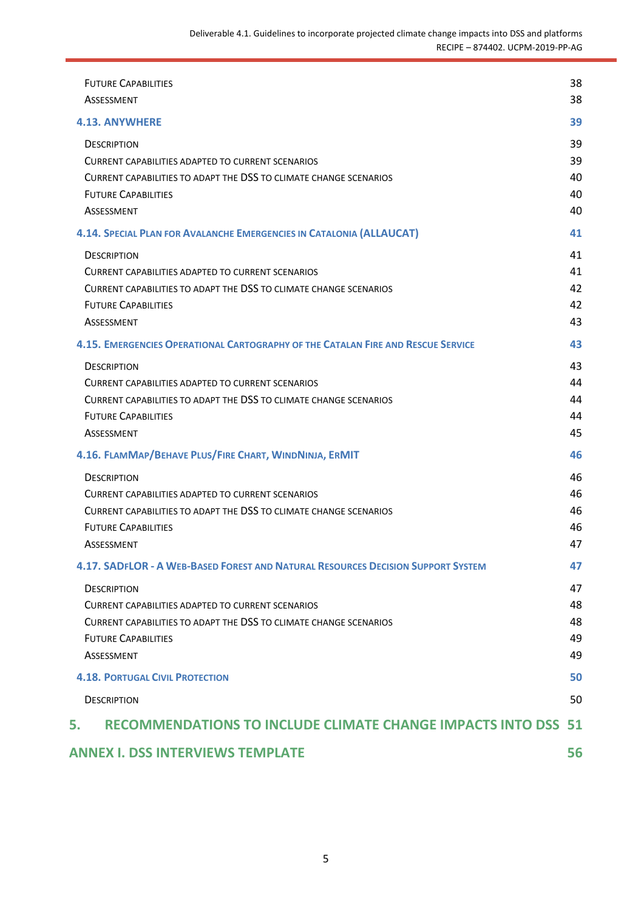Future Capabilities 38
Assessment 38

4.13. ANYWHERE 39

Description 39
Current capabilities adapted to current scenarios 39
Current capabilities to adapt the DSS to climate change scenarios 40
Future Capabilities 40
Assessment 40

4.14. Special Plan for Avalanche Emergencies in Catalonia (ALLAUCAT) 41

Description 41
Current capabilities adapted to current scenarios 41
Current capabilities to adapt the DSS to climate change scenarios 42
Future Capabilities 42
Assessment 43

4.15. Emergencies Operational Cartography of the Catalan Fire and Rescue Service 43

Description 43
Current capabilities adapted to current scenarios 44
Current capabilities to adapt the DSS to climate change scenarios 44
Future Capabilities 44
Assessment 45

4.16. FlamMap/Behave Plus/Fire Chart, WindNinja, ErMIT 46

Description 46
Current capabilities adapted to current scenarios 46
Current capabilities to adapt the DSS to climate change scenarios 46
Future Capabilities 46
Assessment 47

4.17. SADfLOR - A Web-Based Forest and Natural Resources Decision Support System 47

Description 47
Current capabilities adapted to current scenarios 48
Current capabilities to adapt the DSS to climate change scenarios 48
Future Capabilities 49
Assessment 49

4.18. Portugal Civil Protection 50

Description 50

5. RECOMMENDATIONS TO INCLUDE CLIMATE CHANGE IMPACTS INTO DSS 51

ANNEX I. DSS INTERVIEWS TEMPLATE 56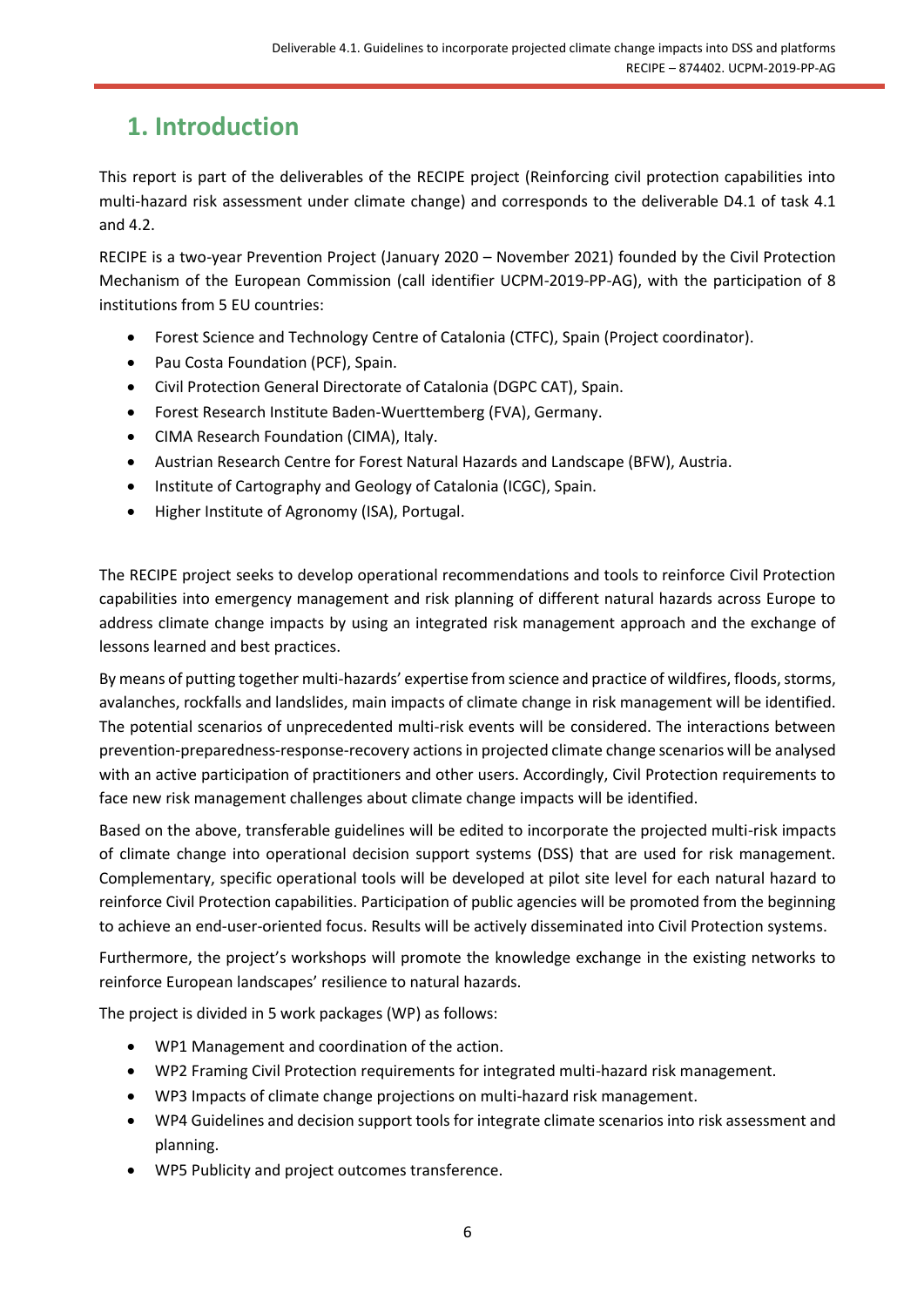# 1. Introduction

This report is part of the deliverables of the RECIPE project (Reinforcing civil protection capabilities into multi-hazard risk assessment under climate change) and corresponds to the deliverable D4.1 of task 4.1 and 4.2.

RECIPE is a two-year Prevention Project (January 2020 – November 2021) founded by the Civil Protection Mechanism of the European Commission (call identifier UCPM-2019-PP-AG), with the participation of 8 institutions from 5 EU countries:

- Forest Science and Technology Centre of Catalonia (CTFC), Spain (Project coordinator).
- Pau Costa Foundation (PCF), Spain.
- Civil Protection General Directorate of Catalonia (DGPC CAT), Spain.
- Forest Research Institute Baden-Wuerttemberg (FVA), Germany.
- CIMA Research Foundation (CIMA), Italy.
- Austrian Research Centre for Forest Natural Hazards and Landscape (BFW), Austria.
- Institute of Cartography and Geology of Catalonia (ICGC), Spain.
- Higher Institute of Agronomy (ISA), Portugal.

The RECIPE project seeks to develop operational recommendations and tools to reinforce Civil Protection capabilities into emergency management and risk planning of different natural hazards across Europe to address climate change impacts by using an integrated risk management approach and the exchange of lessons learned and best practices.

By means of putting together multi-hazards' expertise from science and practice of wildfires, floods, storms, avalanches, rockfalls and landslides, main impacts of climate change in risk management will be identified. The potential scenarios of unprecedented multi-risk events will be considered. The interactions between prevention-preparedness-response-recovery actions in projected climate change scenarios will be analysed with an active participation of practitioners and other users. Accordingly, Civil Protection requirements to face new risk management challenges about climate change impacts will be identified.

Based on the above, transferable guidelines will be edited to incorporate the projected multi-risk impacts of climate change into operational decision support systems (DSS) that are used for risk management. Complementary, specific operational tools will be developed at pilot site level for each natural hazard to reinforce Civil Protection capabilities. Participation of public agencies will be promoted from the beginning to achieve an end-user-oriented focus. Results will be actively disseminated into Civil Protection systems.

Furthermore, the project's workshops will promote the knowledge exchange in the existing networks to reinforce European landscapes' resilience to natural hazards.

The project is divided in 5 work packages (WP) as follows:

- WP1 Management and coordination of the action.
- WP2 Framing Civil Protection requirements for integrated multi-hazard risk management.
- WP3 Impacts of climate change projections on multi-hazard risk management.
- WP4 Guidelines and decision support tools for integrate climate scenarios into risk assessment and planning.
- WP5 Publicity and project outcomes transference.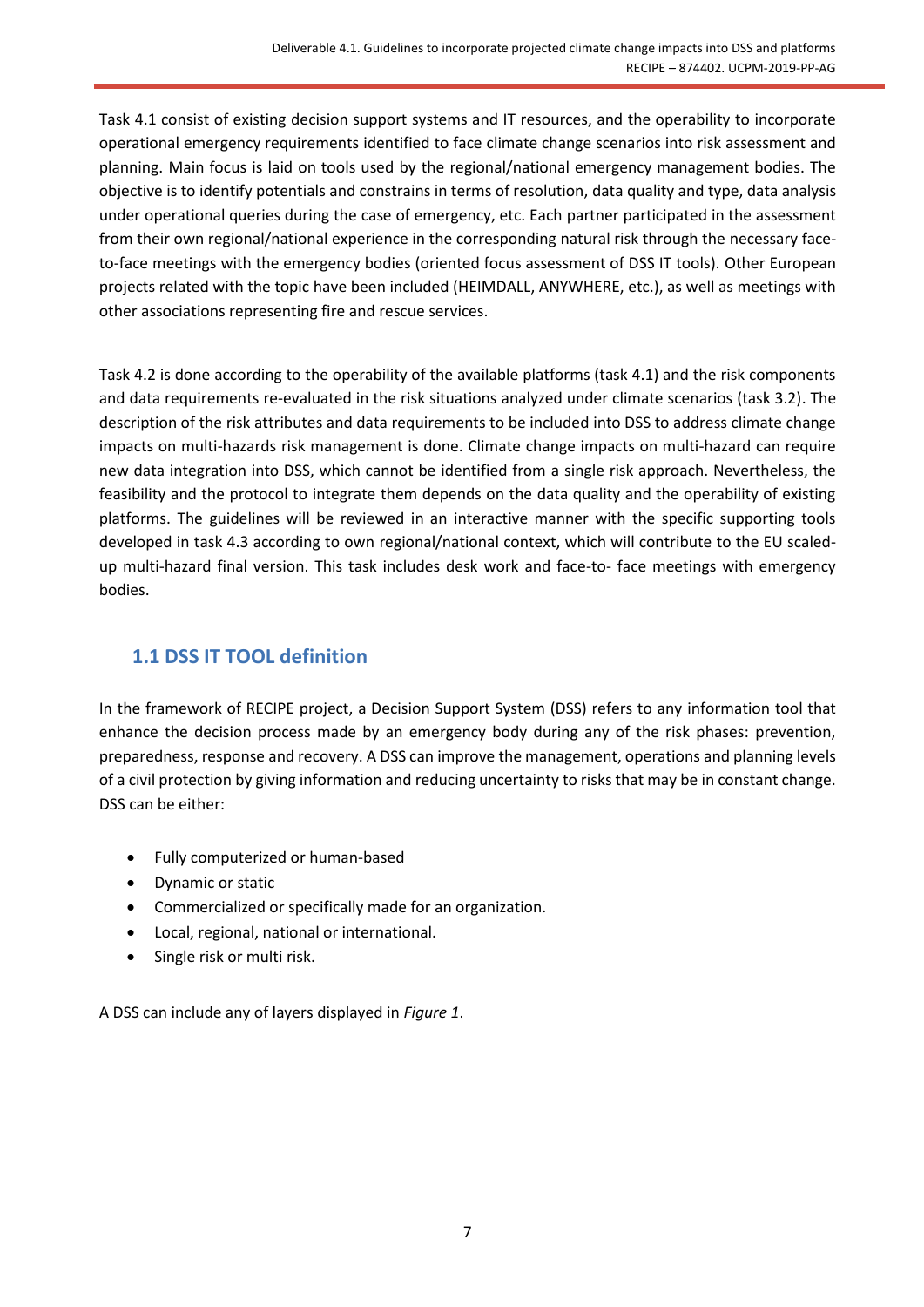Task 4.1 consist of existing decision support systems and IT resources, and the operability to incorporate operational emergency requirements identified to face climate change scenarios into risk assessment and planning. Main focus is laid on tools used by the regional/national emergency management bodies. The objective is to identify potentials and constrains in terms of resolution, data quality and type, data analysis under operational queries during the case of emergency, etc. Each partner participated in the assessment from their own regional/national experience in the corresponding natural risk through the necessary face-to-face meetings with the emergency bodies (oriented focus assessment of DSS IT tools). Other European projects related with the topic have been included (HEIMDALL, ANYWHERE, etc.), as well as meetings with other associations representing fire and rescue services.

Task 4.2 is done according to the operability of the available platforms (task 4.1) and the risk components and data requirements re-evaluated in the risk situations analyzed under climate scenarios (task 3.2). The description of the risk attributes and data requirements to be included into DSS to address climate change impacts on multi-hazards risk management is done. Climate change impacts on multi-hazard can require new data integration into DSS, which cannot be identified from a single risk approach. Nevertheless, the feasibility and the protocol to integrate them depends on the data quality and the operability of existing platforms. The guidelines will be reviewed in an interactive manner with the specific supporting tools developed in task 4.3 according to own regional/national context, which will contribute to the EU scaled-up multi-hazard final version. This task includes desk work and face-to- face meetings with emergency bodies.

## 1.1 DSS IT TOOL definition

In the framework of RECIPE project, a Decision Support System (DSS) refers to any information tool that enhance the decision process made by an emergency body during any of the risk phases: prevention, preparedness, response and recovery. A DSS can improve the management, operations and planning levels of a civil protection by giving information and reducing uncertainty to risks that may be in constant change. DSS can be either:

- Fully computerized or human-based
- Dynamic or static
- Commercialized or specifically made for an organization.
- Local, regional, national or international.
- Single risk or multi risk.

A DSS can include any of layers displayed in *Figure 1*.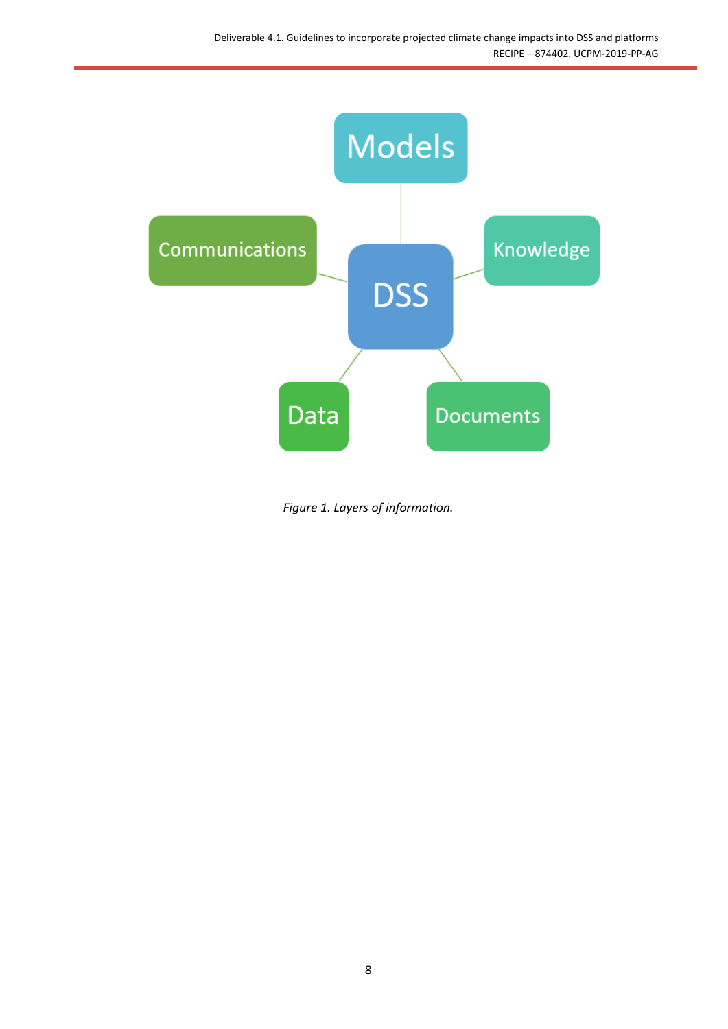*Figure 1. Layers of information.*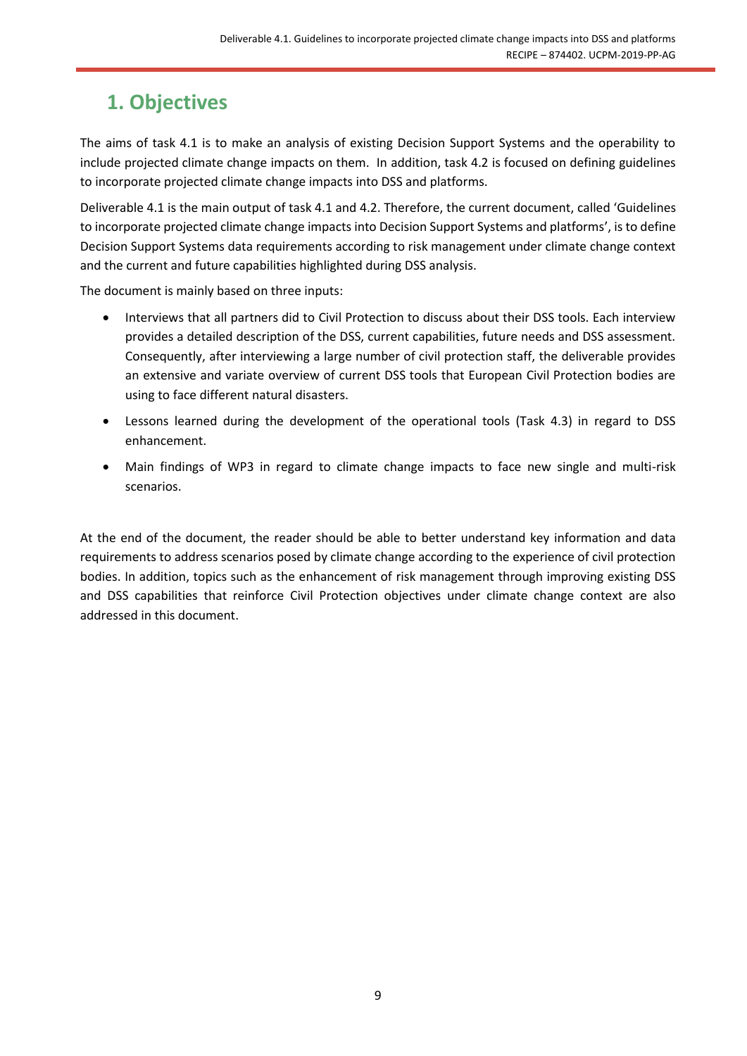# 1. Objectives

The aims of task 4.1 is to make an analysis of existing Decision Support Systems and the operability to include projected climate change impacts on them. In addition, task 4.2 is focused on defining guidelines to incorporate projected climate change impacts into DSS and platforms.

Deliverable 4.1 is the main output of task 4.1 and 4.2. Therefore, the current document, called 'Guidelines to incorporate projected climate change impacts into Decision Support Systems and platforms', is to define Decision Support Systems data requirements according to risk management under climate change context and the current and future capabilities highlighted during DSS analysis.

The document is mainly based on three inputs:

- Interviews that all partners did to Civil Protection to discuss about their DSS tools. Each interview provides a detailed description of the DSS, current capabilities, future needs and DSS assessment. Consequently, after interviewing a large number of civil protection staff, the deliverable provides an extensive and variate overview of current DSS tools that European Civil Protection bodies are using to face different natural disasters.
- Lessons learned during the development of the operational tools (Task 4.3) in regard to DSS enhancement.
- Main findings of WP3 in regard to climate change impacts to face new single and multi-risk scenarios.

At the end of the document, the reader should be able to better understand key information and data requirements to address scenarios posed by climate change according to the experience of civil protection bodies. In addition, topics such as the enhancement of risk management through improving existing DSS and DSS capabilities that reinforce Civil Protection objectives under climate change context are also addressed in this document.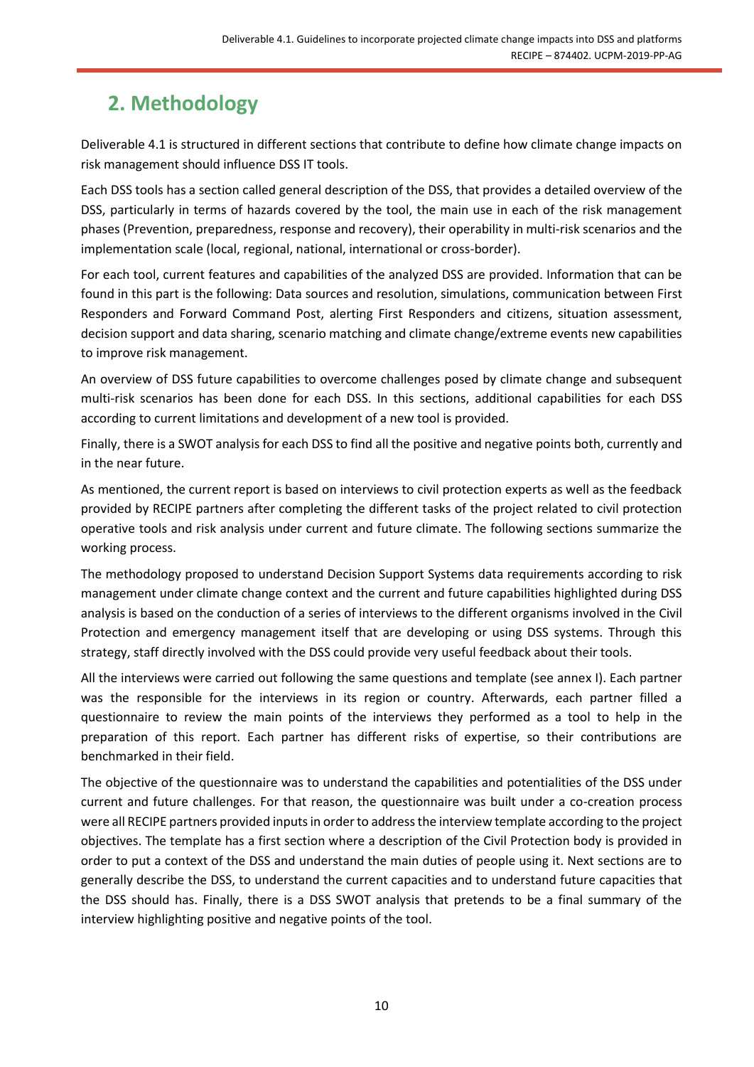# 2. Methodology

Deliverable 4.1 is structured in different sections that contribute to define how climate change impacts on risk management should influence DSS IT tools.

Each DSS tools has a section called general description of the DSS, that provides a detailed overview of the DSS, particularly in terms of hazards covered by the tool, the main use in each of the risk management phases (Prevention, preparedness, response and recovery), their operability in multi-risk scenarios and the implementation scale (local, regional, national, international or cross-border).

For each tool, current features and capabilities of the analyzed DSS are provided. Information that can be found in this part is the following: Data sources and resolution, simulations, communication between First Responders and Forward Command Post, alerting First Responders and citizens, situation assessment, decision support and data sharing, scenario matching and climate change/extreme events new capabilities to improve risk management.

An overview of DSS future capabilities to overcome challenges posed by climate change and subsequent multi-risk scenarios has been done for each DSS. In this sections, additional capabilities for each DSS according to current limitations and development of a new tool is provided.

Finally, there is a SWOT analysis for each DSS to find all the positive and negative points both, currently and in the near future.

As mentioned, the current report is based on interviews to civil protection experts as well as the feedback provided by RECIPE partners after completing the different tasks of the project related to civil protection operative tools and risk analysis under current and future climate. The following sections summarize the working process.

The methodology proposed to understand Decision Support Systems data requirements according to risk management under climate change context and the current and future capabilities highlighted during DSS analysis is based on the conduction of a series of interviews to the different organisms involved in the Civil Protection and emergency management itself that are developing or using DSS systems. Through this strategy, staff directly involved with the DSS could provide very useful feedback about their tools.

All the interviews were carried out following the same questions and template (see annex I). Each partner was the responsible for the interviews in its region or country. Afterwards, each partner filled a questionnaire to review the main points of the interviews they performed as a tool to help in the preparation of this report. Each partner has different risks of expertise, so their contributions are benchmarked in their field.

The objective of the questionnaire was to understand the capabilities and potentialities of the DSS under current and future challenges. For that reason, the questionnaire was built under a co-creation process were all RECIPE partners provided inputs in order to address the interview template according to the project objectives. The template has a first section where a description of the Civil Protection body is provided in order to put a context of the DSS and understand the main duties of people using it. Next sections are to generally describe the DSS, to understand the current capacities and to understand future capacities that the DSS should has. Finally, there is a DSS SWOT analysis that pretends to be a final summary of the interview highlighting positive and negative points of the tool.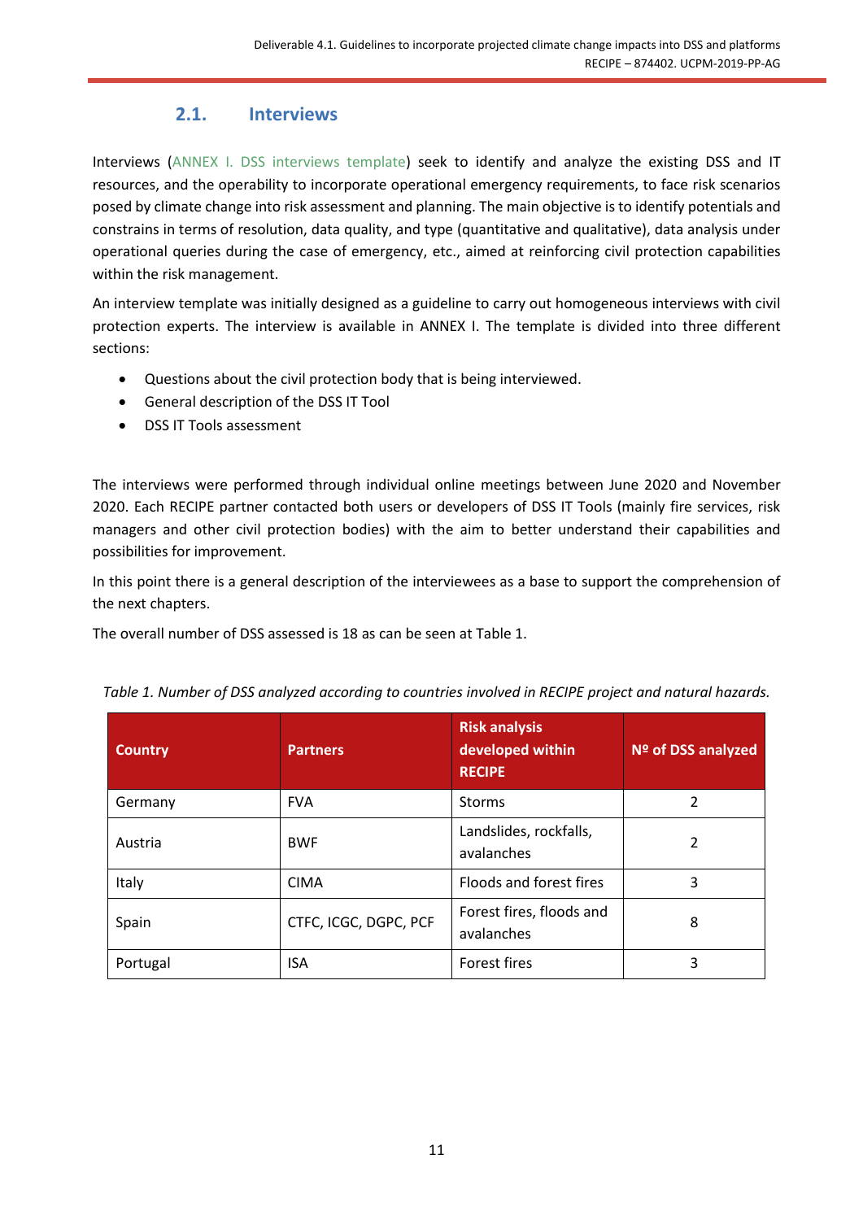## 2.1. Interviews

Interviews (ANNEX I. DSS interviews template) seek to identify and analyze the existing DSS and IT resources, and the operability to incorporate operational emergency requirements, to face risk scenarios posed by climate change into risk assessment and planning. The main objective is to identify potentials and constrains in terms of resolution, data quality, and type (quantitative and qualitative), data analysis under operational queries during the case of emergency, etc., aimed at reinforcing civil protection capabilities within the risk management.

An interview template was initially designed as a guideline to carry out homogeneous interviews with civil protection experts. The interview is available in ANNEX I. The template is divided into three different sections:

- Questions about the civil protection body that is being interviewed.
- General description of the DSS IT Tool
- DSS IT Tools assessment

The interviews were performed through individual online meetings between June 2020 and November 2020. Each RECIPE partner contacted both users or developers of DSS IT Tools (mainly fire services, risk managers and other civil protection bodies) with the aim to better understand their capabilities and possibilities for improvement.

In this point there is a general description of the interviewees as a base to support the comprehension of the next chapters.

The overall number of DSS assessed is 18 as can be seen at Table 1.

*Table 1. Number of DSS analyzed according to countries involved in RECIPE project and natural hazards.*

| Country | Partners | Risk analysis developed within RECIPE | Nº of DSS analyzed |
|---|---|---|---|
| Germany | FVA | Storms | 2 |
| Austria | BWF | Landslides, rockfalls, avalanches | 2 |
| Italy | CIMA | Floods and forest fires | 3 |
| Spain | CTFC, ICGC, DGPC, PCF | Forest fires, floods and avalanches | 8 |
| Portugal | ISA | Forest fires | 3 |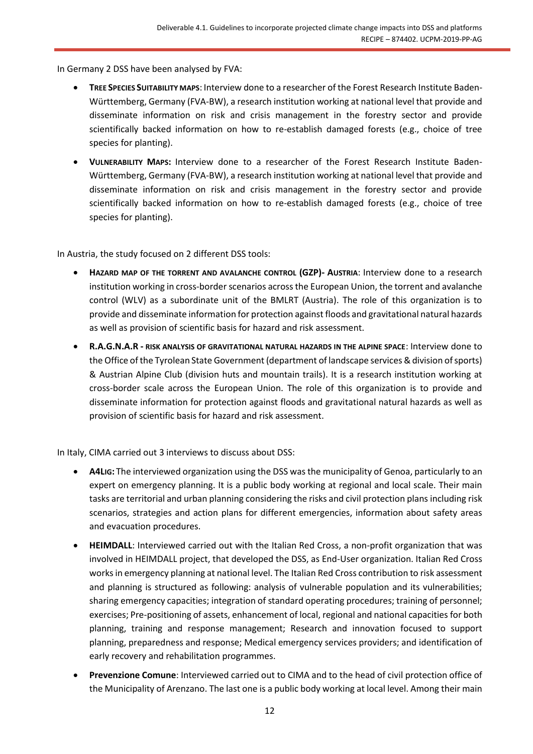In Germany 2 DSS have been analysed by FVA:

- **TREE SPECIES SUITABILITY MAPS**: Interview done to a researcher of the Forest Research Institute Baden-Württemberg, Germany (FVA-BW), a research institution working at national level that provide and disseminate information on risk and crisis management in the forestry sector and provide scientifically backed information on how to re-establish damaged forests (e.g., choice of tree species for planting).
- **VULNERABILITY MAPS:** Interview done to a researcher of the Forest Research Institute Baden-Württemberg, Germany (FVA-BW), a research institution working at national level that provide and disseminate information on risk and crisis management in the forestry sector and provide scientifically backed information on how to re-establish damaged forests (e.g., choice of tree species for planting).

In Austria, the study focused on 2 different DSS tools:

- **HAZARD MAP OF THE TORRENT AND AVALANCHE CONTROL (GZP)- AUSTRIA**: Interview done to a research institution working in cross-border scenarios across the European Union, the torrent and avalanche control (WLV) as a subordinate unit of the BMLRT (Austria). The role of this organization is to provide and disseminate information for protection against floods and gravitational natural hazards as well as provision of scientific basis for hazard and risk assessment.
- **R.A.G.N.A.R - RISK ANALYSIS OF GRAVITATIONAL NATURAL HAZARDS IN THE ALPINE SPACE**: Interview done to the Office of the Tyrolean State Government (department of landscape services & division of sports) & Austrian Alpine Club (division huts and mountain trails). It is a research institution working at cross-border scale across the European Union. The role of this organization is to provide and disseminate information for protection against floods and gravitational natural hazards as well as provision of scientific basis for hazard and risk assessment.

In Italy, CIMA carried out 3 interviews to discuss about DSS:

- **A4LIG:** The interviewed organization using the DSS was the municipality of Genoa, particularly to an expert on emergency planning. It is a public body working at regional and local scale. Their main tasks are territorial and urban planning considering the risks and civil protection plans including risk scenarios, strategies and action plans for different emergencies, information about safety areas and evacuation procedures.
- **HEIMDALL**: Interviewed carried out with the Italian Red Cross, a non-profit organization that was involved in HEIMDALL project, that developed the DSS, as End-User organization. Italian Red Cross works in emergency planning at national level. The Italian Red Cross contribution to risk assessment and planning is structured as following: analysis of vulnerable population and its vulnerabilities; sharing emergency capacities; integration of standard operating procedures; training of personnel; exercises; Pre-positioning of assets, enhancement of local, regional and national capacities for both planning, training and response management; Research and innovation focused to support planning, preparedness and response; Medical emergency services providers; and identification of early recovery and rehabilitation programmes.
- **Prevenzione Comune**: Interviewed carried out to CIMA and to the head of civil protection office of the Municipality of Arenzano. The last one is a public body working at local level. Among their main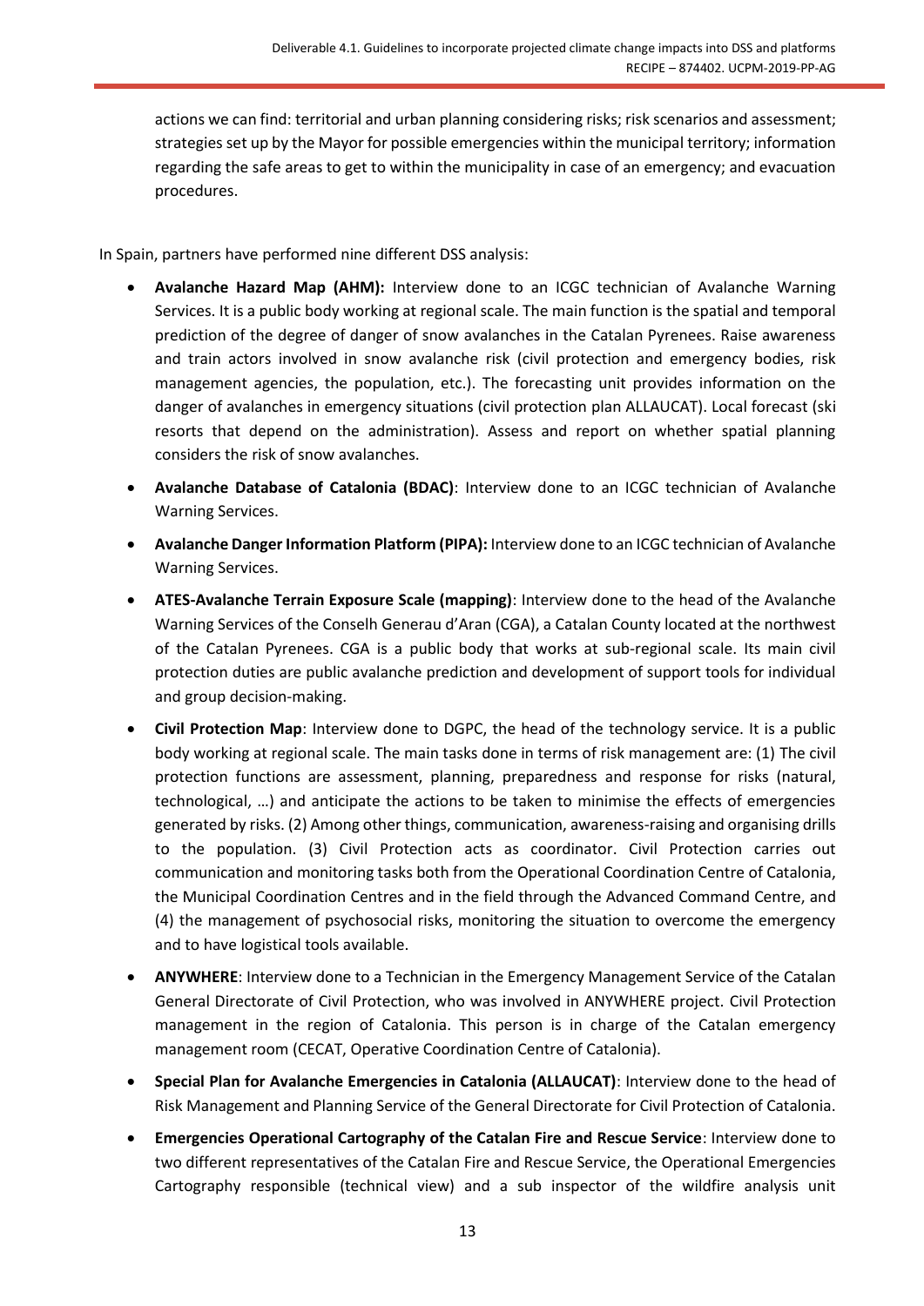actions we can find: territorial and urban planning considering risks; risk scenarios and assessment; strategies set up by the Mayor for possible emergencies within the municipal territory; information regarding the safe areas to get to within the municipality in case of an emergency; and evacuation procedures.

In Spain, partners have performed nine different DSS analysis:

- **Avalanche Hazard Map (AHM):** Interview done to an ICGC technician of Avalanche Warning Services. It is a public body working at regional scale. The main function is the spatial and temporal prediction of the degree of danger of snow avalanches in the Catalan Pyrenees. Raise awareness and train actors involved in snow avalanche risk (civil protection and emergency bodies, risk management agencies, the population, etc.). The forecasting unit provides information on the danger of avalanches in emergency situations (civil protection plan ALLAUCAT). Local forecast (ski resorts that depend on the administration). Assess and report on whether spatial planning considers the risk of snow avalanches.
- **Avalanche Database of Catalonia (BDAC)**: Interview done to an ICGC technician of Avalanche Warning Services.
- **Avalanche Danger Information Platform (PIPA):** Interview done to an ICGC technician of Avalanche Warning Services.
- **ATES-Avalanche Terrain Exposure Scale (mapping)**: Interview done to the head of the Avalanche Warning Services of the Conselh Generau d'Aran (CGA), a Catalan County located at the northwest of the Catalan Pyrenees. CGA is a public body that works at sub-regional scale. Its main civil protection duties are public avalanche prediction and development of support tools for individual and group decision-making.
- **Civil Protection Map**: Interview done to DGPC, the head of the technology service. It is a public body working at regional scale. The main tasks done in terms of risk management are: (1) The civil protection functions are assessment, planning, preparedness and response for risks (natural, technological, …) and anticipate the actions to be taken to minimise the effects of emergencies generated by risks. (2) Among other things, communication, awareness-raising and organising drills to the population. (3) Civil Protection acts as coordinator. Civil Protection carries out communication and monitoring tasks both from the Operational Coordination Centre of Catalonia, the Municipal Coordination Centres and in the field through the Advanced Command Centre, and (4) the management of psychosocial risks, monitoring the situation to overcome the emergency and to have logistical tools available.
- **ANYWHERE**: Interview done to a Technician in the Emergency Management Service of the Catalan General Directorate of Civil Protection, who was involved in ANYWHERE project. Civil Protection management in the region of Catalonia. This person is in charge of the Catalan emergency management room (CECAT, Operative Coordination Centre of Catalonia).
- **Special Plan for Avalanche Emergencies in Catalonia (ALLAUCAT)**: Interview done to the head of Risk Management and Planning Service of the General Directorate for Civil Protection of Catalonia.
- **Emergencies Operational Cartography of the Catalan Fire and Rescue Service**: Interview done to two different representatives of the Catalan Fire and Rescue Service, the Operational Emergencies Cartography responsible (technical view) and a sub inspector of the wildfire analysis unit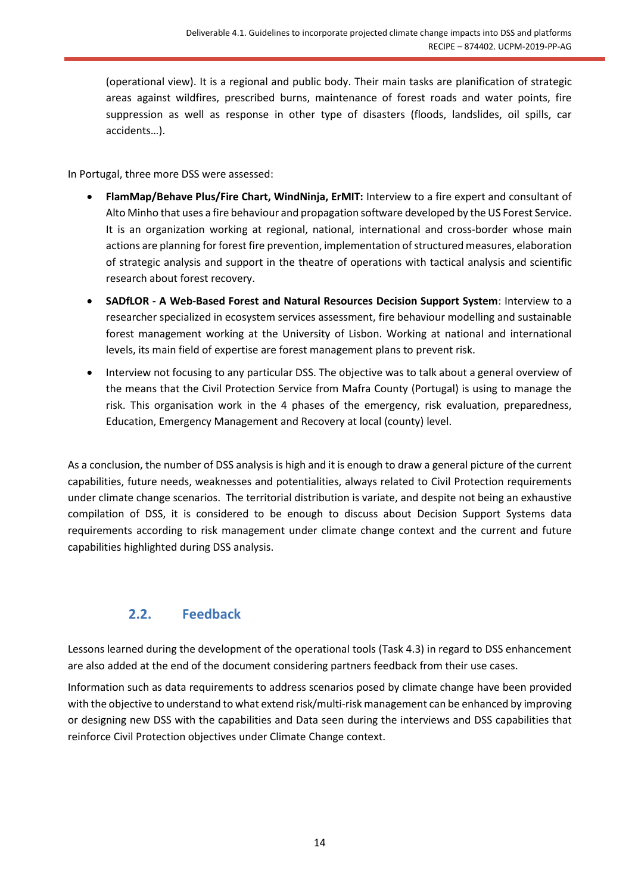(operational view). It is a regional and public body. Their main tasks are planification of strategic areas against wildfires, prescribed burns, maintenance of forest roads and water points, fire suppression as well as response in other type of disasters (floods, landslides, oil spills, car accidents…).

In Portugal, three more DSS were assessed:

- **FlamMap/Behave Plus/Fire Chart, WindNinja, ErMIT:** Interview to a fire expert and consultant of Alto Minho that uses a fire behaviour and propagation software developed by the US Forest Service. It is an organization working at regional, national, international and cross-border whose main actions are planning for forest fire prevention, implementation of structured measures, elaboration of strategic analysis and support in the theatre of operations with tactical analysis and scientific research about forest recovery.
- **SADfLOR - A Web-Based Forest and Natural Resources Decision Support System**: Interview to a researcher specialized in ecosystem services assessment, fire behaviour modelling and sustainable forest management working at the University of Lisbon. Working at national and international levels, its main field of expertise are forest management plans to prevent risk.
- Interview not focusing to any particular DSS. The objective was to talk about a general overview of the means that the Civil Protection Service from Mafra County (Portugal) is using to manage the risk. This organisation work in the 4 phases of the emergency, risk evaluation, preparedness, Education, Emergency Management and Recovery at local (county) level.

As a conclusion, the number of DSS analysis is high and it is enough to draw a general picture of the current capabilities, future needs, weaknesses and potentialities, always related to Civil Protection requirements under climate change scenarios. The territorial distribution is variate, and despite not being an exhaustive compilation of DSS, it is considered to be enough to discuss about Decision Support Systems data requirements according to risk management under climate change context and the current and future capabilities highlighted during DSS analysis.

## 2.2. Feedback

Lessons learned during the development of the operational tools (Task 4.3) in regard to DSS enhancement are also added at the end of the document considering partners feedback from their use cases.

Information such as data requirements to address scenarios posed by climate change have been provided with the objective to understand to what extend risk/multi-risk management can be enhanced by improving or designing new DSS with the capabilities and Data seen during the interviews and DSS capabilities that reinforce Civil Protection objectives under Climate Change context.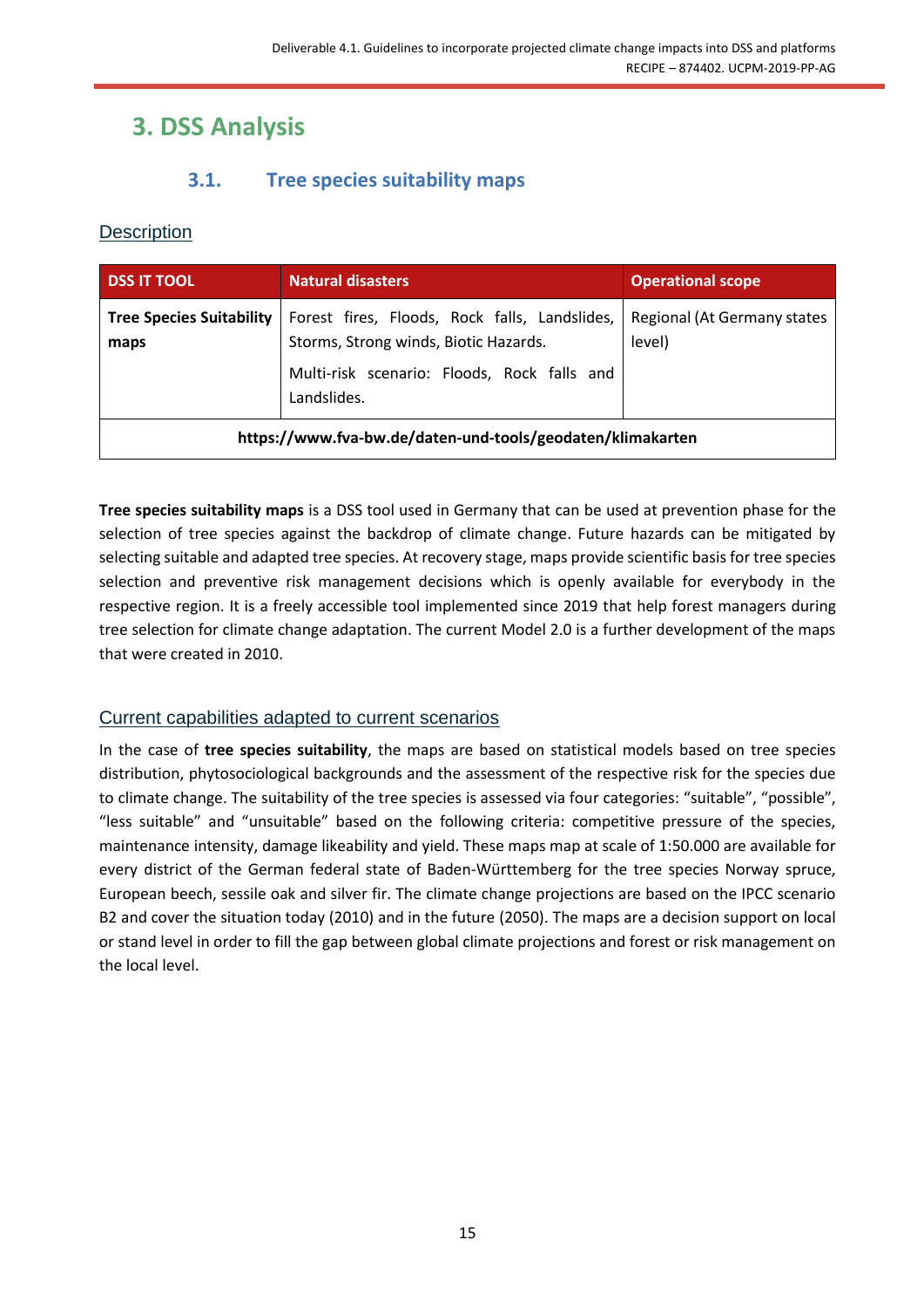// Page header omitted

# 3. DSS Analysis

## 3.1. Tree species suitability maps

### Description

| DSS IT TOOL | Natural disasters | Operational scope |
|---|---|---|
| **Tree Species Suitability maps** | Forest fires, Floods, Rock falls, Landslides, Storms, Strong winds, Biotic Hazards.<br><br>Multi-risk scenario: Floods, Rock falls and Landslides. | Regional (At Germany states level) |
| **https://www.fva-bw.de/daten-und-tools/geodaten/klimakarten** | | |

**Tree species suitability maps** is a DSS tool used in Germany that can be used at prevention phase for the selection of tree species against the backdrop of climate change. Future hazards can be mitigated by selecting suitable and adapted tree species. At recovery stage, maps provide scientific basis for tree species selection and preventive risk management decisions which is openly available for everybody in the respective region. It is a freely accessible tool implemented since 2019 that help forest managers during tree selection for climate change adaptation. The current Model 2.0 is a further development of the maps that were created in 2010.

### Current capabilities adapted to current scenarios

In the case of **tree species suitability**, the maps are based on statistical models based on tree species distribution, phytosociological backgrounds and the assessment of the respective risk for the species due to climate change. The suitability of the tree species is assessed via four categories: "suitable", "possible", "less suitable" and "unsuitable" based on the following criteria: competitive pressure of the species, maintenance intensity, damage likeability and yield. These maps map at scale of 1:50.000 are available for every district of the German federal state of Baden-Württemberg for the tree species Norway spruce, European beech, sessile oak and silver fir. The climate change projections are based on the IPCC scenario B2 and cover the situation today (2010) and in the future (2050). The maps are a decision support on local or stand level in order to fill the gap between global climate projections and forest or risk management on the local level.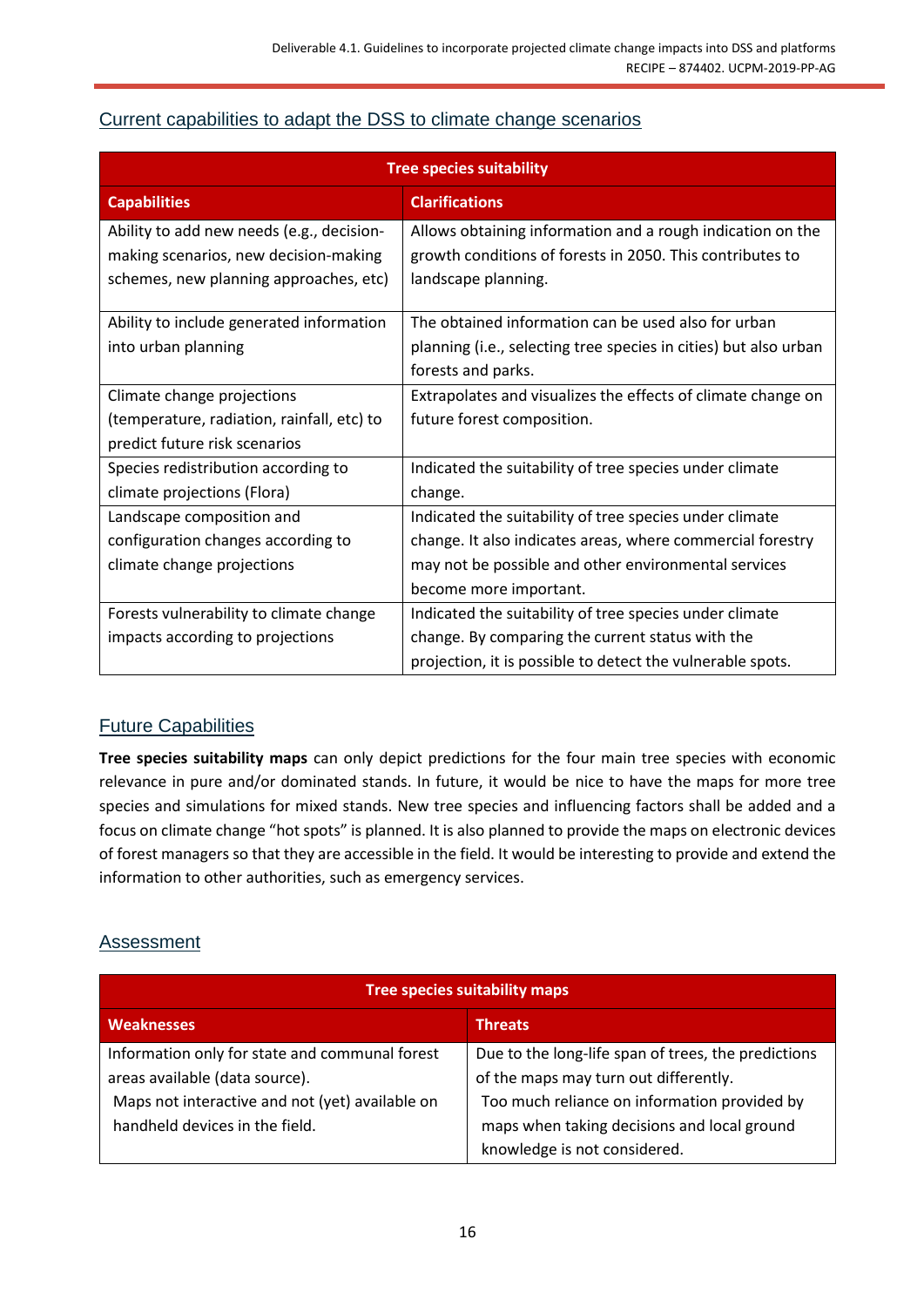## Current capabilities to adapt the DSS to climate change scenarios

| Tree species suitability | |
|---|---|
| **Capabilities** | **Clarifications** |
| Ability to add new needs (e.g., decision-making scenarios, new decision-making schemes, new planning approaches, etc) | Allows obtaining information and a rough indication on the growth conditions of forests in 2050. This contributes to landscape planning. |
| Ability to include generated information into urban planning | The obtained information can be used also for urban planning (i.e., selecting tree species in cities) but also urban forests and parks. |
| Climate change projections (temperature, radiation, rainfall, etc) to predict future risk scenarios | Extrapolates and visualizes the effects of climate change on future forest composition. |
| Species redistribution according to climate projections (Flora) | Indicated the suitability of tree species under climate change. |
| Landscape composition and configuration changes according to climate change projections | Indicated the suitability of tree species under climate change. It also indicates areas, where commercial forestry may not be possible and other environmental services become more important. |
| Forests vulnerability to climate change impacts according to projections | Indicated the suitability of tree species under climate change. By comparing the current status with the projection, it is possible to detect the vulnerable spots. |

## Future Capabilities

**Tree species suitability maps** can only depict predictions for the four main tree species with economic relevance in pure and/or dominated stands. In future, it would be nice to have the maps for more tree species and simulations for mixed stands. New tree species and influencing factors shall be added and a focus on climate change "hot spots" is planned. It is also planned to provide the maps on electronic devices of forest managers so that they are accessible in the field. It would be interesting to provide and extend the information to other authorities, such as emergency services.

## Assessment

| Tree species suitability maps | |
|---|---|
| **Weaknesses** | **Threats** |
| Information only for state and communal forest areas available (data source).<br>Maps not interactive and not (yet) available on handheld devices in the field. | Due to the long-life span of trees, the predictions of the maps may turn out differently.<br>Too much reliance on information provided by maps when taking decisions and local ground knowledge is not considered. |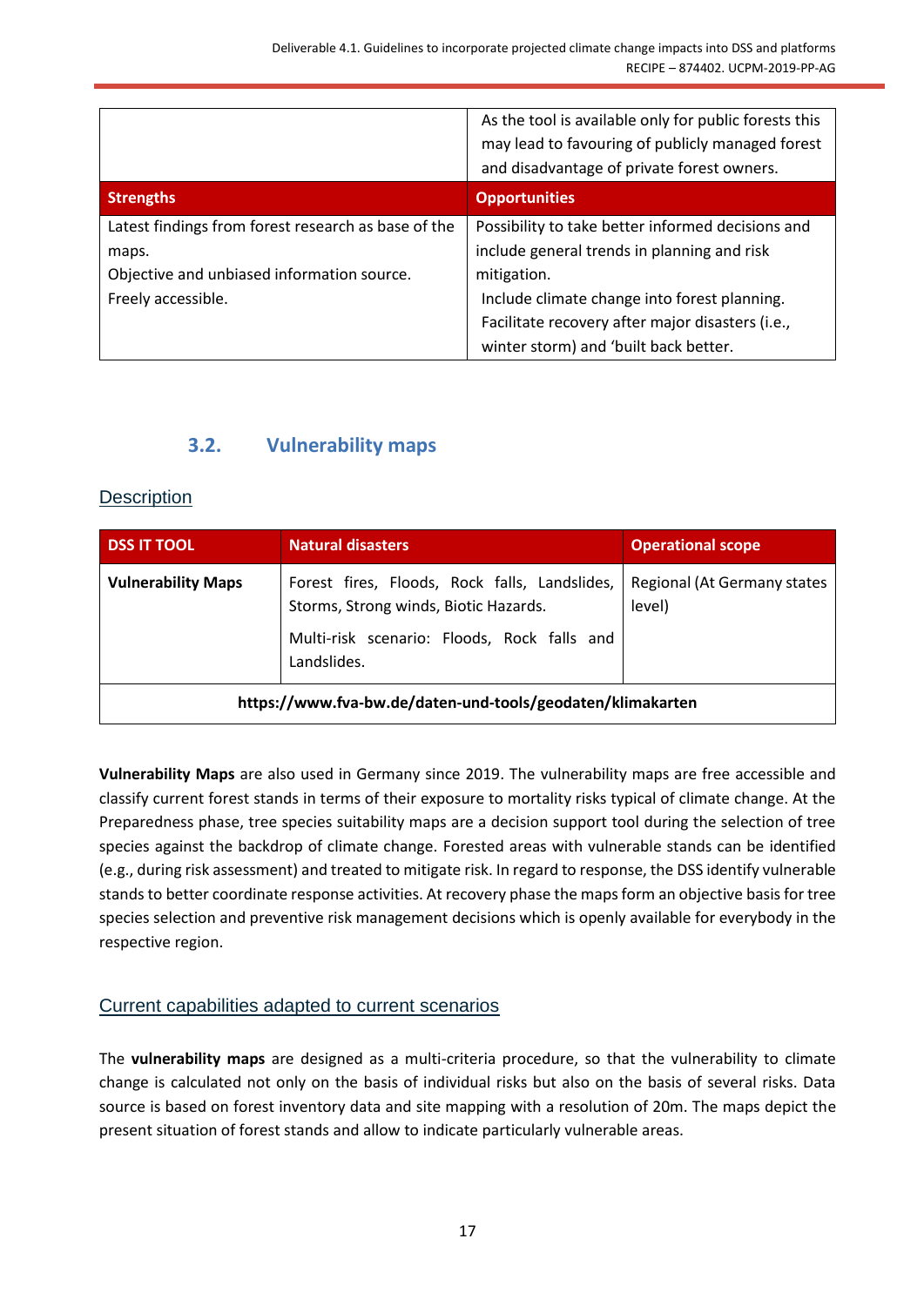| | |
|---|---|
| | As the tool is available only for public forests this may lead to favouring of publicly managed forest and disadvantage of private forest owners. |
| **Strengths** | **Opportunities** |
| Latest findings from forest research as base of the maps.<br>Objective and unbiased information source.<br>Freely accessible. | Possibility to take better informed decisions and include general trends in planning and risk mitigation.<br>Include climate change into forest planning.<br>Facilitate recovery after major disasters (i.e., winter storm) and 'built back better. |

## 3.2. Vulnerability maps

### Description

| DSS IT TOOL | Natural disasters | Operational scope |
|---|---|---|
| **Vulnerability Maps** | Forest fires, Floods, Rock falls, Landslides, Storms, Strong winds, Biotic Hazards.<br>Multi-risk scenario: Floods, Rock falls and Landslides. | Regional (At Germany states level) |
| **https://www.fva-bw.de/daten-und-tools/geodaten/klimakarten** | | |

**Vulnerability Maps** are also used in Germany since 2019. The vulnerability maps are free accessible and classify current forest stands in terms of their exposure to mortality risks typical of climate change. At the Preparedness phase, tree species suitability maps are a decision support tool during the selection of tree species against the backdrop of climate change. Forested areas with vulnerable stands can be identified (e.g., during risk assessment) and treated to mitigate risk. In regard to response, the DSS identify vulnerable stands to better coordinate response activities. At recovery phase the maps form an objective basis for tree species selection and preventive risk management decisions which is openly available for everybody in the respective region.

### Current capabilities adapted to current scenarios

The **vulnerability maps** are designed as a multi-criteria procedure, so that the vulnerability to climate change is calculated not only on the basis of individual risks but also on the basis of several risks. Data source is based on forest inventory data and site mapping with a resolution of 20m. The maps depict the present situation of forest stands and allow to indicate particularly vulnerable areas.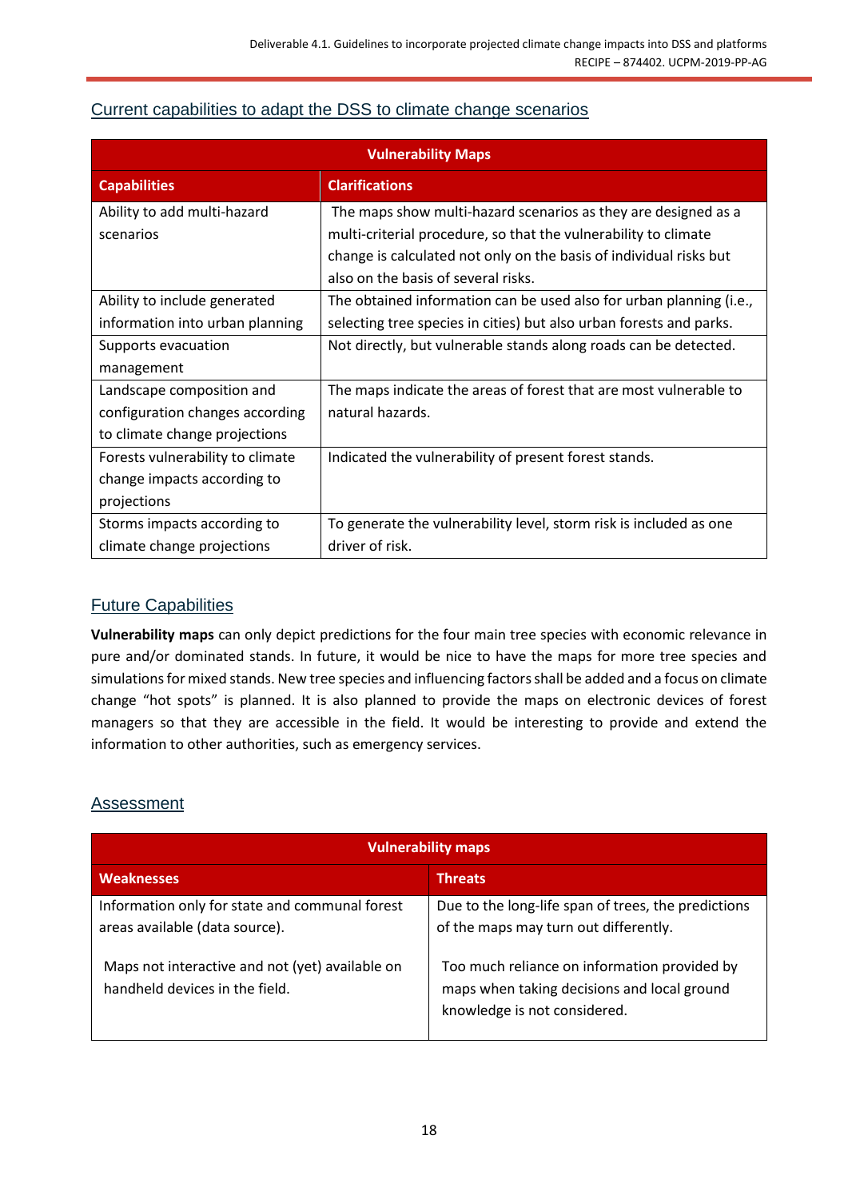## Current capabilities to adapt the DSS to climate change scenarios

| Vulnerability Maps | |
|---|---|
| **Capabilities** | **Clarifications** |
| Ability to add multi-hazard scenarios | The maps show multi-hazard scenarios as they are designed as a multi-criterial procedure, so that the vulnerability to climate change is calculated not only on the basis of individual risks but also on the basis of several risks. |
| Ability to include generated information into urban planning | The obtained information can be used also for urban planning (i.e., selecting tree species in cities) but also urban forests and parks. |
| Supports evacuation management | Not directly, but vulnerable stands along roads can be detected. |
| Landscape composition and configuration changes according to climate change projections | The maps indicate the areas of forest that are most vulnerable to natural hazards. |
| Forests vulnerability to climate change impacts according to projections | Indicated the vulnerability of present forest stands. |
| Storms impacts according to climate change projections | To generate the vulnerability level, storm risk is included as one driver of risk. |

## Future Capabilities

**Vulnerability maps** can only depict predictions for the four main tree species with economic relevance in pure and/or dominated stands. In future, it would be nice to have the maps for more tree species and simulations for mixed stands. New tree species and influencing factors shall be added and a focus on climate change "hot spots" is planned. It is also planned to provide the maps on electronic devices of forest managers so that they are accessible in the field. It would be interesting to provide and extend the information to other authorities, such as emergency services.

## Assessment

| Vulnerability maps | |
|---|---|
| **Weaknesses** | **Threats** |
| Information only for state and communal forest areas available (data source).<br><br>Maps not interactive and not (yet) available on handheld devices in the field. | Due to the long-life span of trees, the predictions of the maps may turn out differently.<br><br>Too much reliance on information provided by maps when taking decisions and local ground knowledge is not considered. |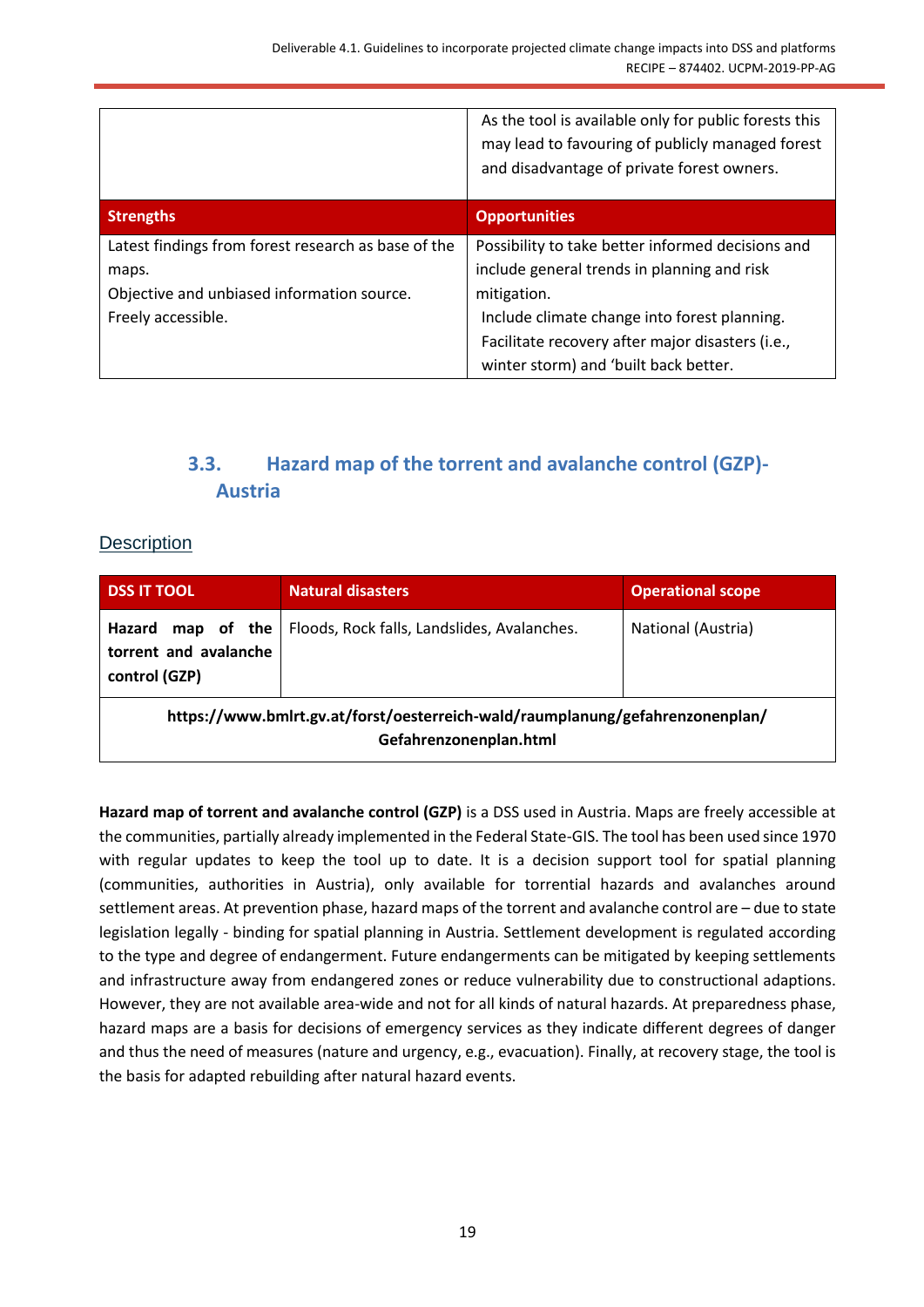| | |
|---|---|
| | As the tool is available only for public forests this may lead to favouring of publicly managed forest and disadvantage of private forest owners. |
| **Strengths** | **Opportunities** |
| Latest findings from forest research as base of the maps.<br>Objective and unbiased information source.<br>Freely accessible. | Possibility to take better informed decisions and include general trends in planning and risk mitigation.<br>Include climate change into forest planning.<br>Facilitate recovery after major disasters (i.e., winter storm) and 'built back better. |

## 3.3. Hazard map of the torrent and avalanche control (GZP)-Austria

### Description

| DSS IT TOOL | Natural disasters | Operational scope |
|---|---|---|
| **Hazard map of the torrent and avalanche control (GZP)** | Floods, Rock falls, Landslides, Avalanches. | National (Austria) |
| **https://www.bmlrt.gv.at/forst/oesterreich-wald/raumplanung/gefahrenzonenplan/Gefahrenzonenplan.html** | | |

**Hazard map of torrent and avalanche control (GZP)** is a DSS used in Austria. Maps are freely accessible at the communities, partially already implemented in the Federal State-GIS. The tool has been used since 1970 with regular updates to keep the tool up to date. It is a decision support tool for spatial planning (communities, authorities in Austria), only available for torrential hazards and avalanches around settlement areas. At prevention phase, hazard maps of the torrent and avalanche control are – due to state legislation legally - binding for spatial planning in Austria. Settlement development is regulated according to the type and degree of endangerment. Future endangerments can be mitigated by keeping settlements and infrastructure away from endangered zones or reduce vulnerability due to constructional adaptions. However, they are not available area-wide and not for all kinds of natural hazards. At preparedness phase, hazard maps are a basis for decisions of emergency services as they indicate different degrees of danger and thus the need of measures (nature and urgency, e.g., evacuation). Finally, at recovery stage, the tool is the basis for adapted rebuilding after natural hazard events.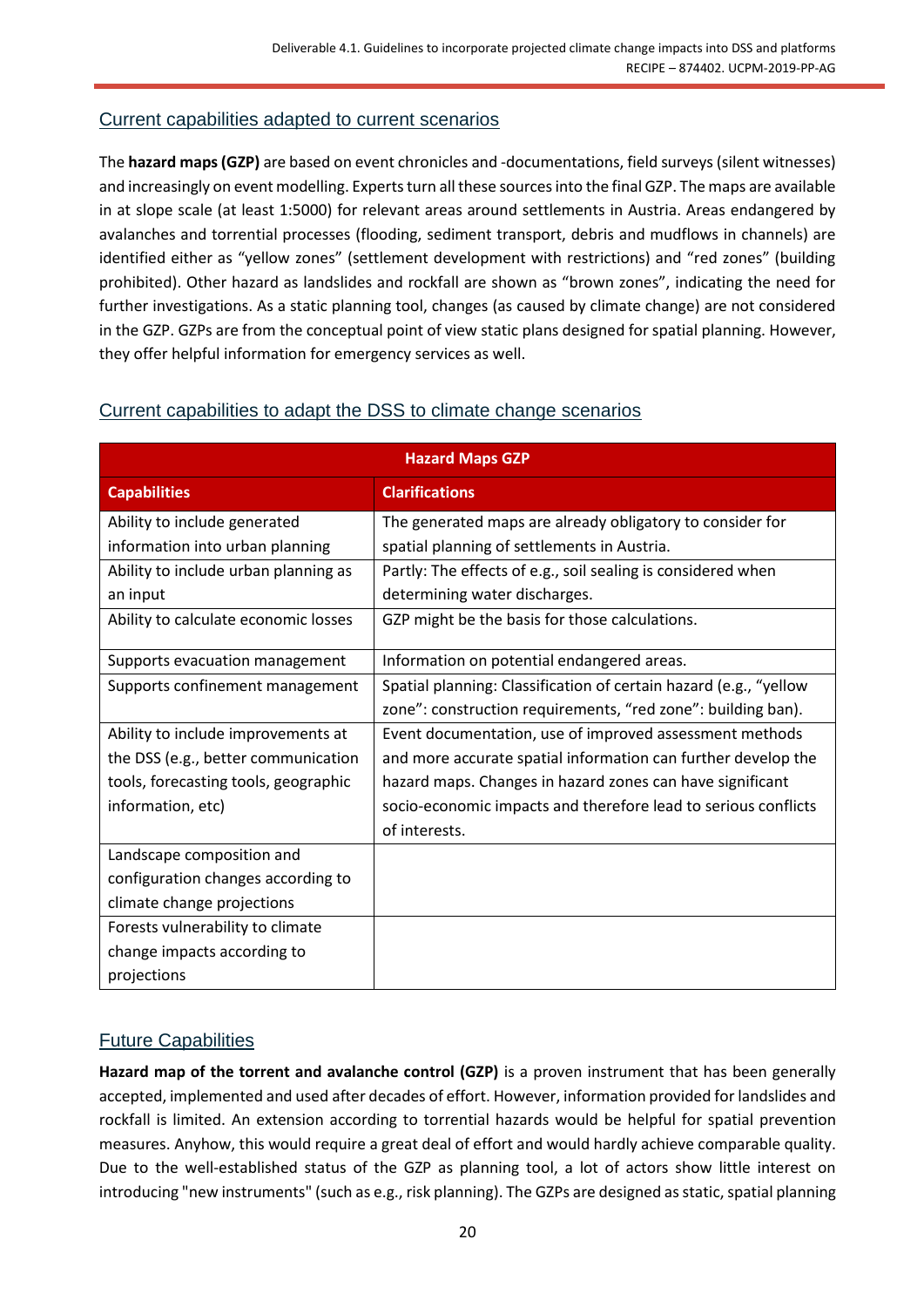## Current capabilities adapted to current scenarios

The **hazard maps (GZP)** are based on event chronicles and -documentations, field surveys (silent witnesses) and increasingly on event modelling. Experts turn all these sources into the final GZP. The maps are available in at slope scale (at least 1:5000) for relevant areas around settlements in Austria. Areas endangered by avalanches and torrential processes (flooding, sediment transport, debris and mudflows in channels) are identified either as "yellow zones" (settlement development with restrictions) and "red zones" (building prohibited). Other hazard as landslides and rockfall are shown as "brown zones", indicating the need for further investigations. As a static planning tool, changes (as caused by climate change) are not considered in the GZP. GZPs are from the conceptual point of view static plans designed for spatial planning. However, they offer helpful information for emergency services as well.

## Current capabilities to adapt the DSS to climate change scenarios

| **Hazard Maps GZP** | |
|---|---|
| **Capabilities** | **Clarifications** |
| Ability to include generated information into urban planning | The generated maps are already obligatory to consider for spatial planning of settlements in Austria. |
| Ability to include urban planning as an input | Partly: The effects of e.g., soil sealing is considered when determining water discharges. |
| Ability to calculate economic losses | GZP might be the basis for those calculations. |
| Supports evacuation management | Information on potential endangered areas. |
| Supports confinement management | Spatial planning: Classification of certain hazard (e.g., "yellow zone": construction requirements, "red zone": building ban). |
| Ability to include improvements at the DSS (e.g., better communication tools, forecasting tools, geographic information, etc) | Event documentation, use of improved assessment methods and more accurate spatial information can further develop the hazard maps. Changes in hazard zones can have significant socio-economic impacts and therefore lead to serious conflicts of interests. |
| Landscape composition and configuration changes according to climate change projections | |
| Forests vulnerability to climate change impacts according to projections | |

## Future Capabilities

**Hazard map of the torrent and avalanche control (GZP)** is a proven instrument that has been generally accepted, implemented and used after decades of effort. However, information provided for landslides and rockfall is limited. An extension according to torrential hazards would be helpful for spatial prevention measures. Anyhow, this would require a great deal of effort and would hardly achieve comparable quality. Due to the well-established status of the GZP as planning tool, a lot of actors show little interest on introducing "new instruments" (such as e.g., risk planning). The GZPs are designed as static, spatial planning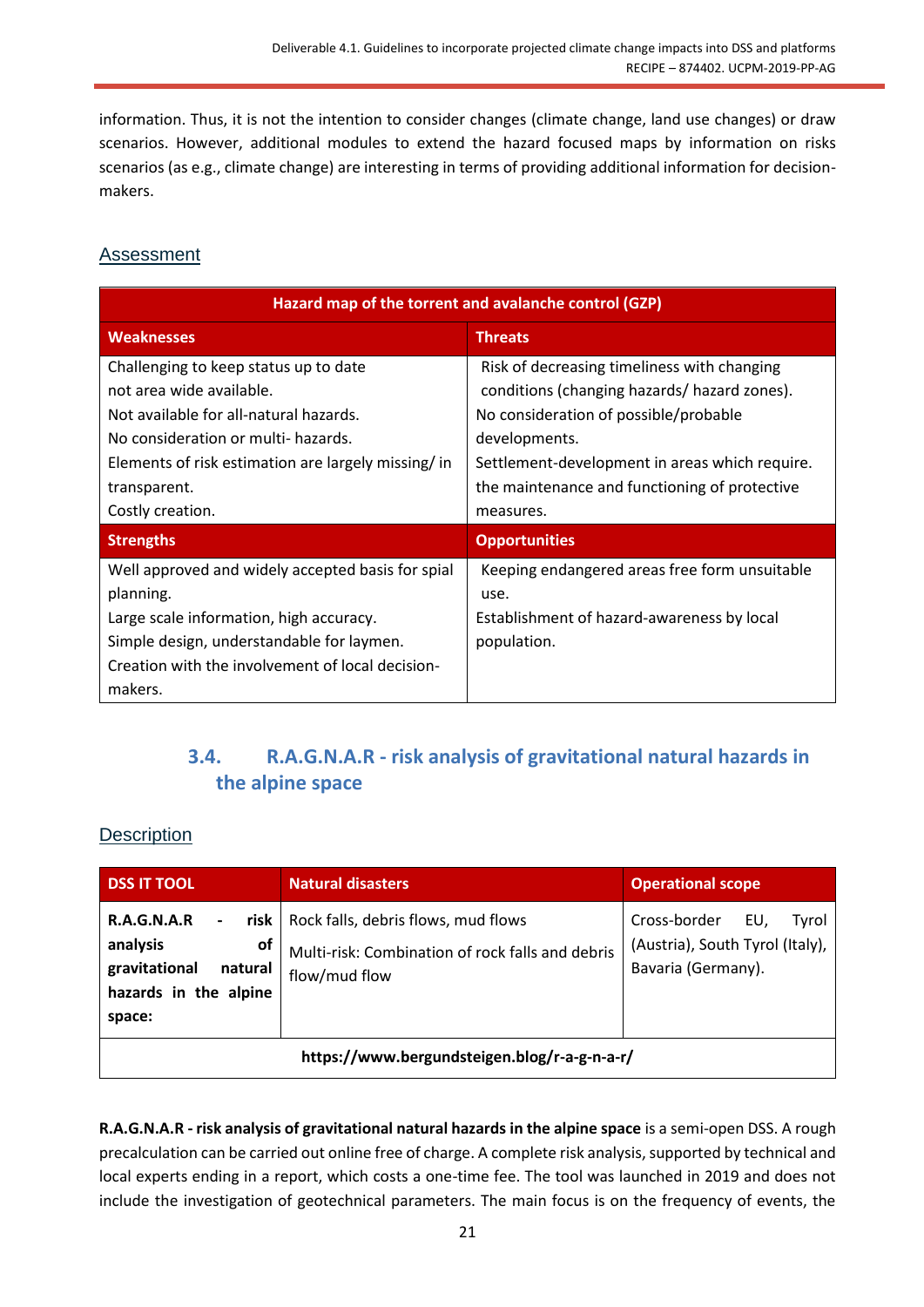information. Thus, it is not the intention to consider changes (climate change, land use changes) or draw scenarios. However, additional modules to extend the hazard focused maps by information on risks scenarios (as e.g., climate change) are interesting in terms of providing additional information for decision-makers.

## Assessment

| Hazard map of the torrent and avalanche control (GZP) | |
|---|---|
| **Weaknesses** | **Threats** |
| Challenging to keep status up to date<br>not area wide available.<br>Not available for all-natural hazards.<br>No consideration or multi- hazards.<br>Elements of risk estimation are largely missing/ in transparent.<br>Costly creation. | Risk of decreasing timeliness with changing conditions (changing hazards/ hazard zones).<br>No consideration of possible/probable developments.<br>Settlement-development in areas which require. the maintenance and functioning of protective measures. |
| **Strengths** | **Opportunities** |
| Well approved and widely accepted basis for spial planning.<br>Large scale information, high accuracy.<br>Simple design, understandable for laymen.<br>Creation with the involvement of local decision-makers. | Keeping endangered areas free form unsuitable use.<br>Establishment of hazard-awareness by local population. |

### 3.4. R.A.G.N.A.R - risk analysis of gravitational natural hazards in the alpine space

## Description

| DSS IT TOOL | Natural disasters | Operational scope |
|---|---|---|
| **R.A.G.N.A.R - risk analysis of gravitational natural hazards in the alpine space:** | Rock falls, debris flows, mud flows<br>Multi-risk: Combination of rock falls and debris flow/mud flow | Cross-border EU, Tyrol (Austria), South Tyrol (Italy), Bavaria (Germany). |
| **https://www.bergundsteigen.blog/r-a-g-n-a-r/** | | |

**R.A.G.N.A.R - risk analysis of gravitational natural hazards in the alpine space** is a semi-open DSS. A rough precalculation can be carried out online free of charge. A complete risk analysis, supported by technical and local experts ending in a report, which costs a one-time fee. The tool was launched in 2019 and does not include the investigation of geotechnical parameters. The main focus is on the frequency of events, the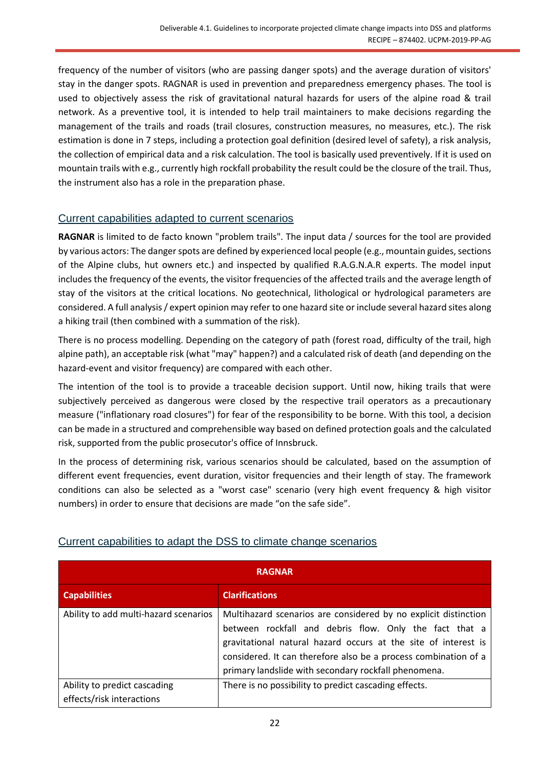frequency of the number of visitors (who are passing danger spots) and the average duration of visitors' stay in the danger spots. RAGNAR is used in prevention and preparedness emergency phases. The tool is used to objectively assess the risk of gravitational natural hazards for users of the alpine road & trail network. As a preventive tool, it is intended to help trail maintainers to make decisions regarding the management of the trails and roads (trail closures, construction measures, no measures, etc.). The risk estimation is done in 7 steps, including a protection goal definition (desired level of safety), a risk analysis, the collection of empirical data and a risk calculation. The tool is basically used preventively. If it is used on mountain trails with e.g., currently high rockfall probability the result could be the closure of the trail. Thus, the instrument also has a role in the preparation phase.

## Current capabilities adapted to current scenarios

**RAGNAR** is limited to de facto known "problem trails". The input data / sources for the tool are provided by various actors: The danger spots are defined by experienced local people (e.g., mountain guides, sections of the Alpine clubs, hut owners etc.) and inspected by qualified R.A.G.N.A.R experts. The model input includes the frequency of the events, the visitor frequencies of the affected trails and the average length of stay of the visitors at the critical locations. No geotechnical, lithological or hydrological parameters are considered. A full analysis / expert opinion may refer to one hazard site or include several hazard sites along a hiking trail (then combined with a summation of the risk).

There is no process modelling. Depending on the category of path (forest road, difficulty of the trail, high alpine path), an acceptable risk (what "may" happen?) and a calculated risk of death (and depending on the hazard-event and visitor frequency) are compared with each other.

The intention of the tool is to provide a traceable decision support. Until now, hiking trails that were subjectively perceived as dangerous were closed by the respective trail operators as a precautionary measure ("inflationary road closures") for fear of the responsibility to be borne. With this tool, a decision can be made in a structured and comprehensible way based on defined protection goals and the calculated risk, supported from the public prosecutor's office of Innsbruck.

In the process of determining risk, various scenarios should be calculated, based on the assumption of different event frequencies, event duration, visitor frequencies and their length of stay. The framework conditions can also be selected as a "worst case" scenario (very high event frequency & high visitor numbers) in order to ensure that decisions are made "on the safe side".

## Current capabilities to adapt the DSS to climate change scenarios

| **RAGNAR** | |
|---|---|
| **Capabilities** | **Clarifications** |
| Ability to add multi-hazard scenarios | Multihazard scenarios are considered by no explicit distinction between rockfall and debris flow. Only the fact that a gravitational natural hazard occurs at the site of interest is considered. It can therefore also be a process combination of a primary landslide with secondary rockfall phenomena. |
| Ability to predict cascading effects/risk interactions | There is no possibility to predict cascading effects. |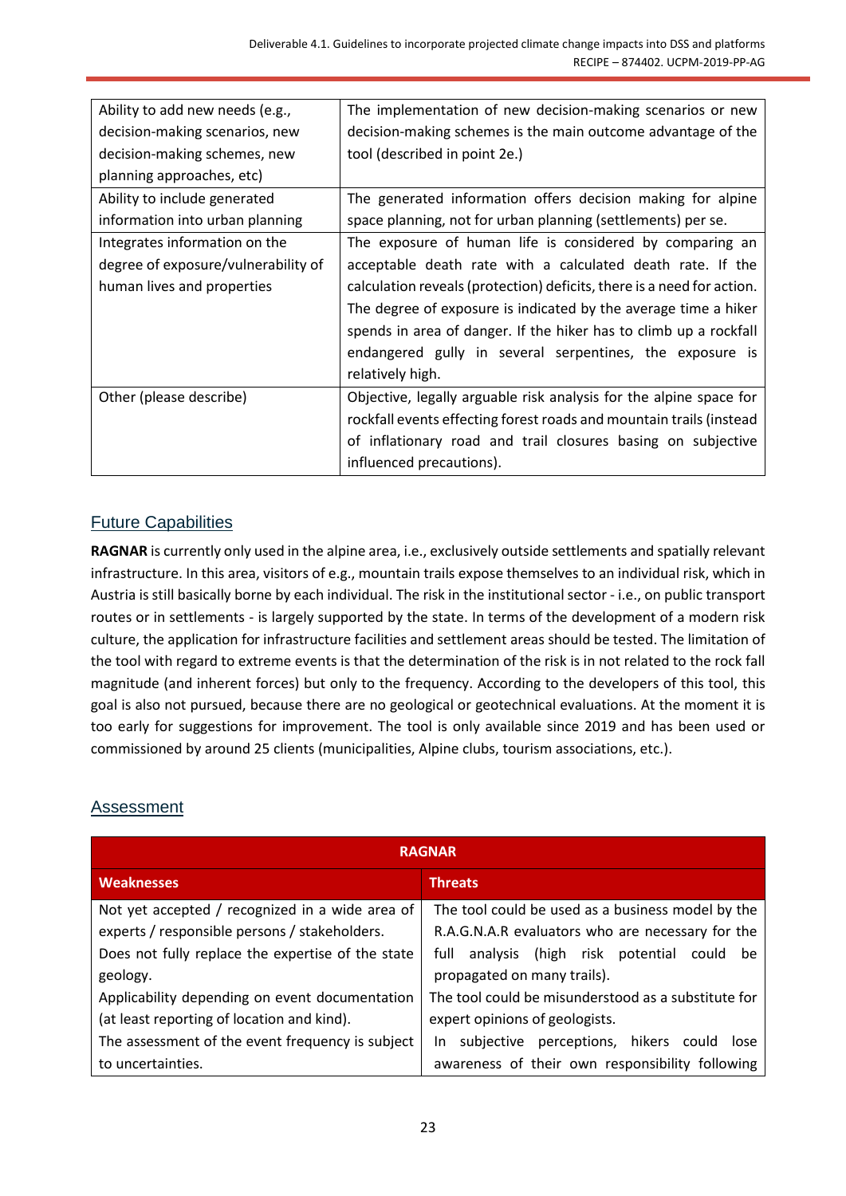| | |
|---|---|
| Ability to add new needs (e.g., decision-making scenarios, new decision-making schemes, new planning approaches, etc) | The implementation of new decision-making scenarios or new decision-making schemes is the main outcome advantage of the tool (described in point 2e.) |
| Ability to include generated information into urban planning | The generated information offers decision making for alpine space planning, not for urban planning (settlements) per se. |
| Integrates information on the degree of exposure/vulnerability of human lives and properties | The exposure of human life is considered by comparing an acceptable death rate with a calculated death rate. If the calculation reveals (protection) deficits, there is a need for action. The degree of exposure is indicated by the average time a hiker spends in area of danger. If the hiker has to climb up a rockfall endangered gully in several serpentines, the exposure is relatively high. |
| Other (please describe) | Objective, legally arguable risk analysis for the alpine space for rockfall events effecting forest roads and mountain trails (instead of inflationary road and trail closures basing on subjective influenced precautions). |

## Future Capabilities

**RAGNAR** is currently only used in the alpine area, i.e., exclusively outside settlements and spatially relevant infrastructure. In this area, visitors of e.g., mountain trails expose themselves to an individual risk, which in Austria is still basically borne by each individual. The risk in the institutional sector - i.e., on public transport routes or in settlements - is largely supported by the state. In terms of the development of a modern risk culture, the application for infrastructure facilities and settlement areas should be tested. The limitation of the tool with regard to extreme events is that the determination of the risk is in not related to the rock fall magnitude (and inherent forces) but only to the frequency. According to the developers of this tool, this goal is also not pursued, because there are no geological or geotechnical evaluations. At the moment it is too early for suggestions for improvement. The tool is only available since 2019 and has been used or commissioned by around 25 clients (municipalities, Alpine clubs, tourism associations, etc.).

## Assessment

| RAGNAR | |
|---|---|
| **Weaknesses** | **Threats** |
| Not yet accepted / recognized in a wide area of experts / responsible persons / stakeholders.<br>Does not fully replace the expertise of the state geology.<br>Applicability depending on event documentation (at least reporting of location and kind).<br>The assessment of the event frequency is subject to uncertainties. | The tool could be used as a business model by the R.A.G.N.A.R evaluators who are necessary for the full analysis (high risk potential could be propagated on many trails).<br>The tool could be misunderstood as a substitute for expert opinions of geologists.<br>In subjective perceptions, hikers could lose awareness of their own responsibility following |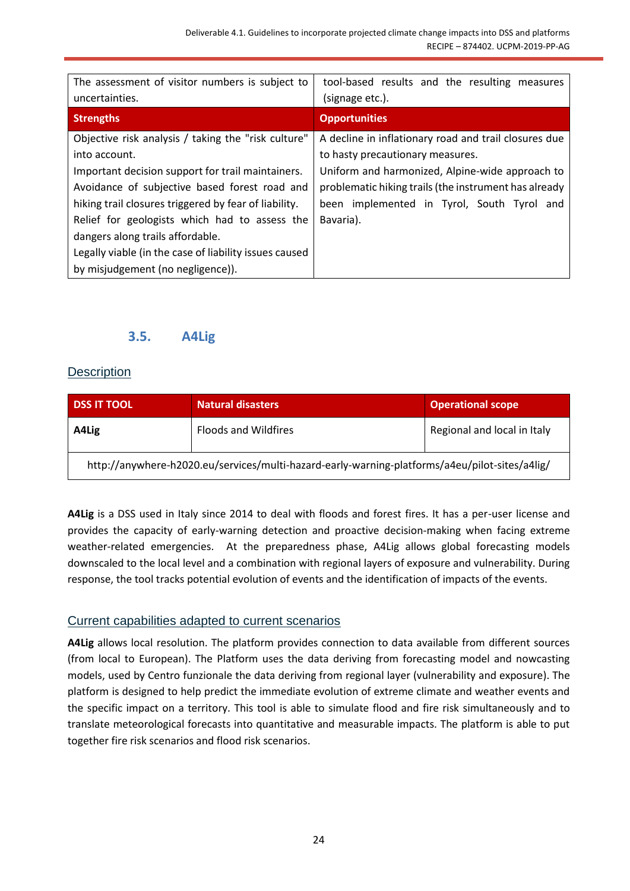| The assessment of visitor numbers is subject to uncertainties. | tool-based results and the resulting measures (signage etc.). |
|---|---|
| **Strengths** | **Opportunities** |
| Objective risk analysis / taking the "risk culture" into account.<br>Important decision support for trail maintainers.<br>Avoidance of subjective based forest road and hiking trail closures triggered by fear of liability.<br>Relief for geologists which had to assess the dangers along trails affordable.<br>Legally viable (in the case of liability issues caused by misjudgement (no negligence)). | A decline in inflationary road and trail closures due to hasty precautionary measures.<br>Uniform and harmonized, Alpine-wide approach to problematic hiking trails (the instrument has already been implemented in Tyrol, South Tyrol and Bavaria). |

## 3.5. A4Lig

### Description

| DSS IT TOOL | Natural disasters | Operational scope |
|---|---|---|
| **A4Lig** | Floods and Wildfires | Regional and local in Italy |
| http://anywhere-h2020.eu/services/multi-hazard-early-warning-platforms/a4eu/pilot-sites/a4lig/ | | |

**A4Lig** is a DSS used in Italy since 2014 to deal with floods and forest fires. It has a per-user license and provides the capacity of early-warning detection and proactive decision-making when facing extreme weather-related emergencies. At the preparedness phase, A4Lig allows global forecasting models downscaled to the local level and a combination with regional layers of exposure and vulnerability. During response, the tool tracks potential evolution of events and the identification of impacts of the events.

### Current capabilities adapted to current scenarios

**A4Lig** allows local resolution. The platform provides connection to data available from different sources (from local to European). The Platform uses the data deriving from forecasting model and nowcasting models, used by Centro funzionale the data deriving from regional layer (vulnerability and exposure). The platform is designed to help predict the immediate evolution of extreme climate and weather events and the specific impact on a territory. This tool is able to simulate flood and fire risk simultaneously and to translate meteorological forecasts into quantitative and measurable impacts. The platform is able to put together fire risk scenarios and flood risk scenarios.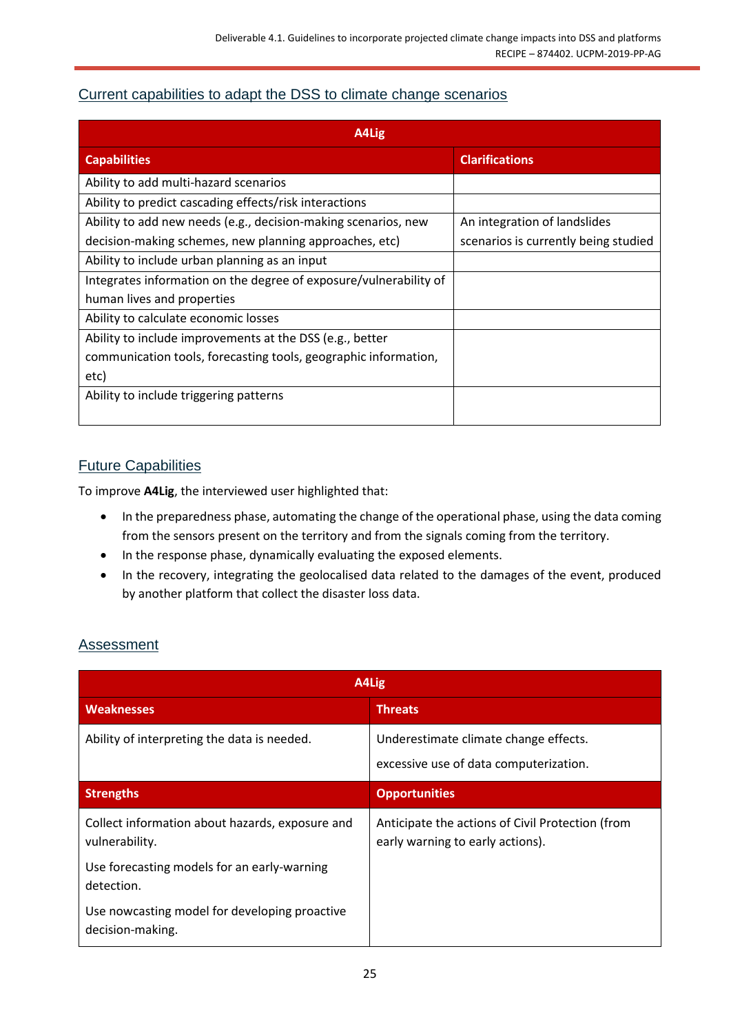## Current capabilities to adapt the DSS to climate change scenarios

| A4Lig | |
|---|---|
| **Capabilities** | **Clarifications** |
| Ability to add multi-hazard scenarios | |
| Ability to predict cascading effects/risk interactions | |
| Ability to add new needs (e.g., decision-making scenarios, new decision-making schemes, new planning approaches, etc) | An integration of landslides scenarios is currently being studied |
| Ability to include urban planning as an input | |
| Integrates information on the degree of exposure/vulnerability of human lives and properties | |
| Ability to calculate economic losses | |
| Ability to include improvements at the DSS (e.g., better communication tools, forecasting tools, geographic information, etc) | |
| Ability to include triggering patterns | |

## Future Capabilities

To improve **A4Lig**, the interviewed user highlighted that:

- In the preparedness phase, automating the change of the operational phase, using the data coming from the sensors present on the territory and from the signals coming from the territory.
- In the response phase, dynamically evaluating the exposed elements.
- In the recovery, integrating the geolocalised data related to the damages of the event, produced by another platform that collect the disaster loss data.

## Assessment

| A4Lig | |
|---|---|
| **Weaknesses** | **Threats** |
| Ability of interpreting the data is needed. | Underestimate climate change effects.<br>excessive use of data computerization. |
| **Strengths** | **Opportunities** |
| Collect information about hazards, exposure and vulnerability.<br>Use forecasting models for an early-warning detection.<br>Use nowcasting model for developing proactive decision-making. | Anticipate the actions of Civil Protection (from early warning to early actions). |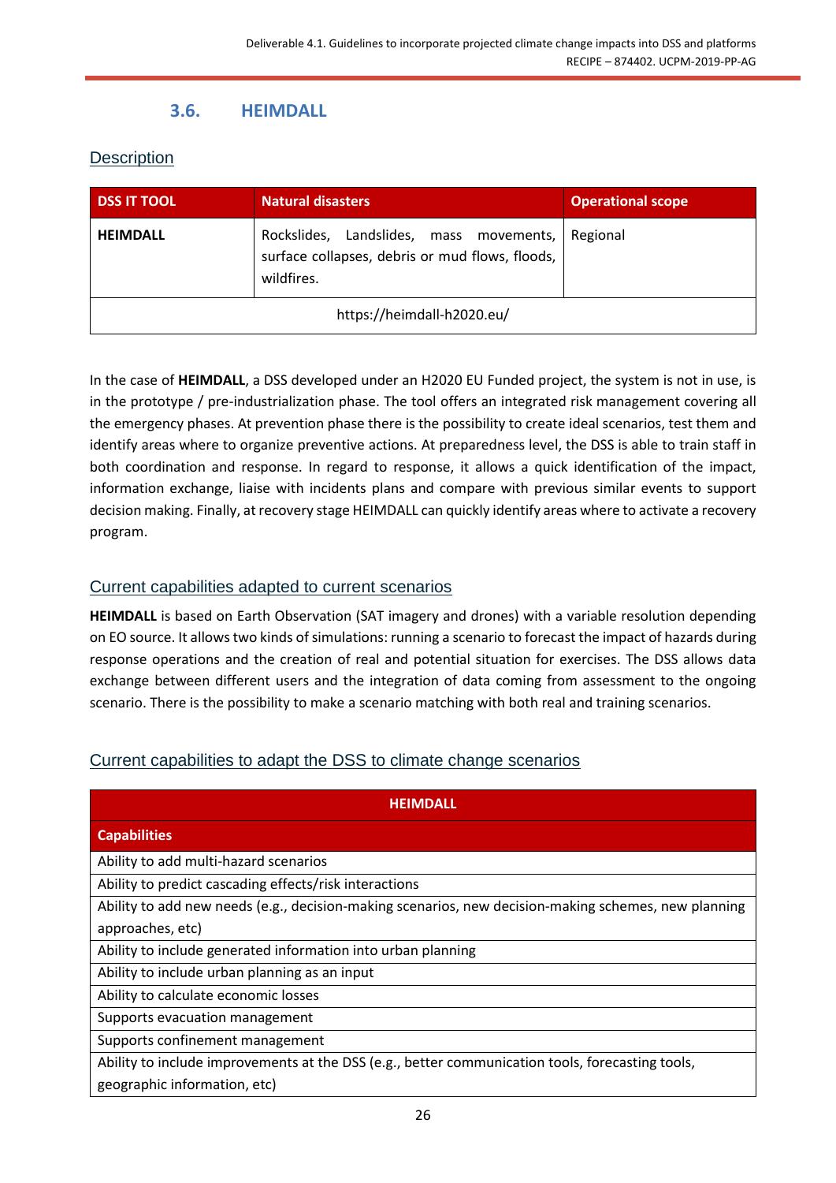## 3.6. HEIMDALL

### Description

| DSS IT TOOL | Natural disasters | Operational scope |
|---|---|---|
| **HEIMDALL** | Rockslides, Landslides, mass movements, surface collapses, debris or mud flows, floods, wildfires. | Regional |
| https://heimdall-h2020.eu/ | | |

In the case of **HEIMDALL**, a DSS developed under an H2020 EU Funded project, the system is not in use, is in the prototype / pre-industrialization phase. The tool offers an integrated risk management covering all the emergency phases. At prevention phase there is the possibility to create ideal scenarios, test them and identify areas where to organize preventive actions. At preparedness level, the DSS is able to train staff in both coordination and response. In regard to response, it allows a quick identification of the impact, information exchange, liaise with incidents plans and compare with previous similar events to support decision making. Finally, at recovery stage HEIMDALL can quickly identify areas where to activate a recovery program.

### Current capabilities adapted to current scenarios

**HEIMDALL** is based on Earth Observation (SAT imagery and drones) with a variable resolution depending on EO source. It allows two kinds of simulations: running a scenario to forecast the impact of hazards during response operations and the creation of real and potential situation for exercises. The DSS allows data exchange between different users and the integration of data coming from assessment to the ongoing scenario. There is the possibility to make a scenario matching with both real and training scenarios.

### Current capabilities to adapt the DSS to climate change scenarios

| HEIMDALL |
|---|
| **Capabilities** |
| Ability to add multi-hazard scenarios |
| Ability to predict cascading effects/risk interactions |
| Ability to add new needs (e.g., decision-making scenarios, new decision-making schemes, new planning approaches, etc) |
| Ability to include generated information into urban planning |
| Ability to include urban planning as an input |
| Ability to calculate economic losses |
| Supports evacuation management |
| Supports confinement management |
| Ability to include improvements at the DSS (e.g., better communication tools, forecasting tools, geographic information, etc) |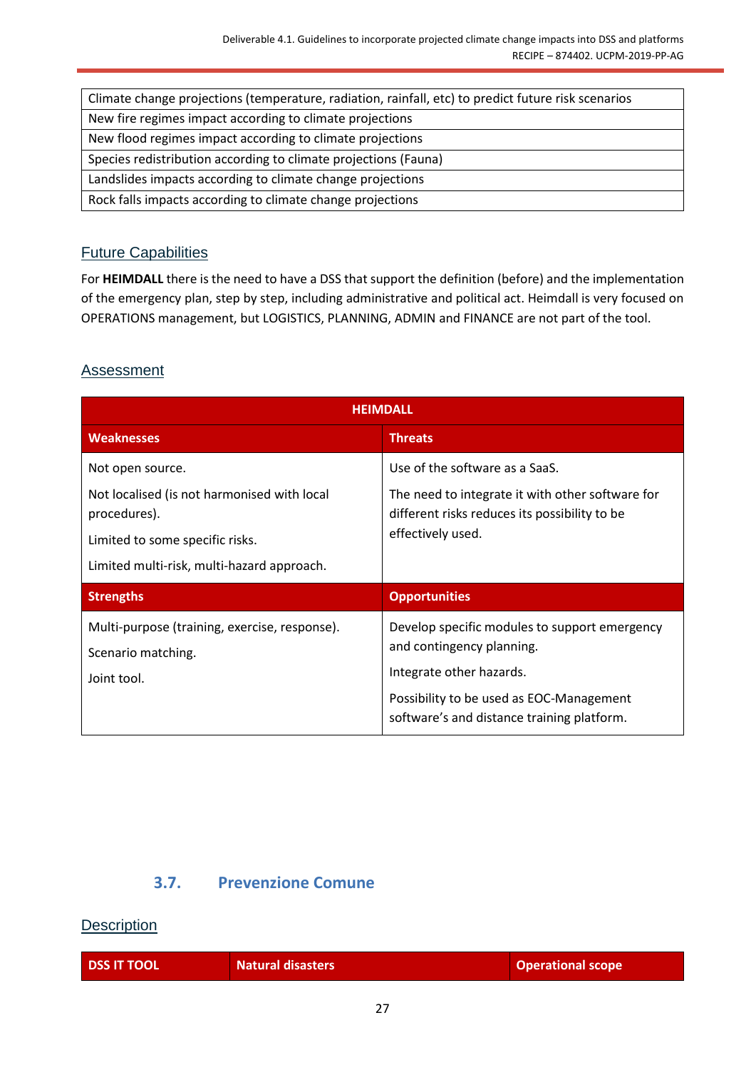| Climate change projections (temperature, radiation, rainfall, etc) to predict future risk scenarios |
|---|
| New fire regimes impact according to climate projections |
| New flood regimes impact according to climate projections |
| Species redistribution according to climate projections (Fauna) |
| Landslides impacts according to climate change projections |
| Rock falls impacts according to climate change projections |

## Future Capabilities

For **HEIMDALL** there is the need to have a DSS that support the definition (before) and the implementation of the emergency plan, step by step, including administrative and political act. Heimdall is very focused on OPERATIONS management, but LOGISTICS, PLANNING, ADMIN and FINANCE are not part of the tool.

## Assessment

| **HEIMDALL** | |
|---|---|
| **Weaknesses** | **Threats** |
| Not open source.<br><br>Not localised (is not harmonised with local procedures).<br><br>Limited to some specific risks.<br><br>Limited multi-risk, multi-hazard approach. | Use of the software as a SaaS.<br><br>The need to integrate it with other software for different risks reduces its possibility to be effectively used. |
| **Strengths** | **Opportunities** |
| Multi-purpose (training, exercise, response).<br><br>Scenario matching.<br><br>Joint tool. | Develop specific modules to support emergency and contingency planning.<br><br>Integrate other hazards.<br><br>Possibility to be used as EOC-Management software's and distance training platform. |

## 3.7. Prevenzione Comune

## Description

| DSS IT TOOL | Natural disasters | Operational scope |
|---|---|---|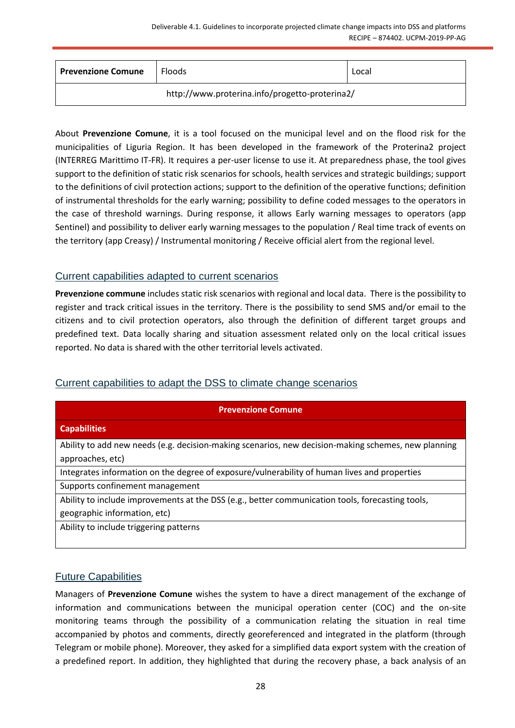| **Prevenzione Comune** | Floods | Local |
| --- | --- | --- |
| http://www.proterina.info/progetto-proterina2/ | | |

About **Prevenzione Comune**, it is a tool focused on the municipal level and on the flood risk for the municipalities of Liguria Region. It has been developed in the framework of the Proterina2 project (INTERREG Marittimo IT-FR). It requires a per-user license to use it. At preparedness phase, the tool gives support to the definition of static risk scenarios for schools, health services and strategic buildings; support to the definitions of civil protection actions; support to the definition of the operative functions; definition of instrumental thresholds for the early warning; possibility to define coded messages to the operators in the case of threshold warnings. During response, it allows Early warning messages to operators (app Sentinel) and possibility to deliver early warning messages to the population / Real time track of events on the territory (app Creasy) / Instrumental monitoring / Receive official alert from the regional level.

## Current capabilities adapted to current scenarios

**Prevenzione commune** includes static risk scenarios with regional and local data. There is the possibility to register and track critical issues in the territory. There is the possibility to send SMS and/or email to the citizens and to civil protection operators, also through the definition of different target groups and predefined text. Data locally sharing and situation assessment related only on the local critical issues reported. No data is shared with the other territorial levels activated.

## Current capabilities to adapt the DSS to climate change scenarios

| **Prevenzione Comune** |
| --- |
| **Capabilities** |
| Ability to add new needs (e.g. decision-making scenarios, new decision-making schemes, new planning approaches, etc) |
| Integrates information on the degree of exposure/vulnerability of human lives and properties |
| Supports confinement management |
| Ability to include improvements at the DSS (e.g., better communication tools, forecasting tools, geographic information, etc) |
| Ability to include triggering patterns |

## Future Capabilities

Managers of **Prevenzione Comune** wishes the system to have a direct management of the exchange of information and communications between the municipal operation center (COC) and the on-site monitoring teams through the possibility of a communication relating the situation in real time accompanied by photos and comments, directly georeferenced and integrated in the platform (through Telegram or mobile phone). Moreover, they asked for a simplified data export system with the creation of a predefined report. In addition, they highlighted that during the recovery phase, a back analysis of an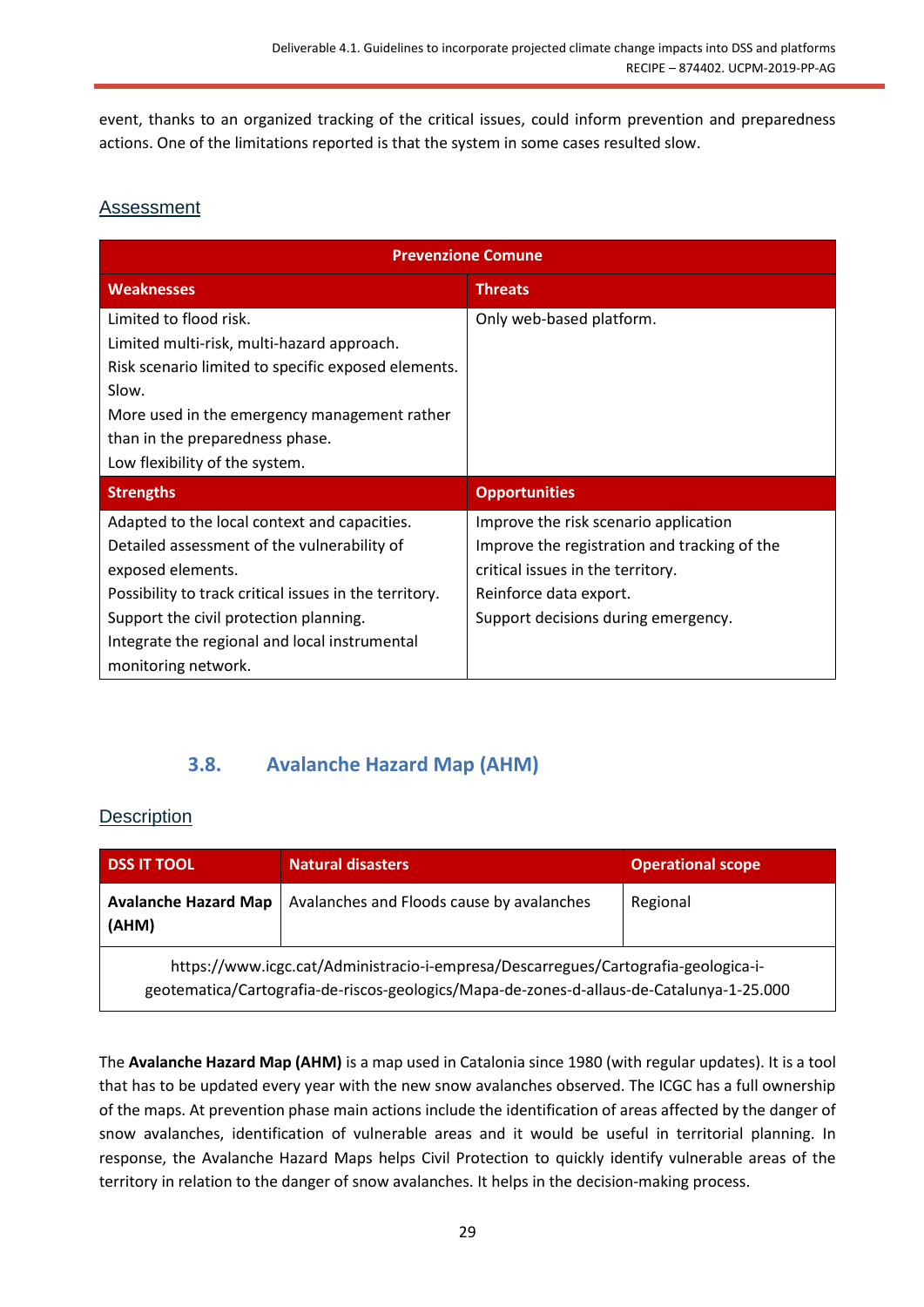event, thanks to an organized tracking of the critical issues, could inform prevention and preparedness actions. One of the limitations reported is that the system in some cases resulted slow.

## Assessment

| **Prevenzione Comune** | |
|---|---|
| **Weaknesses** | **Threats** |
| Limited to flood risk.<br>Limited multi-risk, multi-hazard approach.<br>Risk scenario limited to specific exposed elements.<br>Slow.<br>More used in the emergency management rather than in the preparedness phase.<br>Low flexibility of the system. | Only web-based platform. |
| **Strengths** | **Opportunities** |
| Adapted to the local context and capacities.<br>Detailed assessment of the vulnerability of exposed elements.<br>Possibility to track critical issues in the territory.<br>Support the civil protection planning.<br>Integrate the regional and local instrumental monitoring network. | Improve the risk scenario application<br>Improve the registration and tracking of the critical issues in the territory.<br>Reinforce data export.<br>Support decisions during emergency. |

### 3.8. Avalanche Hazard Map (AHM)

## Description

| DSS IT TOOL | Natural disasters | Operational scope |
|---|---|---|
| **Avalanche Hazard Map (AHM)** | Avalanches and Floods cause by avalanches | Regional |
| https://www.icgc.cat/Administracio-i-empresa/Descarregues/Cartografia-geologica-i-geotematica/Cartografia-de-riscos-geologics/Mapa-de-zones-d-allaus-de-Catalunya-1-25.000 | | |

The **Avalanche Hazard Map (AHM)** is a map used in Catalonia since 1980 (with regular updates). It is a tool that has to be updated every year with the new snow avalanches observed. The ICGC has a full ownership of the maps. At prevention phase main actions include the identification of areas affected by the danger of snow avalanches, identification of vulnerable areas and it would be useful in territorial planning. In response, the Avalanche Hazard Maps helps Civil Protection to quickly identify vulnerable areas of the territory in relation to the danger of snow avalanches. It helps in the decision-making process.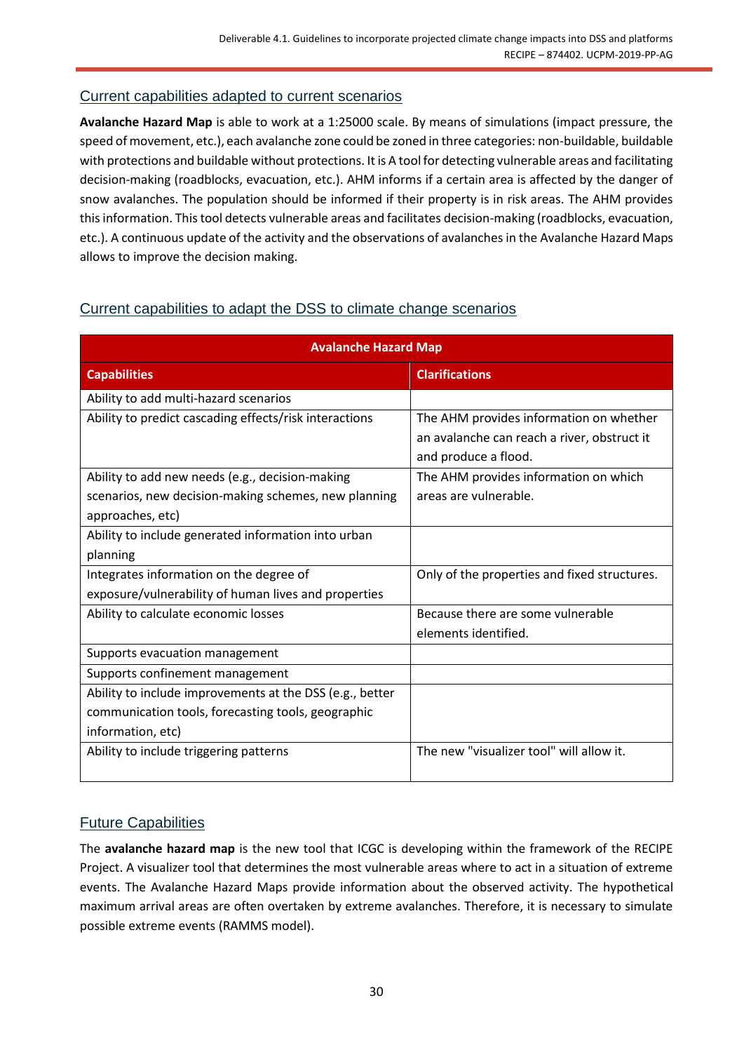## Current capabilities adapted to current scenarios

**Avalanche Hazard Map** is able to work at a 1:25000 scale. By means of simulations (impact pressure, the speed of movement, etc.), each avalanche zone could be zoned in three categories: non-buildable, buildable with protections and buildable without protections. It is A tool for detecting vulnerable areas and facilitating decision-making (roadblocks, evacuation, etc.). AHM informs if a certain area is affected by the danger of snow avalanches. The population should be informed if their property is in risk areas. The AHM provides this information. This tool detects vulnerable areas and facilitates decision-making (roadblocks, evacuation, etc.). A continuous update of the activity and the observations of avalanches in the Avalanche Hazard Maps allows to improve the decision making.

## Current capabilities to adapt the DSS to climate change scenarios

| Avalanche Hazard Map | |
|---|---|
| **Capabilities** | **Clarifications** |
| Ability to add multi-hazard scenarios | |
| Ability to predict cascading effects/risk interactions | The AHM provides information on whether an avalanche can reach a river, obstruct it and produce a flood. |
| Ability to add new needs (e.g., decision-making scenarios, new decision-making schemes, new planning approaches, etc) | The AHM provides information on which areas are vulnerable. |
| Ability to include generated information into urban planning | |
| Integrates information on the degree of exposure/vulnerability of human lives and properties | Only of the properties and fixed structures. |
| Ability to calculate economic losses | Because there are some vulnerable elements identified. |
| Supports evacuation management | |
| Supports confinement management | |
| Ability to include improvements at the DSS (e.g., better communication tools, forecasting tools, geographic information, etc) | |
| Ability to include triggering patterns | The new "visualizer tool" will allow it. |

## Future Capabilities

The **avalanche hazard map** is the new tool that ICGC is developing within the framework of the RECIPE Project. A visualizer tool that determines the most vulnerable areas where to act in a situation of extreme events. The Avalanche Hazard Maps provide information about the observed activity. The hypothetical maximum arrival areas are often overtaken by extreme avalanches. Therefore, it is necessary to simulate possible extreme events (RAMMS model).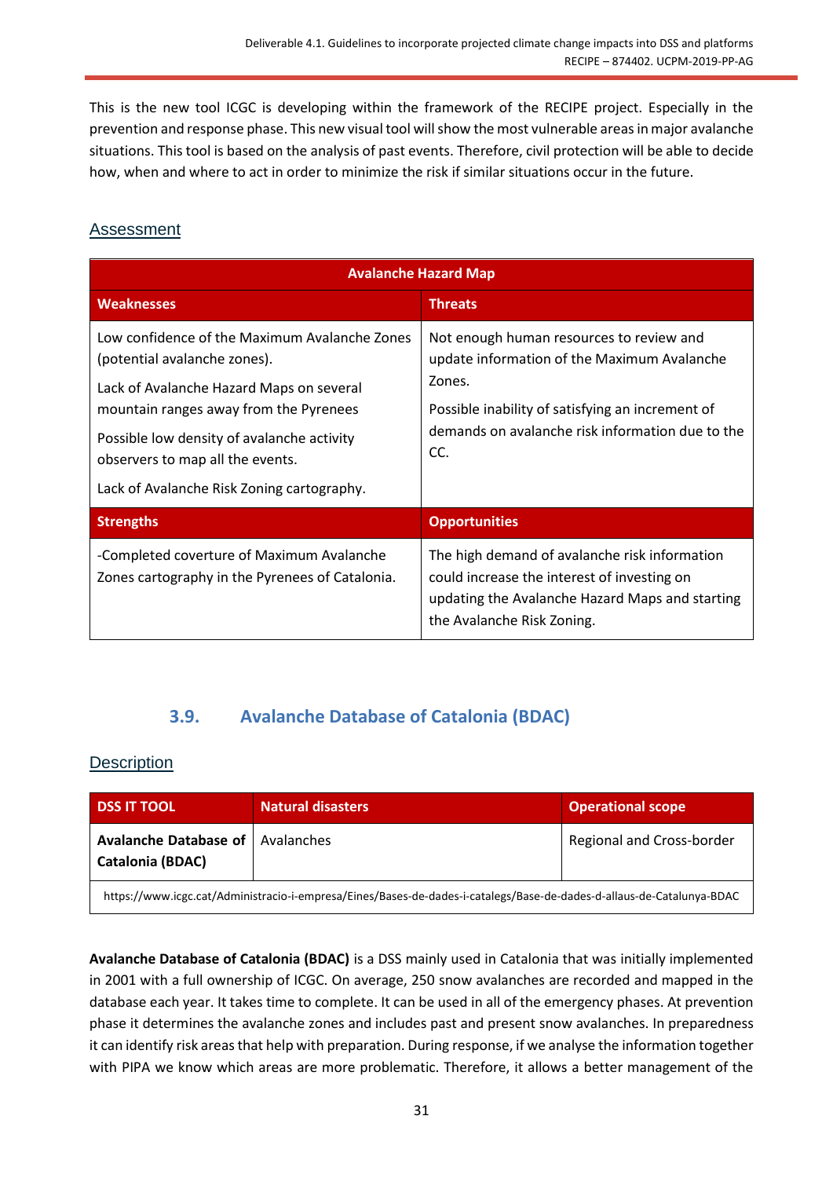This is the new tool ICGC is developing within the framework of the RECIPE project. Especially in the prevention and response phase. This new visual tool will show the most vulnerable areas in major avalanche situations. This tool is based on the analysis of past events. Therefore, civil protection will be able to decide how, when and where to act in order to minimize the risk if similar situations occur in the future.

Assessment

| Avalanche Hazard Map | |
|---|---|
| **Weaknesses** | **Threats** |
| Low confidence of the Maximum Avalanche Zones (potential avalanche zones).<br>Lack of Avalanche Hazard Maps on several mountain ranges away from the Pyrenees<br>Possible low density of avalanche activity observers to map all the events.<br>Lack of Avalanche Risk Zoning cartography. | Not enough human resources to review and update information of the Maximum Avalanche Zones.<br>Possible inability of satisfying an increment of demands on avalanche risk information due to the CC. |
| **Strengths** | **Opportunities** |
| -Completed coverture of Maximum Avalanche Zones cartography in the Pyrenees of Catalonia. | The high demand of avalanche risk information could increase the interest of investing on updating the Avalanche Hazard Maps and starting the Avalanche Risk Zoning. |

### 3.9. Avalanche Database of Catalonia (BDAC)

Description

| DSS IT TOOL | Natural disasters | Operational scope |
|---|---|---|
| **Avalanche Database of Catalonia (BDAC)** | Avalanches | Regional and Cross-border |
| https://www.icgc.cat/Administracio-i-empresa/Eines/Bases-de-dades-i-catalegs/Base-de-dades-d-allaus-de-Catalunya-BDAC | | |

**Avalanche Database of Catalonia (BDAC)** is a DSS mainly used in Catalonia that was initially implemented in 2001 with a full ownership of ICGC. On average, 250 snow avalanches are recorded and mapped in the database each year. It takes time to complete. It can be used in all of the emergency phases. At prevention phase it determines the avalanche zones and includes past and present snow avalanches. In preparedness it can identify risk areas that help with preparation. During response, if we analyse the information together with PIPA we know which areas are more problematic. Therefore, it allows a better management of the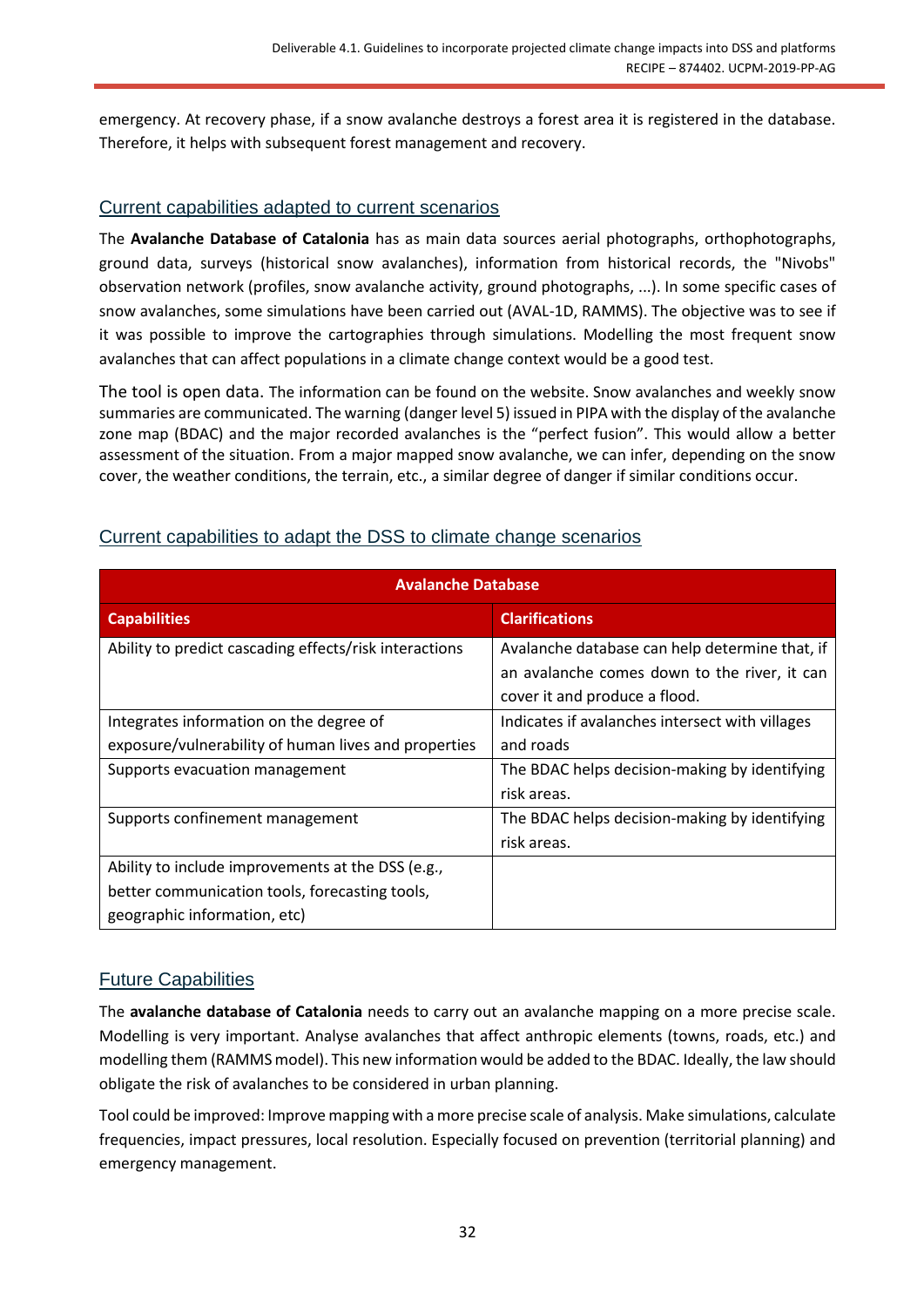emergency. At recovery phase, if a snow avalanche destroys a forest area it is registered in the database. Therefore, it helps with subsequent forest management and recovery.

## Current capabilities adapted to current scenarios

The **Avalanche Database of Catalonia** has as main data sources aerial photographs, orthophotographs, ground data, surveys (historical snow avalanches), information from historical records, the "Nivobs" observation network (profiles, snow avalanche activity, ground photographs, ...). In some specific cases of snow avalanches, some simulations have been carried out (AVAL-1D, RAMMS). The objective was to see if it was possible to improve the cartographies through simulations. Modelling the most frequent snow avalanches that can affect populations in a climate change context would be a good test.

The tool is open data. The information can be found on the website. Snow avalanches and weekly snow summaries are communicated. The warning (danger level 5) issued in PIPA with the display of the avalanche zone map (BDAC) and the major recorded avalanches is the "perfect fusion". This would allow a better assessment of the situation. From a major mapped snow avalanche, we can infer, depending on the snow cover, the weather conditions, the terrain, etc., a similar degree of danger if similar conditions occur.

## Current capabilities to adapt the DSS to climate change scenarios

| Avalanche Database | |
|---|---|
| **Capabilities** | **Clarifications** |
| Ability to predict cascading effects/risk interactions | Avalanche database can help determine that, if an avalanche comes down to the river, it can cover it and produce a flood. |
| Integrates information on the degree of exposure/vulnerability of human lives and properties | Indicates if avalanches intersect with villages and roads |
| Supports evacuation management | The BDAC helps decision-making by identifying risk areas. |
| Supports confinement management | The BDAC helps decision-making by identifying risk areas. |
| Ability to include improvements at the DSS (e.g., better communication tools, forecasting tools, geographic information, etc) | |

## Future Capabilities

The **avalanche database of Catalonia** needs to carry out an avalanche mapping on a more precise scale. Modelling is very important. Analyse avalanches that affect anthropic elements (towns, roads, etc.) and modelling them (RAMMS model). This new information would be added to the BDAC. Ideally, the law should obligate the risk of avalanches to be considered in urban planning.

Tool could be improved: Improve mapping with a more precise scale of analysis. Make simulations, calculate frequencies, impact pressures, local resolution. Especially focused on prevention (territorial planning) and emergency management.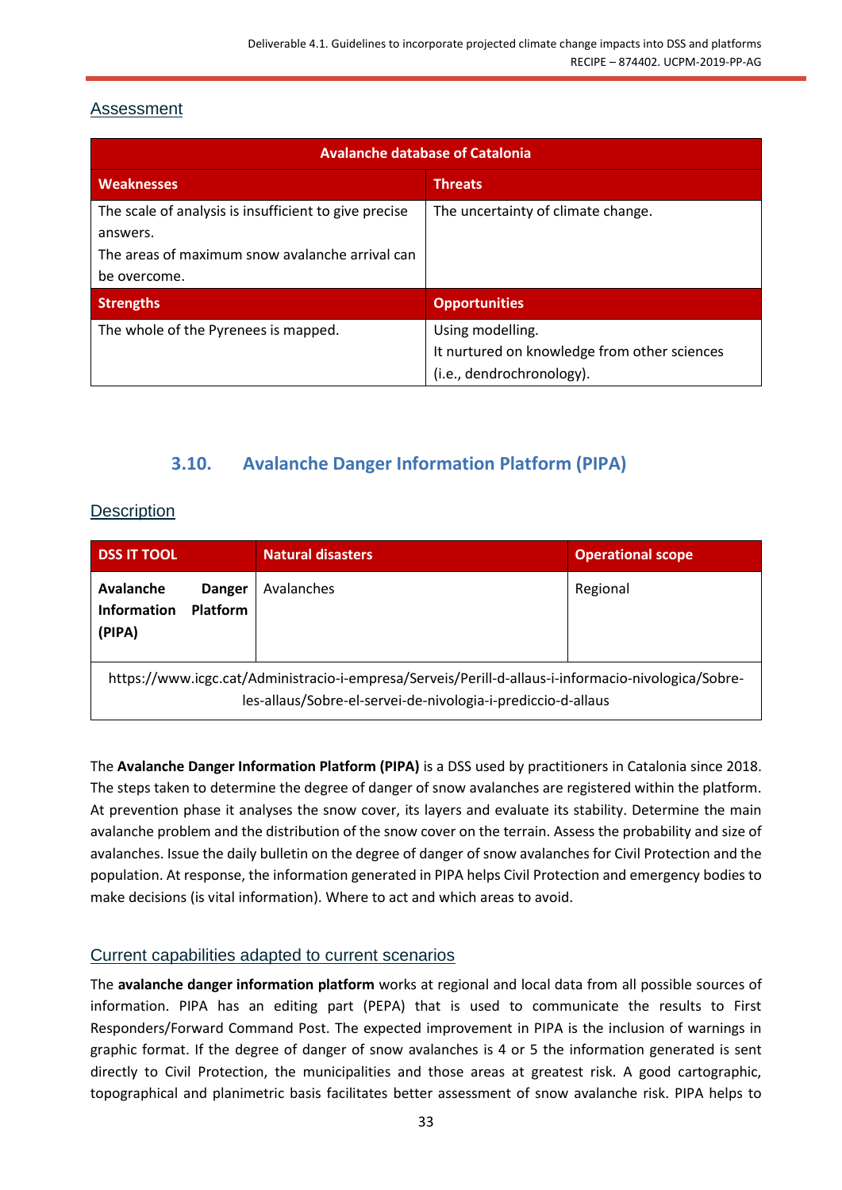## Assessment

| Avalanche database of Catalonia | |
|---|---|
| **Weaknesses** | **Threats** |
| The scale of analysis is insufficient to give precise answers.<br>The areas of maximum snow avalanche arrival can be overcome. | The uncertainty of climate change. |
| **Strengths** | **Opportunities** |
| The whole of the Pyrenees is mapped. | Using modelling.<br>It nurtured on knowledge from other sciences (i.e., dendrochronology). |

## 3.10. Avalanche Danger Information Platform (PIPA)

### Description

| DSS IT TOOL | Natural disasters | Operational scope |
|---|---|---|
| **Avalanche Danger Information Platform (PIPA)** | Avalanches | Regional |
| https://www.icgc.cat/Administracio-i-empresa/Serveis/Perill-d-allaus-i-informacio-nivologica/Sobre-les-allaus/Sobre-el-servei-de-nivologia-i-prediccio-d-allaus | | |

The **Avalanche Danger Information Platform (PIPA)** is a DSS used by practitioners in Catalonia since 2018. The steps taken to determine the degree of danger of snow avalanches are registered within the platform. At prevention phase it analyses the snow cover, its layers and evaluate its stability. Determine the main avalanche problem and the distribution of the snow cover on the terrain. Assess the probability and size of avalanches. Issue the daily bulletin on the degree of danger of snow avalanches for Civil Protection and the population. At response, the information generated in PIPA helps Civil Protection and emergency bodies to make decisions (is vital information). Where to act and which areas to avoid.

### Current capabilities adapted to current scenarios

The **avalanche danger information platform** works at regional and local data from all possible sources of information. PIPA has an editing part (PEPA) that is used to communicate the results to First Responders/Forward Command Post. The expected improvement in PIPA is the inclusion of warnings in graphic format. If the degree of danger of snow avalanches is 4 or 5 the information generated is sent directly to Civil Protection, the municipalities and those areas at greatest risk. A good cartographic, topographical and planimetric basis facilitates better assessment of snow avalanche risk. PIPA helps to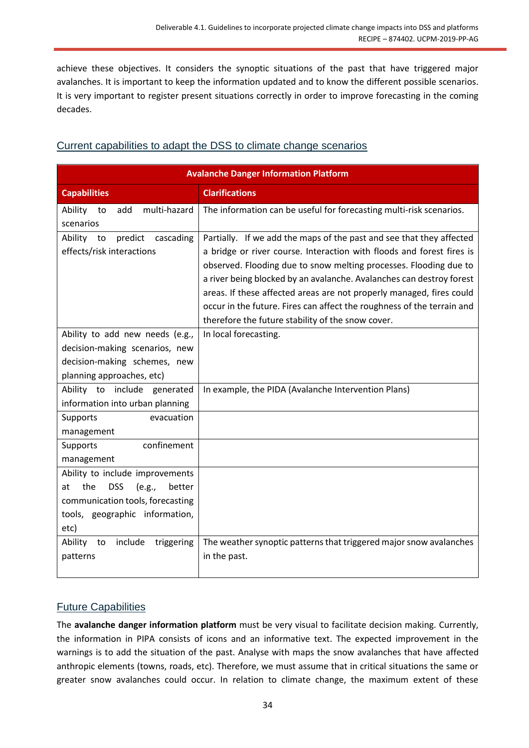achieve these objectives. It considers the synoptic situations of the past that have triggered major avalanches. It is important to keep the information updated and to know the different possible scenarios. It is very important to register present situations correctly in order to improve forecasting in the coming decades.

## Current capabilities to adapt the DSS to climate change scenarios

| Avalanche Danger Information Platform | |
|---|---|
| **Capabilities** | **Clarifications** |
| Ability to add multi-hazard scenarios | The information can be useful for forecasting multi-risk scenarios. |
| Ability to predict cascading effects/risk interactions | Partially. If we add the maps of the past and see that they affected a bridge or river course. Interaction with floods and forest fires is observed. Flooding due to snow melting processes. Flooding due to a river being blocked by an avalanche. Avalanches can destroy forest areas. If these affected areas are not properly managed, fires could occur in the future. Fires can affect the roughness of the terrain and therefore the future stability of the snow cover. |
| Ability to add new needs (e.g., decision-making scenarios, new decision-making schemes, new planning approaches, etc) | In local forecasting. |
| Ability to include generated information into urban planning | In example, the PIDA (Avalanche Intervention Plans) |
| Supports evacuation management | |
| Supports confinement management | |
| Ability to include improvements at the DSS (e.g., better communication tools, forecasting tools, geographic information, etc) | |
| Ability to include triggering patterns | The weather synoptic patterns that triggered major snow avalanches in the past. |

## Future Capabilities

The **avalanche danger information platform** must be very visual to facilitate decision making. Currently, the information in PIPA consists of icons and an informative text. The expected improvement in the warnings is to add the situation of the past. Analyse with maps the snow avalanches that have affected anthropic elements (towns, roads, etc). Therefore, we must assume that in critical situations the same or greater snow avalanches could occur. In relation to climate change, the maximum extent of these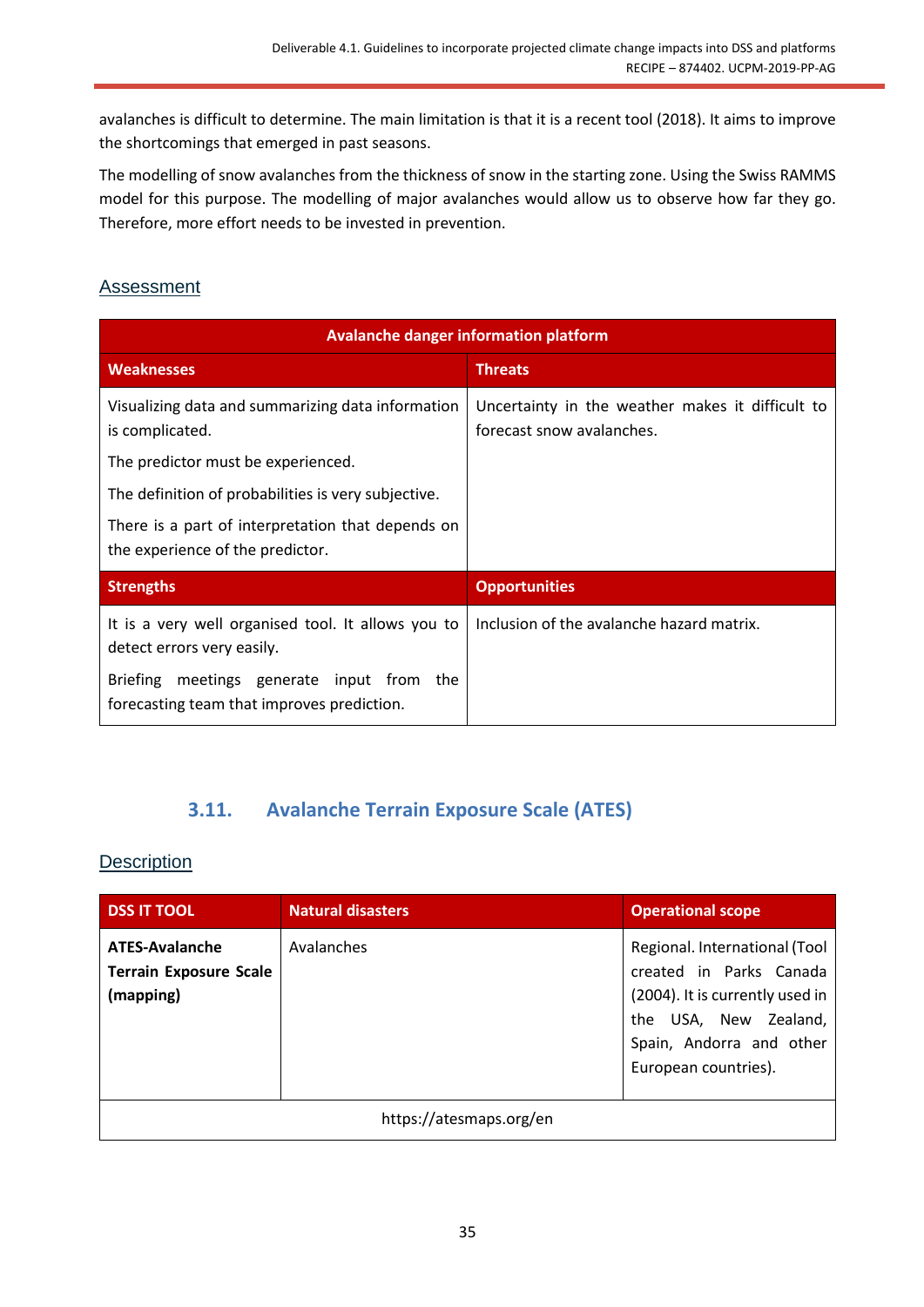avalanches is difficult to determine. The main limitation is that it is a recent tool (2018). It aims to improve the shortcomings that emerged in past seasons.

The modelling of snow avalanches from the thickness of snow in the starting zone. Using the Swiss RAMMS model for this purpose. The modelling of major avalanches would allow us to observe how far they go. Therefore, more effort needs to be invested in prevention.

#### Assessment

| Avalanche danger information platform | |
|---|---|
| **Weaknesses** | **Threats** |
| Visualizing data and summarizing data information is complicated.<br><br>The predictor must be experienced.<br><br>The definition of probabilities is very subjective.<br><br>There is a part of interpretation that depends on the experience of the predictor. | Uncertainty in the weather makes it difficult to forecast snow avalanches. |
| **Strengths** | **Opportunities** |
| It is a very well organised tool. It allows you to detect errors very easily.<br><br>Briefing meetings generate input from the forecasting team that improves prediction. | Inclusion of the avalanche hazard matrix. |

### 3.11. Avalanche Terrain Exposure Scale (ATES)

#### Description

| DSS IT TOOL | Natural disasters | Operational scope |
|---|---|---|
| **ATES-Avalanche Terrain Exposure Scale (mapping)** | Avalanches | Regional. International (Tool created in Parks Canada (2004). It is currently used in the USA, New Zealand, Spain, Andorra and other European countries). |
| https://atesmaps.org/en | | |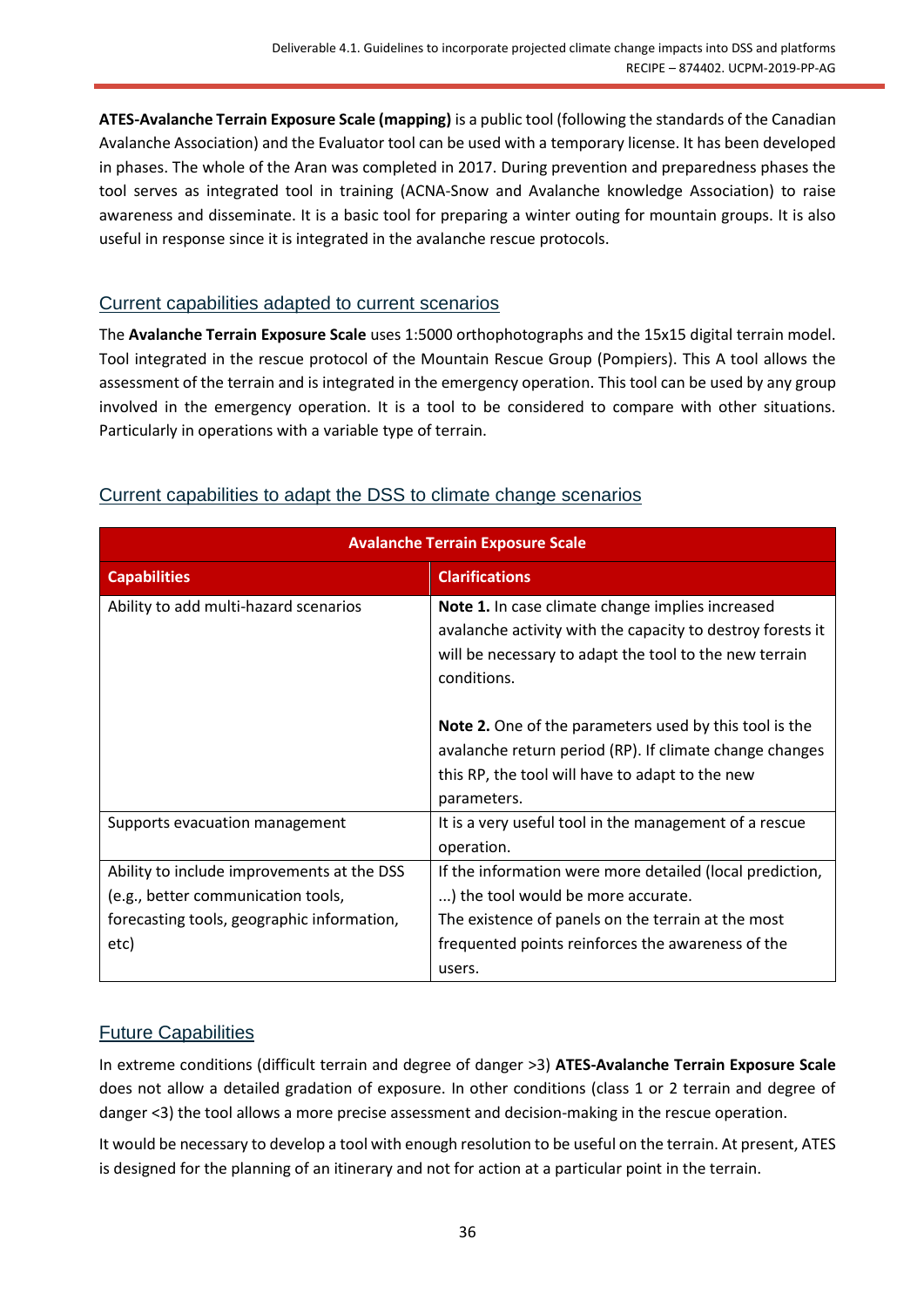**ATES-Avalanche Terrain Exposure Scale (mapping)** is a public tool (following the standards of the Canadian Avalanche Association) and the Evaluator tool can be used with a temporary license. It has been developed in phases. The whole of the Aran was completed in 2017. During prevention and preparedness phases the tool serves as integrated tool in training (ACNA-Snow and Avalanche knowledge Association) to raise awareness and disseminate. It is a basic tool for preparing a winter outing for mountain groups. It is also useful in response since it is integrated in the avalanche rescue protocols.

## Current capabilities adapted to current scenarios

The **Avalanche Terrain Exposure Scale** uses 1:5000 orthophotographs and the 15x15 digital terrain model. Tool integrated in the rescue protocol of the Mountain Rescue Group (Pompiers). This A tool allows the assessment of the terrain and is integrated in the emergency operation. This tool can be used by any group involved in the emergency operation. It is a tool to be considered to compare with other situations. Particularly in operations with a variable type of terrain.

## Current capabilities to adapt the DSS to climate change scenarios

| **Avalanche Terrain Exposure Scale** | |
|---|---|
| **Capabilities** | **Clarifications** |
| Ability to add multi-hazard scenarios | **Note 1.** In case climate change implies increased avalanche activity with the capacity to destroy forests it will be necessary to adapt the tool to the new terrain conditions.<br><br>**Note 2.** One of the parameters used by this tool is the avalanche return period (RP). If climate change changes this RP, the tool will have to adapt to the new parameters. |
| Supports evacuation management | It is a very useful tool in the management of a rescue operation. |
| Ability to include improvements at the DSS (e.g., better communication tools, forecasting tools, geographic information, etc) | If the information were more detailed (local prediction, ...) the tool would be more accurate.<br>The existence of panels on the terrain at the most frequented points reinforces the awareness of the users. |

## Future Capabilities

In extreme conditions (difficult terrain and degree of danger >3) **ATES-Avalanche Terrain Exposure Scale** does not allow a detailed gradation of exposure. In other conditions (class 1 or 2 terrain and degree of danger <3) the tool allows a more precise assessment and decision-making in the rescue operation.

It would be necessary to develop a tool with enough resolution to be useful on the terrain. At present, ATES is designed for the planning of an itinerary and not for action at a particular point in the terrain.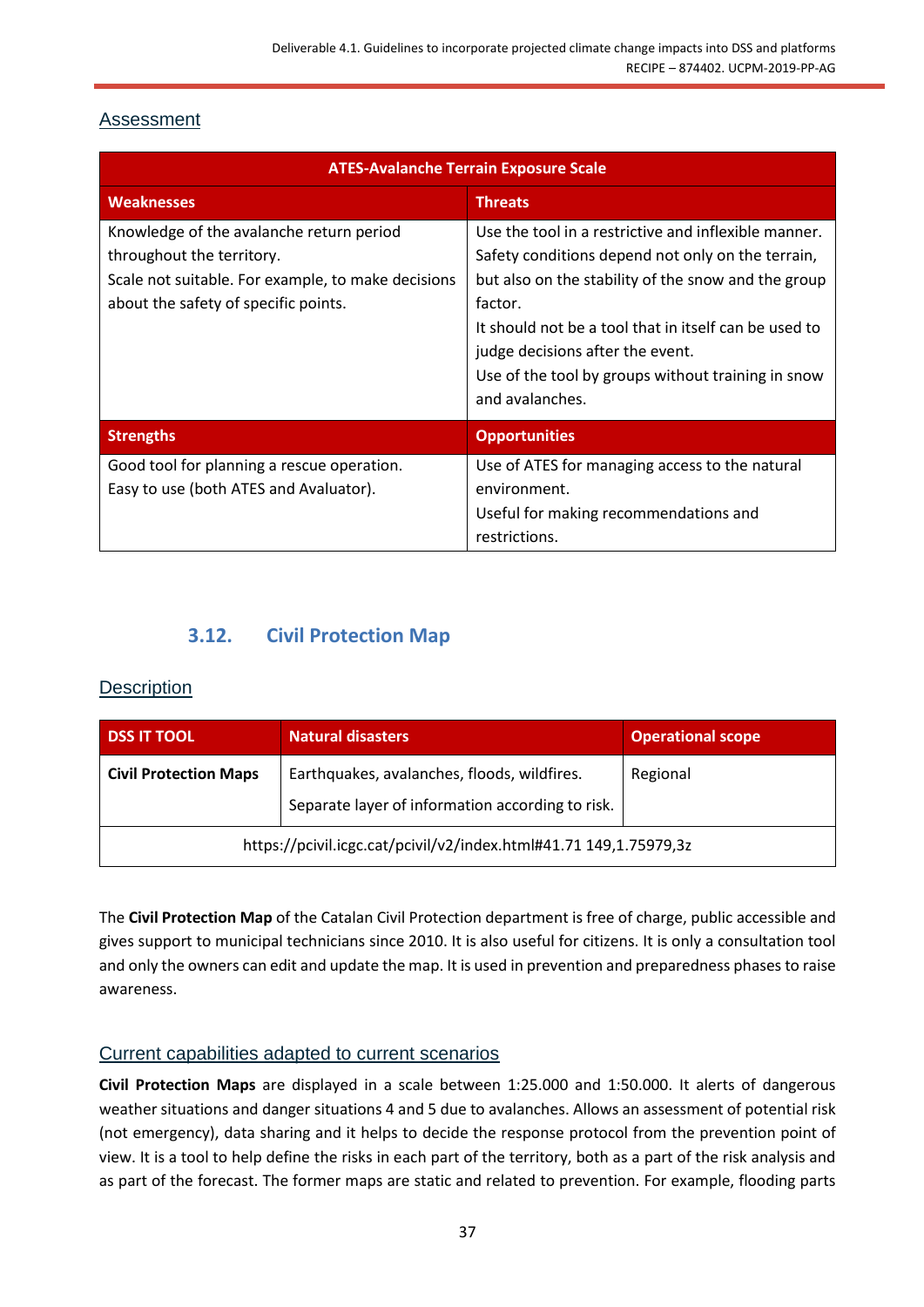### Assessment

| ATES-Avalanche Terrain Exposure Scale | |
|---|---|
| **Weaknesses** | **Threats** |
| Knowledge of the avalanche return period throughout the territory.<br>Scale not suitable. For example, to make decisions about the safety of specific points. | Use the tool in a restrictive and inflexible manner.<br>Safety conditions depend not only on the terrain, but also on the stability of the snow and the group factor.<br>It should not be a tool that in itself can be used to judge decisions after the event.<br>Use of the tool by groups without training in snow and avalanches. |
| **Strengths** | **Opportunities** |
| Good tool for planning a rescue operation.<br>Easy to use (both ATES and Avaluator). | Use of ATES for managing access to the natural environment.<br>Useful for making recommendations and restrictions. |

## 3.12. Civil Protection Map

### Description

| DSS IT TOOL | Natural disasters | Operational scope |
|---|---|---|
| **Civil Protection Maps** | Earthquakes, avalanches, floods, wildfires.<br>Separate layer of information according to risk. | Regional |
| https://pcivil.icgc.cat/pcivil/v2/index.html#41.71 149,1.75979,3z | | |

The **Civil Protection Map** of the Catalan Civil Protection department is free of charge, public accessible and gives support to municipal technicians since 2010. It is also useful for citizens. It is only a consultation tool and only the owners can edit and update the map. It is used in prevention and preparedness phases to raise awareness.

### Current capabilities adapted to current scenarios

**Civil Protection Maps** are displayed in a scale between 1:25.000 and 1:50.000. It alerts of dangerous weather situations and danger situations 4 and 5 due to avalanches. Allows an assessment of potential risk (not emergency), data sharing and it helps to decide the response protocol from the prevention point of view. It is a tool to help define the risks in each part of the territory, both as a part of the risk analysis and as part of the forecast. The former maps are static and related to prevention. For example, flooding parts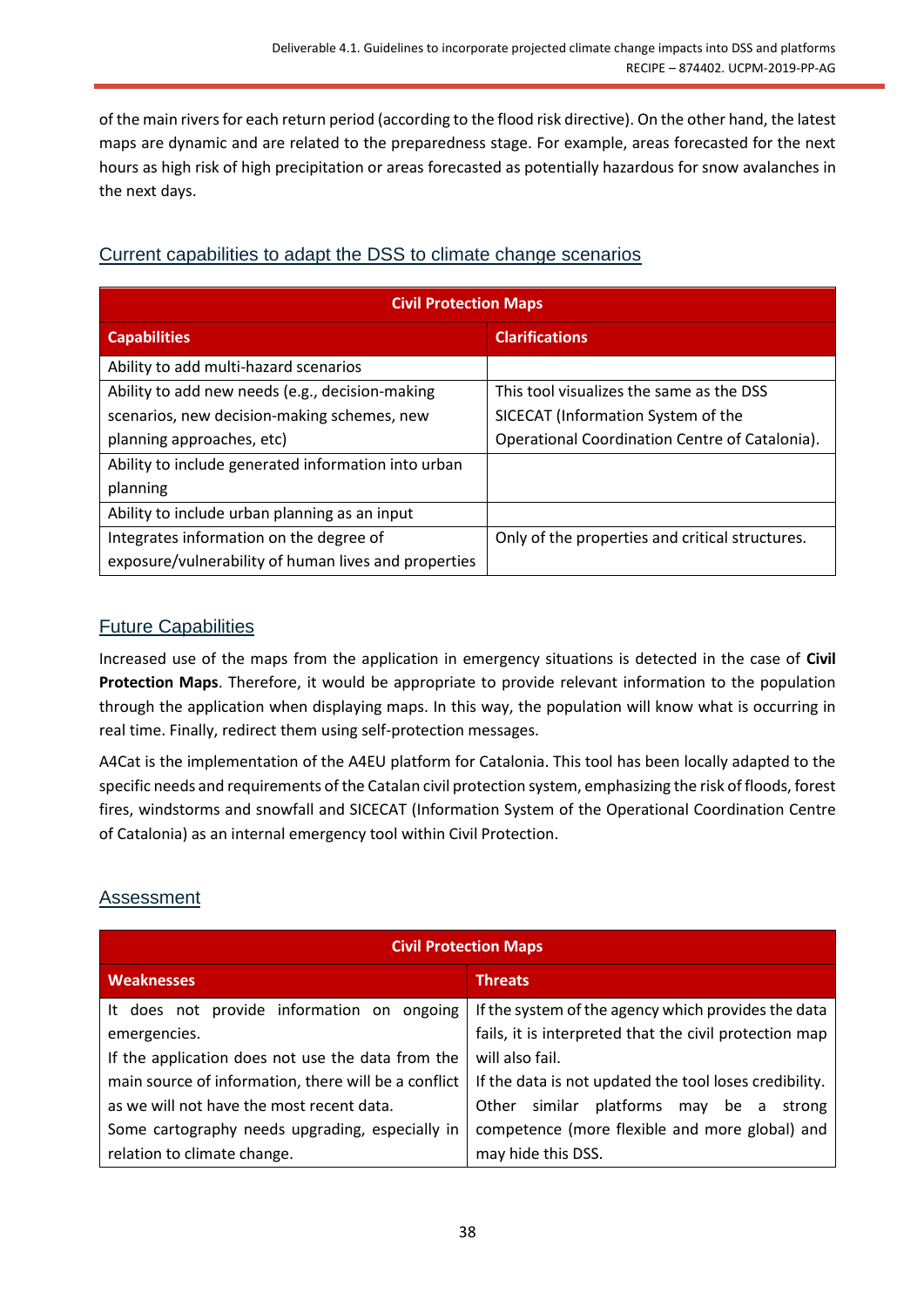of the main rivers for each return period (according to the flood risk directive). On the other hand, the latest maps are dynamic and are related to the preparedness stage. For example, areas forecasted for the next hours as high risk of high precipitation or areas forecasted as potentially hazardous for snow avalanches in the next days.

## Current capabilities to adapt the DSS to climate change scenarios

| Civil Protection Maps | |
|---|---|
| **Capabilities** | **Clarifications** |
| Ability to add multi-hazard scenarios | |
| Ability to add new needs (e.g., decision-making scenarios, new decision-making schemes, new planning approaches, etc) | This tool visualizes the same as the DSS SICECAT (Information System of the Operational Coordination Centre of Catalonia). |
| Ability to include generated information into urban planning | |
| Ability to include urban planning as an input | |
| Integrates information on the degree of exposure/vulnerability of human lives and properties | Only of the properties and critical structures. |

## Future Capabilities

Increased use of the maps from the application in emergency situations is detected in the case of **Civil Protection Maps**. Therefore, it would be appropriate to provide relevant information to the population through the application when displaying maps. In this way, the population will know what is occurring in real time. Finally, redirect them using self-protection messages.

A4Cat is the implementation of the A4EU platform for Catalonia. This tool has been locally adapted to the specific needs and requirements of the Catalan civil protection system, emphasizing the risk of floods, forest fires, windstorms and snowfall and SICECAT (Information System of the Operational Coordination Centre of Catalonia) as an internal emergency tool within Civil Protection.

## Assessment

| Civil Protection Maps | |
|---|---|
| **Weaknesses** | **Threats** |
| It does not provide information on ongoing emergencies.<br>If the application does not use the data from the main source of information, there will be a conflict as we will not have the most recent data.<br>Some cartography needs upgrading, especially in relation to climate change. | If the system of the agency which provides the data fails, it is interpreted that the civil protection map will also fail.<br>If the data is not updated the tool loses credibility.<br>Other similar platforms may be a strong competence (more flexible and more global) and may hide this DSS. |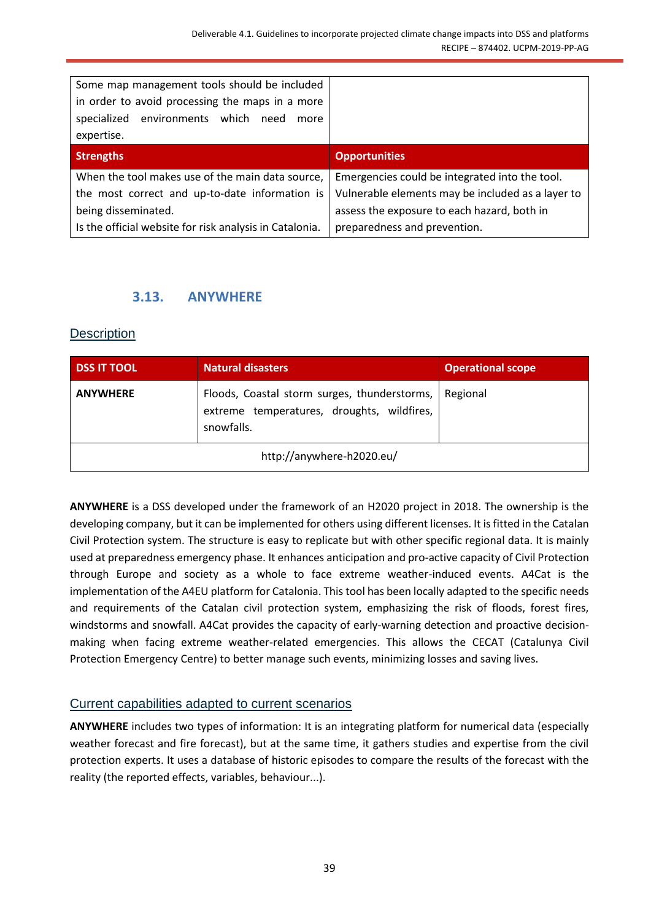| | |
|---|---|
| Some map management tools should be included in order to avoid processing the maps in a more specialized environments which need more expertise. | |
| **Strengths** | **Opportunities** |
| When the tool makes use of the main data source, the most correct and up-to-date information is being disseminated.<br>Is the official website for risk analysis in Catalonia. | Emergencies could be integrated into the tool.<br>Vulnerable elements may be included as a layer to assess the exposure to each hazard, both in preparedness and prevention. |

### 3.13. ANYWHERE

#### Description

| DSS IT TOOL | Natural disasters | Operational scope |
|---|---|---|
| **ANYWHERE** | Floods, Coastal storm surges, thunderstorms, extreme temperatures, droughts, wildfires, snowfalls. | Regional |
| http://anywhere-h2020.eu/ | | |

**ANYWHERE** is a DSS developed under the framework of an H2020 project in 2018. The ownership is the developing company, but it can be implemented for others using different licenses. It is fitted in the Catalan Civil Protection system. The structure is easy to replicate but with other specific regional data. It is mainly used at preparedness emergency phase. It enhances anticipation and pro-active capacity of Civil Protection through Europe and society as a whole to face extreme weather-induced events. A4Cat is the implementation of the A4EU platform for Catalonia. This tool has been locally adapted to the specific needs and requirements of the Catalan civil protection system, emphasizing the risk of floods, forest fires, windstorms and snowfall. A4Cat provides the capacity of early-warning detection and proactive decision-making when facing extreme weather-related emergencies. This allows the CECAT (Catalunya Civil Protection Emergency Centre) to better manage such events, minimizing losses and saving lives.

#### Current capabilities adapted to current scenarios

**ANYWHERE** includes two types of information: It is an integrating platform for numerical data (especially weather forecast and fire forecast), but at the same time, it gathers studies and expertise from the civil protection experts. It uses a database of historic episodes to compare the results of the forecast with the reality (the reported effects, variables, behaviour...).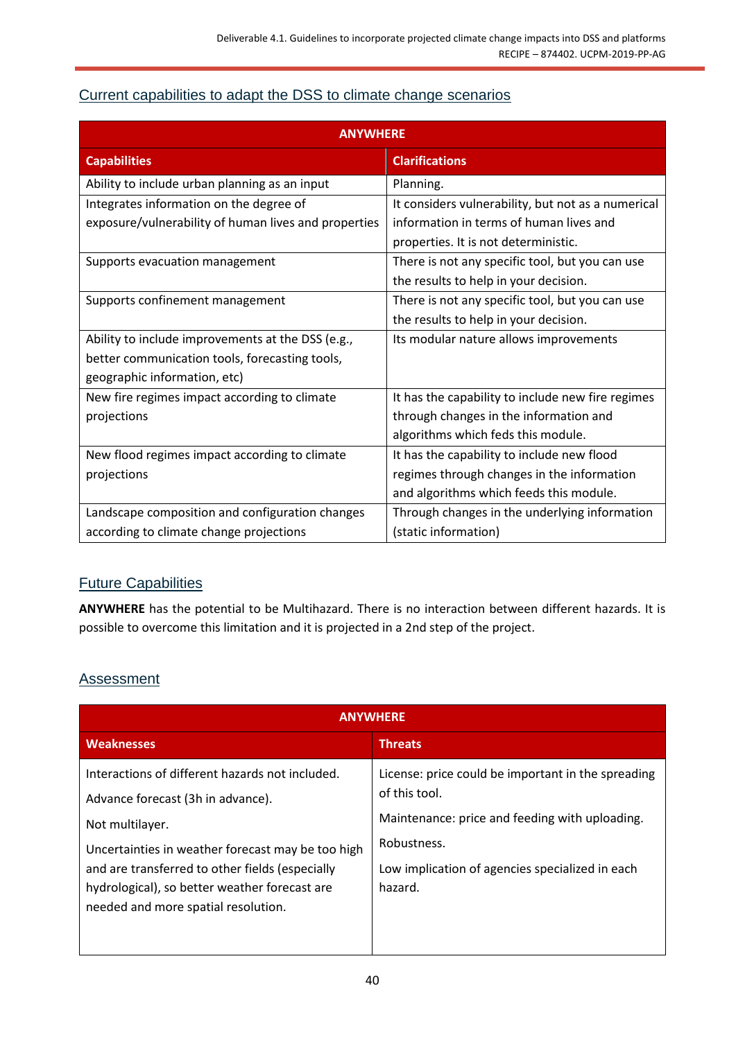## Current capabilities to adapt the DSS to climate change scenarios

| ANYWHERE | |
|---|---|
| **Capabilities** | **Clarifications** |
| Ability to include urban planning as an input | Planning. |
| Integrates information on the degree of exposure/vulnerability of human lives and properties | It considers vulnerability, but not as a numerical information in terms of human lives and properties. It is not deterministic. |
| Supports evacuation management | There is not any specific tool, but you can use the results to help in your decision. |
| Supports confinement management | There is not any specific tool, but you can use the results to help in your decision. |
| Ability to include improvements at the DSS (e.g., better communication tools, forecasting tools, geographic information, etc) | Its modular nature allows improvements |
| New fire regimes impact according to climate projections | It has the capability to include new fire regimes through changes in the information and algorithms which feds this module. |
| New flood regimes impact according to climate projections | It has the capability to include new flood regimes through changes in the information and algorithms which feeds this module. |
| Landscape composition and configuration changes according to climate change projections | Through changes in the underlying information (static information) |

## Future Capabilities

**ANYWHERE** has the potential to be Multihazard. There is no interaction between different hazards. It is possible to overcome this limitation and it is projected in a 2nd step of the project.

## Assessment

| ANYWHERE | |
|---|---|
| **Weaknesses** | **Threats** |
| Interactions of different hazards not included.<br><br>Advance forecast (3h in advance).<br><br>Not multilayer.<br><br>Uncertainties in weather forecast may be too high and are transferred to other fields (especially hydrological), so better weather forecast are needed and more spatial resolution. | License: price could be important in the spreading of this tool.<br><br>Maintenance: price and feeding with uploading.<br><br>Robustness.<br><br>Low implication of agencies specialized in each hazard. |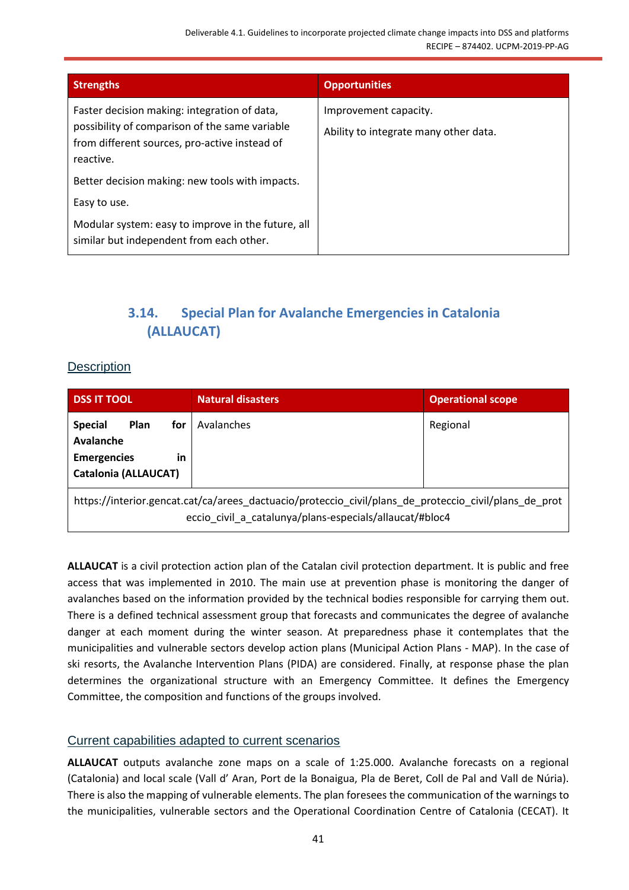| Strengths | Opportunities |
|---|---|
| Faster decision making: integration of data, possibility of comparison of the same variable from different sources, pro-active instead of reactive.<br><br>Better decision making: new tools with impacts.<br><br>Easy to use.<br><br>Modular system: easy to improve in the future, all similar but independent from each other. | Improvement capacity.<br><br>Ability to integrate many other data. |

### 3.14. Special Plan for Avalanche Emergencies in Catalonia (ALLAUCAT)

#### Description

| DSS IT TOOL | Natural disasters | Operational scope |
|---|---|---|
| **Special Plan for Avalanche Emergencies in Catalonia (ALLAUCAT)** | Avalanches | Regional |
| https://interior.gencat.cat/ca/arees_dactuacio/proteccio_civil/plans_de_proteccio_civil/plans_de_proteccio_civil_a_catalunya/plans-especials/allaucat/#bloc4 | | |

**ALLAUCAT** is a civil protection action plan of the Catalan civil protection department. It is public and free access that was implemented in 2010. The main use at prevention phase is monitoring the danger of avalanches based on the information provided by the technical bodies responsible for carrying them out. There is a defined technical assessment group that forecasts and communicates the degree of avalanche danger at each moment during the winter season. At preparedness phase it contemplates that the municipalities and vulnerable sectors develop action plans (Municipal Action Plans - MAP). In the case of ski resorts, the Avalanche Intervention Plans (PIDA) are considered. Finally, at response phase the plan determines the organizational structure with an Emergency Committee. It defines the Emergency Committee, the composition and functions of the groups involved.

#### Current capabilities adapted to current scenarios

**ALLAUCAT** outputs avalanche zone maps on a scale of 1:25.000. Avalanche forecasts on a regional (Catalonia) and local scale (Vall d' Aran, Port de la Bonaigua, Pla de Beret, Coll de Pal and Vall de Núria). There is also the mapping of vulnerable elements. The plan foresees the communication of the warnings to the municipalities, vulnerable sectors and the Operational Coordination Centre of Catalonia (CECAT). It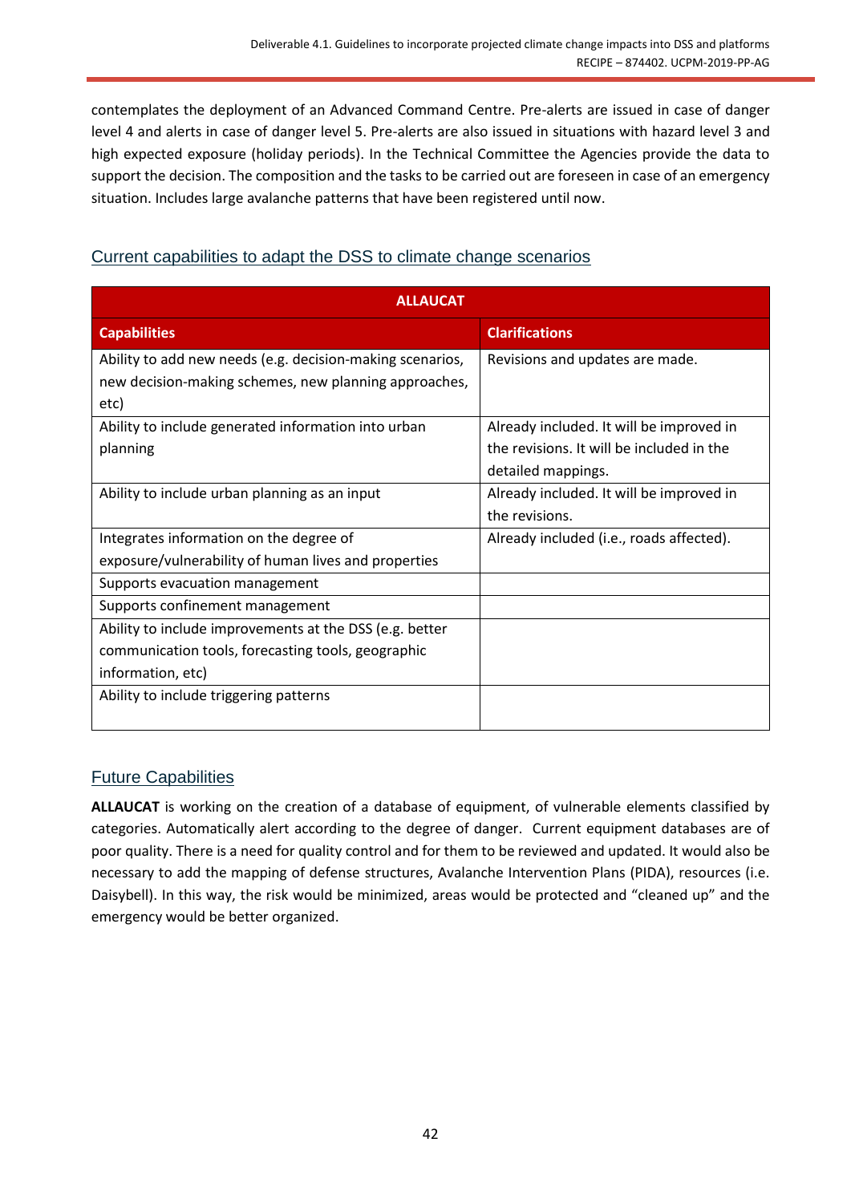contemplates the deployment of an Advanced Command Centre. Pre-alerts are issued in case of danger level 4 and alerts in case of danger level 5. Pre-alerts are also issued in situations with hazard level 3 and high expected exposure (holiday periods). In the Technical Committee the Agencies provide the data to support the decision. The composition and the tasks to be carried out are foreseen in case of an emergency situation. Includes large avalanche patterns that have been registered until now.

## Current capabilities to adapt the DSS to climate change scenarios

| **ALLAUCAT** | |
|---|---|
| **Capabilities** | **Clarifications** |
| Ability to add new needs (e.g. decision-making scenarios, new decision-making schemes, new planning approaches, etc) | Revisions and updates are made. |
| Ability to include generated information into urban planning | Already included. It will be improved in the revisions. It will be included in the detailed mappings. |
| Ability to include urban planning as an input | Already included. It will be improved in the revisions. |
| Integrates information on the degree of exposure/vulnerability of human lives and properties | Already included (i.e., roads affected). |
| Supports evacuation management | |
| Supports confinement management | |
| Ability to include improvements at the DSS (e.g. better communication tools, forecasting tools, geographic information, etc) | |
| Ability to include triggering patterns | |

## Future Capabilities

**ALLAUCAT** is working on the creation of a database of equipment, of vulnerable elements classified by categories. Automatically alert according to the degree of danger. Current equipment databases are of poor quality. There is a need for quality control and for them to be reviewed and updated. It would also be necessary to add the mapping of defense structures, Avalanche Intervention Plans (PIDA), resources (i.e. Daisybell). In this way, the risk would be minimized, areas would be protected and "cleaned up" and the emergency would be better organized.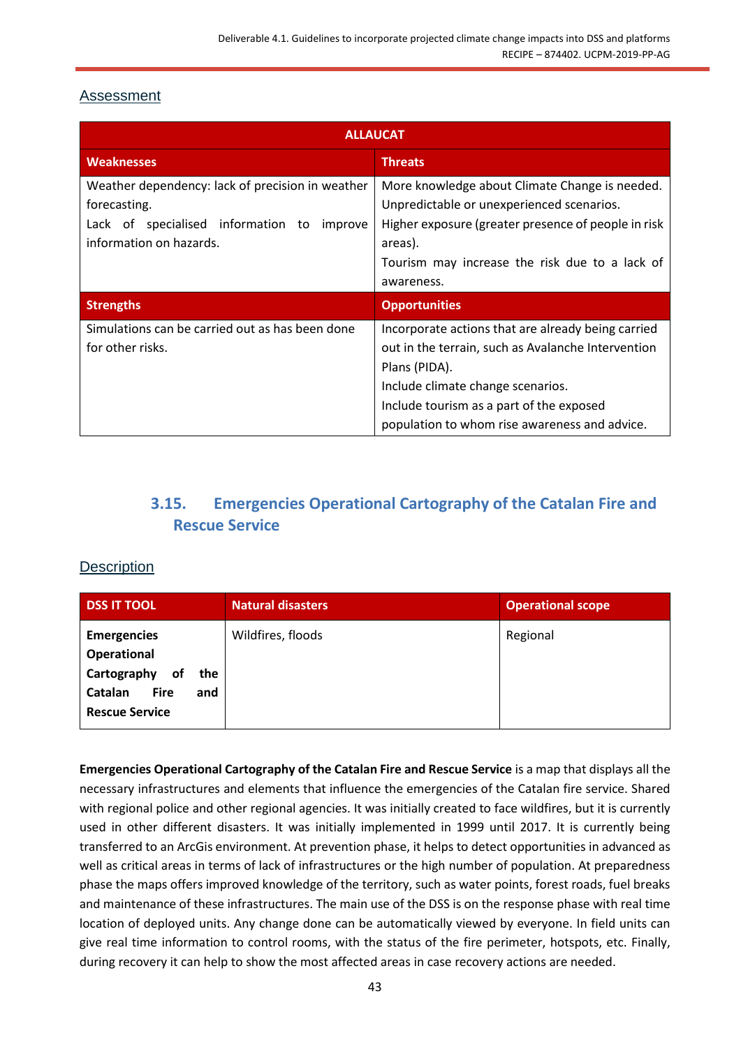## Assessment

| ALLAUCAT | |
|---|---|
| **Weaknesses** | **Threats** |
| Weather dependency: lack of precision in weather forecasting.<br>Lack of specialised information to improve information on hazards. | More knowledge about Climate Change is needed.<br>Unpredictable or unexperienced scenarios.<br>Higher exposure (greater presence of people in risk areas).<br>Tourism may increase the risk due to a lack of awareness. |
| **Strengths** | **Opportunities** |
| Simulations can be carried out as has been done for other risks. | Incorporate actions that are already being carried out in the terrain, such as Avalanche Intervention Plans (PIDA).<br>Include climate change scenarios.<br>Include tourism as a part of the exposed population to whom rise awareness and advice. |

## 3.15. Emergencies Operational Cartography of the Catalan Fire and Rescue Service

## Description

| DSS IT TOOL | Natural disasters | Operational scope |
|---|---|---|
| **Emergencies Operational Cartography of the Catalan Fire and Rescue Service** | Wildfires, floods | Regional |

**Emergencies Operational Cartography of the Catalan Fire and Rescue Service** is a map that displays all the necessary infrastructures and elements that influence the emergencies of the Catalan fire service. Shared with regional police and other regional agencies. It was initially created to face wildfires, but it is currently used in other different disasters. It was initially implemented in 1999 until 2017. It is currently being transferred to an ArcGis environment. At prevention phase, it helps to detect opportunities in advanced as well as critical areas in terms of lack of infrastructures or the high number of population. At preparedness phase the maps offers improved knowledge of the territory, such as water points, forest roads, fuel breaks and maintenance of these infrastructures. The main use of the DSS is on the response phase with real time location of deployed units. Any change done can be automatically viewed by everyone. In field units can give real time information to control rooms, with the status of the fire perimeter, hotspots, etc. Finally, during recovery it can help to show the most affected areas in case recovery actions are needed.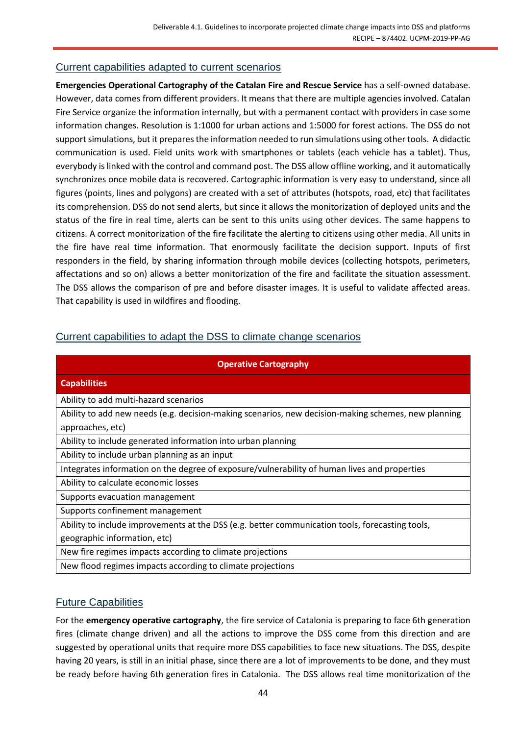## Current capabilities adapted to current scenarios

**Emergencies Operational Cartography of the Catalan Fire and Rescue Service** has a self-owned database. However, data comes from different providers. It means that there are multiple agencies involved. Catalan Fire Service organize the information internally, but with a permanent contact with providers in case some information changes. Resolution is 1:1000 for urban actions and 1:5000 for forest actions. The DSS do not support simulations, but it prepares the information needed to run simulations using other tools. A didactic communication is used. Field units work with smartphones or tablets (each vehicle has a tablet). Thus, everybody is linked with the control and command post. The DSS allow offline working, and it automatically synchronizes once mobile data is recovered. Cartographic information is very easy to understand, since all figures (points, lines and polygons) are created with a set of attributes (hotspots, road, etc) that facilitates its comprehension. DSS do not send alerts, but since it allows the monitorization of deployed units and the status of the fire in real time, alerts can be sent to this units using other devices. The same happens to citizens. A correct monitorization of the fire facilitate the alerting to citizens using other media. All units in the fire have real time information. That enormously facilitate the decision support. Inputs of first responders in the field, by sharing information through mobile devices (collecting hotspots, perimeters, affectations and so on) allows a better monitorization of the fire and facilitate the situation assessment. The DSS allows the comparison of pre and before disaster images. It is useful to validate affected areas. That capability is used in wildfires and flooding.

## Current capabilities to adapt the DSS to climate change scenarios

| Operative Cartography |
|---|
| **Capabilities** |
| Ability to add multi-hazard scenarios |
| Ability to add new needs (e.g. decision-making scenarios, new decision-making schemes, new planning approaches, etc) |
| Ability to include generated information into urban planning |
| Ability to include urban planning as an input |
| Integrates information on the degree of exposure/vulnerability of human lives and properties |
| Ability to calculate economic losses |
| Supports evacuation management |
| Supports confinement management |
| Ability to include improvements at the DSS (e.g. better communication tools, forecasting tools, geographic information, etc) |
| New fire regimes impacts according to climate projections |
| New flood regimes impacts according to climate projections |

## Future Capabilities

For the **emergency operative cartography**, the fire service of Catalonia is preparing to face 6th generation fires (climate change driven) and all the actions to improve the DSS come from this direction and are suggested by operational units that require more DSS capabilities to face new situations. The DSS, despite having 20 years, is still in an initial phase, since there are a lot of improvements to be done, and they must be ready before having 6th generation fires in Catalonia. The DSS allows real time monitorization of the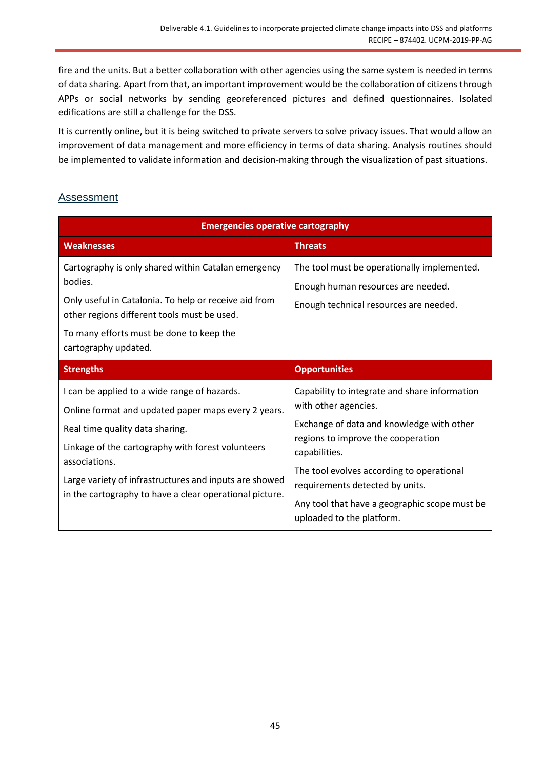fire and the units. But a better collaboration with other agencies using the same system is needed in terms of data sharing. Apart from that, an important improvement would be the collaboration of citizens through APPs or social networks by sending georeferenced pictures and defined questionnaires. Isolated edifications are still a challenge for the DSS.

It is currently online, but it is being switched to private servers to solve privacy issues. That would allow an improvement of data management and more efficiency in terms of data sharing. Analysis routines should be implemented to validate information and decision-making through the visualization of past situations.

## Assessment

| Emergencies operative cartography | |
|---|---|
| **Weaknesses** | **Threats** |
| Cartography is only shared within Catalan emergency bodies.<br><br>Only useful in Catalonia. To help or receive aid from other regions different tools must be used.<br><br>To many efforts must be done to keep the cartography updated. | The tool must be operationally implemented.<br><br>Enough human resources are needed.<br><br>Enough technical resources are needed. |
| **Strengths** | **Opportunities** |
| I can be applied to a wide range of hazards.<br><br>Online format and updated paper maps every 2 years.<br><br>Real time quality data sharing.<br><br>Linkage of the cartography with forest volunteers associations.<br><br>Large variety of infrastructures and inputs are showed in the cartography to have a clear operational picture. | Capability to integrate and share information with other agencies.<br><br>Exchange of data and knowledge with other regions to improve the cooperation capabilities.<br><br>The tool evolves according to operational requirements detected by units.<br><br>Any tool that have a geographic scope must be uploaded to the platform. |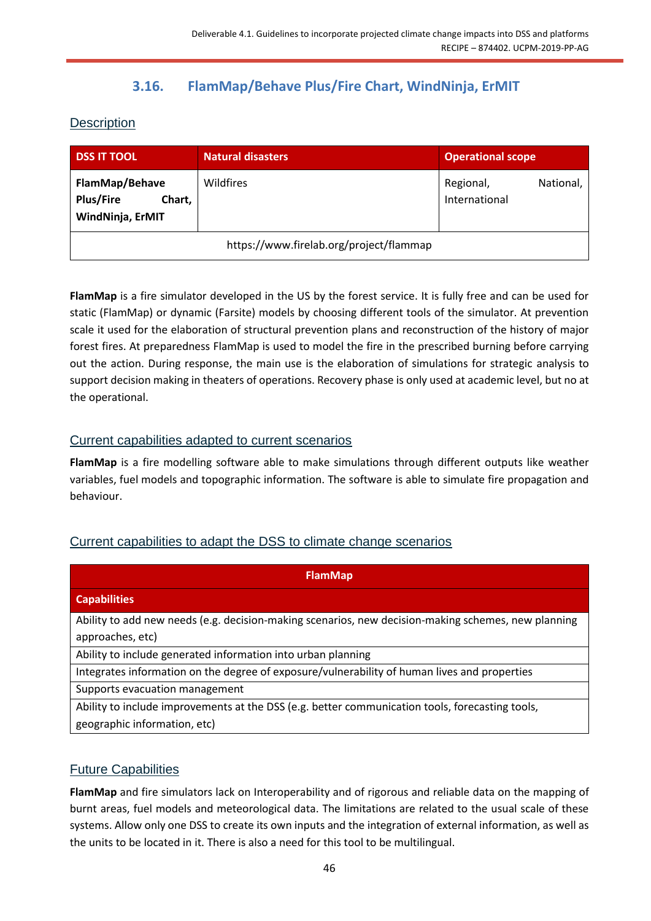## 3.16. FlamMap/Behave Plus/Fire Chart, WindNinja, ErMIT

### Description

| DSS IT TOOL | Natural disasters | Operational scope |
|---|---|---|
| **FlamMap/Behave Plus/Fire Chart, WindNinja, ErMIT** | Wildfires | Regional, National, International |
| https://www.firelab.org/project/flammap | | |

**FlamMap** is a fire simulator developed in the US by the forest service. It is fully free and can be used for static (FlamMap) or dynamic (Farsite) models by choosing different tools of the simulator. At prevention scale it used for the elaboration of structural prevention plans and reconstruction of the history of major forest fires. At preparedness FlamMap is used to model the fire in the prescribed burning before carrying out the action. During response, the main use is the elaboration of simulations for strategic analysis to support decision making in theaters of operations. Recovery phase is only used at academic level, but no at the operational.

### Current capabilities adapted to current scenarios

**FlamMap** is a fire modelling software able to make simulations through different outputs like weather variables, fuel models and topographic information. The software is able to simulate fire propagation and behaviour.

### Current capabilities to adapt the DSS to climate change scenarios

| FlamMap |
|---|
| **Capabilities** |
| Ability to add new needs (e.g. decision-making scenarios, new decision-making schemes, new planning approaches, etc) |
| Ability to include generated information into urban planning |
| Integrates information on the degree of exposure/vulnerability of human lives and properties |
| Supports evacuation management |
| Ability to include improvements at the DSS (e.g. better communication tools, forecasting tools, geographic information, etc) |

### Future Capabilities

**FlamMap** and fire simulators lack on Interoperability and of rigorous and reliable data on the mapping of burnt areas, fuel models and meteorological data. The limitations are related to the usual scale of these systems. Allow only one DSS to create its own inputs and the integration of external information, as well as the units to be located in it. There is also a need for this tool to be multilingual.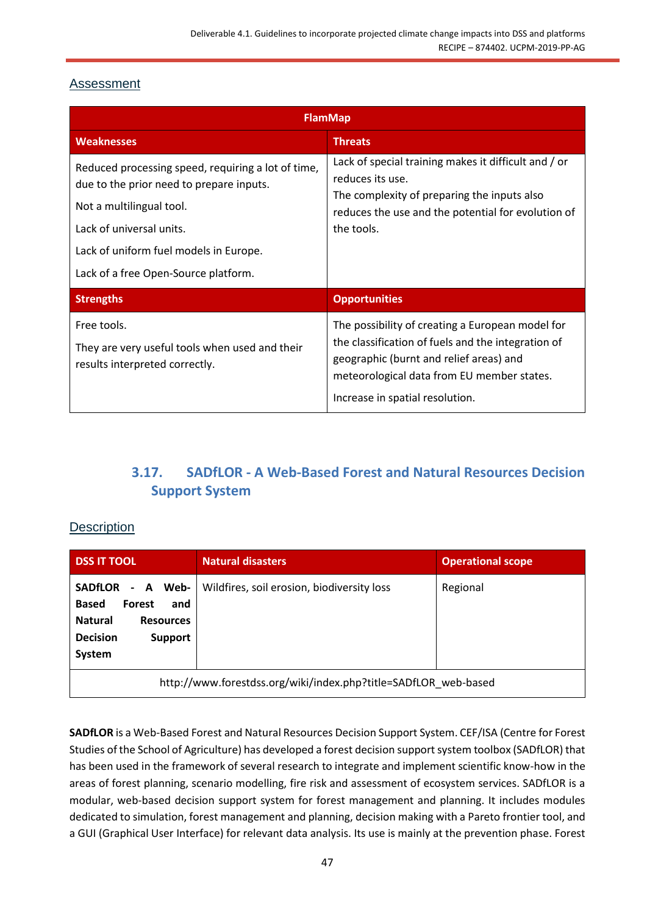### Assessment

| FlamMap | |
|---|---|
| **Weaknesses** | **Threats** |
| Reduced processing speed, requiring a lot of time, due to the prior need to prepare inputs.<br><br>Not a multilingual tool.<br><br>Lack of universal units.<br><br>Lack of uniform fuel models in Europe.<br><br>Lack of a free Open-Source platform. | Lack of special training makes it difficult and / or reduces its use.<br>The complexity of preparing the inputs also reduces the use and the potential for evolution of the tools. |
| **Strengths** | **Opportunities** |
| Free tools.<br><br>They are very useful tools when used and their results interpreted correctly. | The possibility of creating a European model for the classification of fuels and the integration of geographic (burnt and relief areas) and meteorological data from EU member states.<br><br>Increase in spatial resolution. |

## 3.17. SADfLOR - A Web-Based Forest and Natural Resources Decision Support System

### Description

| DSS IT TOOL | Natural disasters | Operational scope |
|---|---|---|
| **SADfLOR - A Web-Based Forest and Natural Resources Decision Support System** | Wildfires, soil erosion, biodiversity loss | Regional |
| http://www.forestdss.org/wiki/index.php?title=SADfLOR_web-based | | |

**SADfLOR** is a Web-Based Forest and Natural Resources Decision Support System. CEF/ISA (Centre for Forest Studies of the School of Agriculture) has developed a forest decision support system toolbox (SADfLOR) that has been used in the framework of several research to integrate and implement scientific know-how in the areas of forest planning, scenario modelling, fire risk and assessment of ecosystem services. SADfLOR is a modular, web-based decision support system for forest management and planning. It includes modules dedicated to simulation, forest management and planning, decision making with a Pareto frontier tool, and a GUI (Graphical User Interface) for relevant data analysis. Its use is mainly at the prevention phase. Forest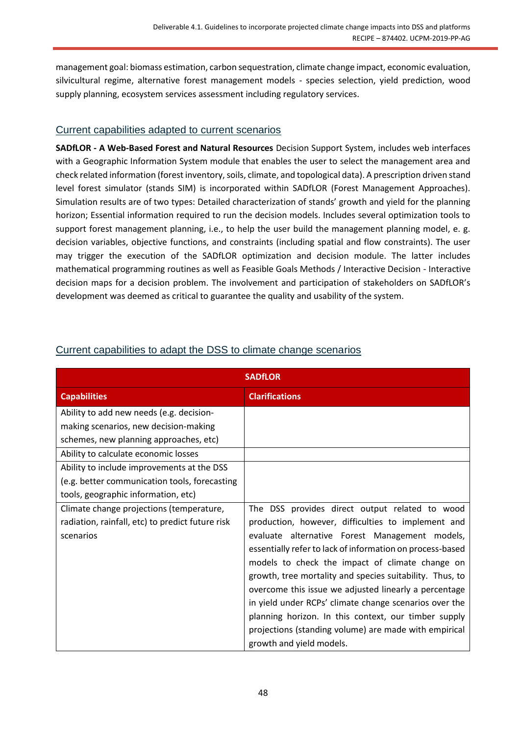management goal: biomass estimation, carbon sequestration, climate change impact, economic evaluation, silvicultural regime, alternative forest management models - species selection, yield prediction, wood supply planning, ecosystem services assessment including regulatory services.

## Current capabilities adapted to current scenarios

**SADfLOR - A Web-Based Forest and Natural Resources** Decision Support System, includes web interfaces with a Geographic Information System module that enables the user to select the management area and check related information (forest inventory, soils, climate, and topological data). A prescription driven stand level forest simulator (stands SIM) is incorporated within SADfLOR (Forest Management Approaches). Simulation results are of two types: Detailed characterization of stands' growth and yield for the planning horizon; Essential information required to run the decision models. Includes several optimization tools to support forest management planning, i.e., to help the user build the management planning model, e. g. decision variables, objective functions, and constraints (including spatial and flow constraints). The user may trigger the execution of the SADfLOR optimization and decision module. The latter includes mathematical programming routines as well as Feasible Goals Methods / Interactive Decision - Interactive decision maps for a decision problem. The involvement and participation of stakeholders on SADfLOR's development was deemed as critical to guarantee the quality and usability of the system.

## Current capabilities to adapt the DSS to climate change scenarios

| SADfLOR | |
|---|---|
| **Capabilities** | **Clarifications** |
| Ability to add new needs (e.g. decision-making scenarios, new decision-making schemes, new planning approaches, etc) | |
| Ability to calculate economic losses | |
| Ability to include improvements at the DSS (e.g. better communication tools, forecasting tools, geographic information, etc) | |
| Climate change projections (temperature, radiation, rainfall, etc) to predict future risk scenarios | The DSS provides direct output related to wood production, however, difficulties to implement and evaluate alternative Forest Management models, essentially refer to lack of information on process-based models to check the impact of climate change on growth, tree mortality and species suitability. Thus, to overcome this issue we adjusted linearly a percentage in yield under RCPs' climate change scenarios over the planning horizon. In this context, our timber supply projections (standing volume) are made with empirical growth and yield models. |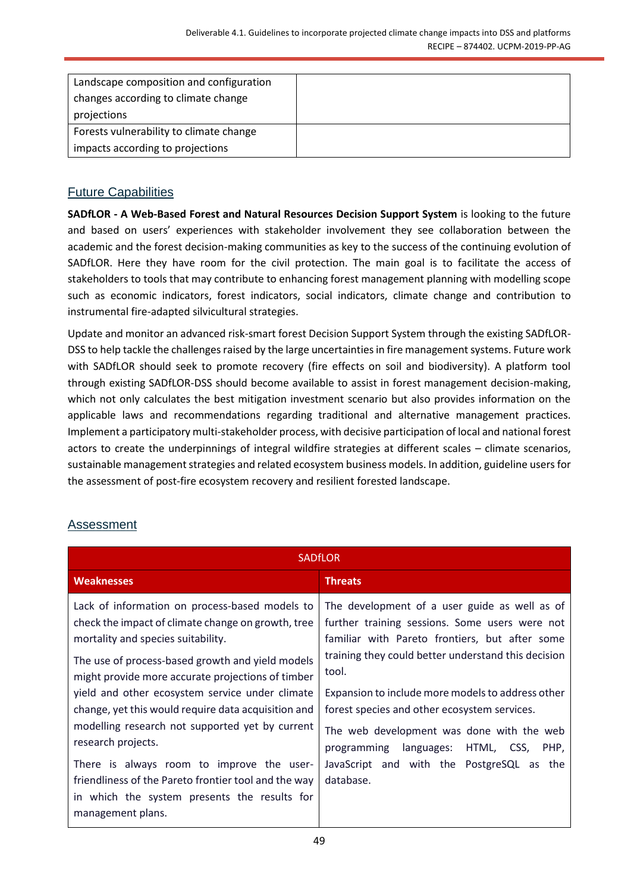| Landscape composition and configuration changes according to climate change projections | |
|---|---|
| Forests vulnerability to climate change impacts according to projections | |

## Future Capabilities

**SADfLOR - A Web-Based Forest and Natural Resources Decision Support System** is looking to the future and based on users' experiences with stakeholder involvement they see collaboration between the academic and the forest decision-making communities as key to the success of the continuing evolution of SADfLOR. Here they have room for the civil protection. The main goal is to facilitate the access of stakeholders to tools that may contribute to enhancing forest management planning with modelling scope such as economic indicators, forest indicators, social indicators, climate change and contribution to instrumental fire-adapted silvicultural strategies.

Update and monitor an advanced risk-smart forest Decision Support System through the existing SADfLOR-DSS to help tackle the challenges raised by the large uncertainties in fire management systems. Future work with SADfLOR should seek to promote recovery (fire effects on soil and biodiversity). A platform tool through existing SADfLOR-DSS should become available to assist in forest management decision-making, which not only calculates the best mitigation investment scenario but also provides information on the applicable laws and recommendations regarding traditional and alternative management practices. Implement a participatory multi-stakeholder process, with decisive participation of local and national forest actors to create the underpinnings of integral wildfire strategies at different scales – climate scenarios, sustainable management strategies and related ecosystem business models. In addition, guideline users for the assessment of post-fire ecosystem recovery and resilient forested landscape.

## Assessment

| SADfLOR | |
|---|---|
| **Weaknesses** | **Threats** |
| Lack of information on process-based models to check the impact of climate change on growth, tree mortality and species suitability.<br><br>The use of process-based growth and yield models might provide more accurate projections of timber yield and other ecosystem service under climate change, yet this would require data acquisition and modelling research not supported yet by current research projects.<br><br>There is always room to improve the user-friendliness of the Pareto frontier tool and the way in which the system presents the results for management plans. | The development of a user guide as well as of further training sessions. Some users were not familiar with Pareto frontiers, but after some training they could better understand this decision tool.<br><br>Expansion to include more models to address other forest species and other ecosystem services.<br><br>The web development was done with the web programming languages: HTML, CSS, PHP, JavaScript and with the PostgreSQL as the database. |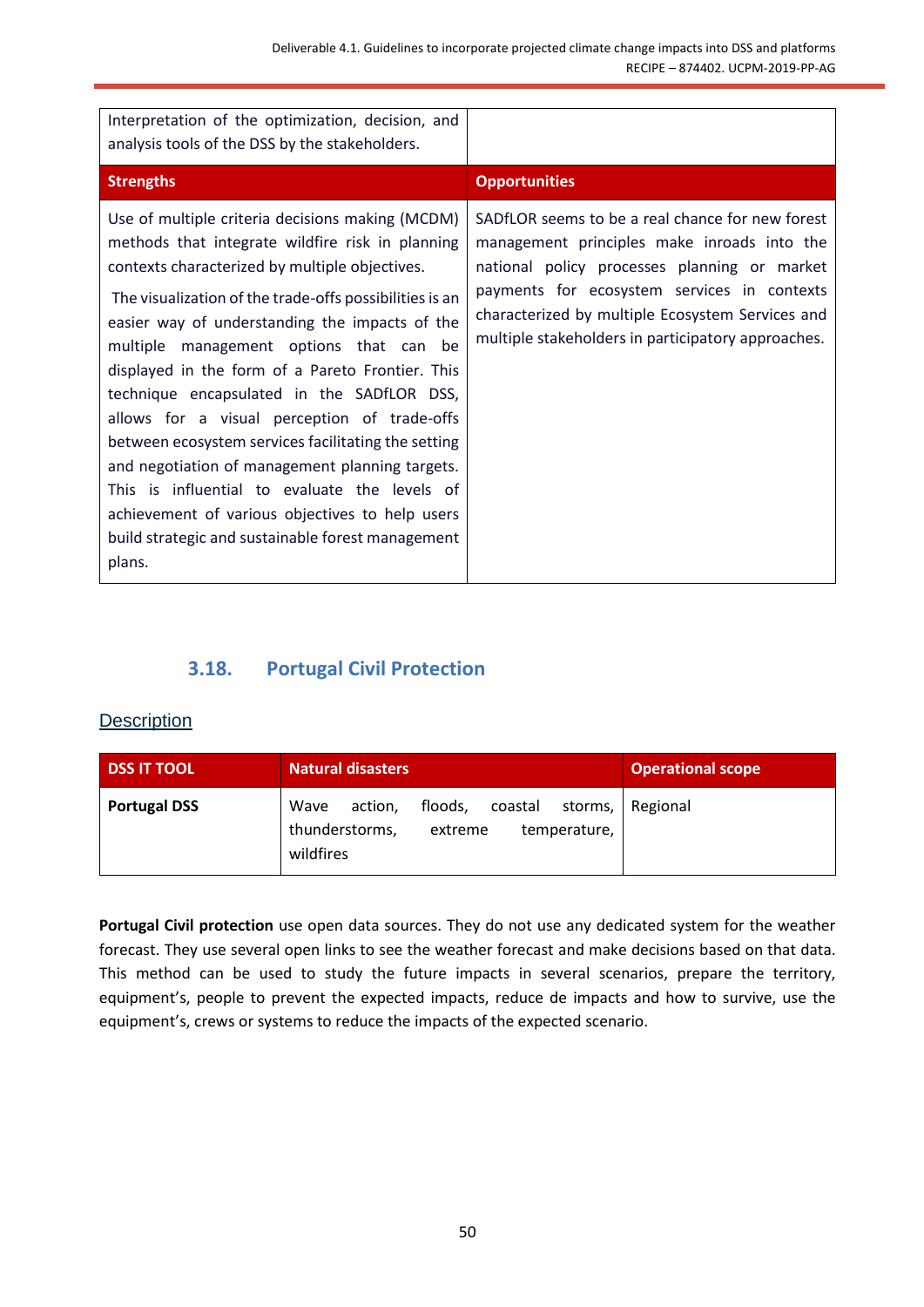| Interpretation of the optimization, decision, and analysis tools of the DSS by the stakeholders. | |
|---|---|
| **Strengths** | **Opportunities** |
| Use of multiple criteria decisions making (MCDM) methods that integrate wildfire risk in planning contexts characterized by multiple objectives.<br><br>The visualization of the trade-offs possibilities is an easier way of understanding the impacts of the multiple management options that can be displayed in the form of a Pareto Frontier. This technique encapsulated in the SADfLOR DSS, allows for a visual perception of trade-offs between ecosystem services facilitating the setting and negotiation of management planning targets. This is influential to evaluate the levels of achievement of various objectives to help users build strategic and sustainable forest management plans. | SADfLOR seems to be a real chance for new forest management principles make inroads into the national policy processes planning or market payments for ecosystem services in contexts characterized by multiple Ecosystem Services and multiple stakeholders in participatory approaches. |

## 3.18. Portugal Civil Protection

### Description

| DSS IT TOOL | Natural disasters | Operational scope |
|---|---|---|
| **Portugal DSS** | Wave action, floods, coastal storms, thunderstorms, extreme temperature, wildfires | Regional |

**Portugal Civil protection** use open data sources. They do not use any dedicated system for the weather forecast. They use several open links to see the weather forecast and make decisions based on that data. This method can be used to study the future impacts in several scenarios, prepare the territory, equipment's, people to prevent the expected impacts, reduce de impacts and how to survive, use the equipment's, crews or systems to reduce the impacts of the expected scenario.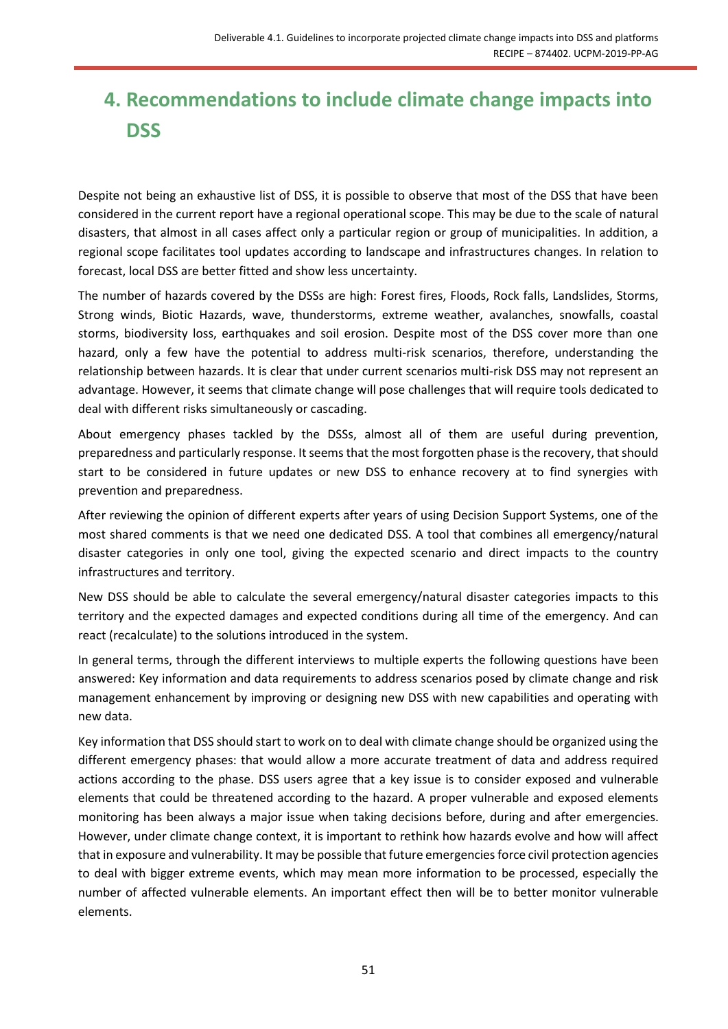# 4. Recommendations to include climate change impacts into DSS

Despite not being an exhaustive list of DSS, it is possible to observe that most of the DSS that have been considered in the current report have a regional operational scope. This may be due to the scale of natural disasters, that almost in all cases affect only a particular region or group of municipalities. In addition, a regional scope facilitates tool updates according to landscape and infrastructures changes. In relation to forecast, local DSS are better fitted and show less uncertainty.

The number of hazards covered by the DSSs are high: Forest fires, Floods, Rock falls, Landslides, Storms, Strong winds, Biotic Hazards, wave, thunderstorms, extreme weather, avalanches, snowfalls, coastal storms, biodiversity loss, earthquakes and soil erosion. Despite most of the DSS cover more than one hazard, only a few have the potential to address multi-risk scenarios, therefore, understanding the relationship between hazards. It is clear that under current scenarios multi-risk DSS may not represent an advantage. However, it seems that climate change will pose challenges that will require tools dedicated to deal with different risks simultaneously or cascading.

About emergency phases tackled by the DSSs, almost all of them are useful during prevention, preparedness and particularly response. It seems that the most forgotten phase is the recovery, that should start to be considered in future updates or new DSS to enhance recovery at to find synergies with prevention and preparedness.

After reviewing the opinion of different experts after years of using Decision Support Systems, one of the most shared comments is that we need one dedicated DSS. A tool that combines all emergency/natural disaster categories in only one tool, giving the expected scenario and direct impacts to the country infrastructures and territory.

New DSS should be able to calculate the several emergency/natural disaster categories impacts to this territory and the expected damages and expected conditions during all time of the emergency. And can react (recalculate) to the solutions introduced in the system.

In general terms, through the different interviews to multiple experts the following questions have been answered: Key information and data requirements to address scenarios posed by climate change and risk management enhancement by improving or designing new DSS with new capabilities and operating with new data.

Key information that DSS should start to work on to deal with climate change should be organized using the different emergency phases: that would allow a more accurate treatment of data and address required actions according to the phase. DSS users agree that a key issue is to consider exposed and vulnerable elements that could be threatened according to the hazard. A proper vulnerable and exposed elements monitoring has been always a major issue when taking decisions before, during and after emergencies. However, under climate change context, it is important to rethink how hazards evolve and how will affect that in exposure and vulnerability. It may be possible that future emergencies force civil protection agencies to deal with bigger extreme events, which may mean more information to be processed, especially the number of affected vulnerable elements. An important effect then will be to better monitor vulnerable elements.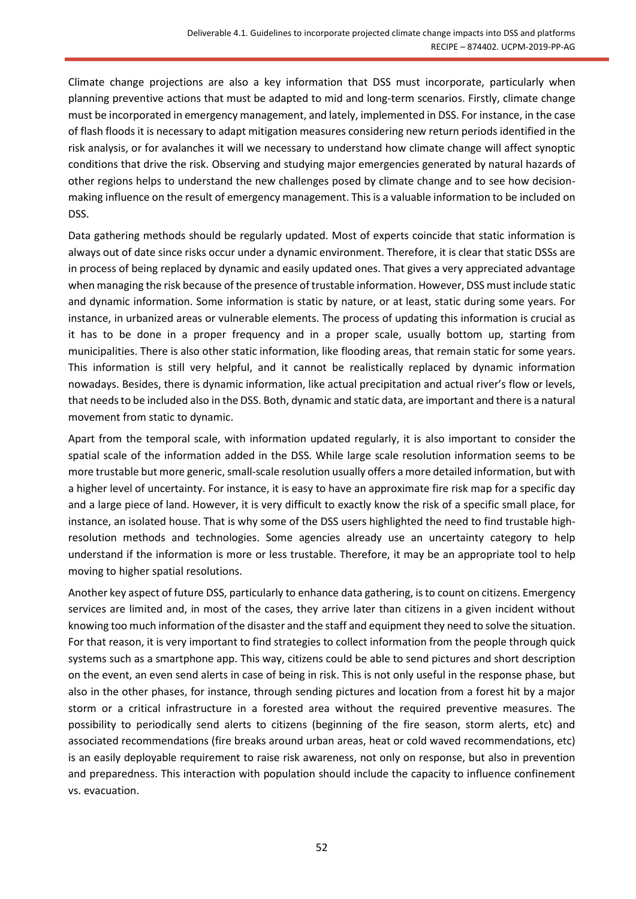Climate change projections are also a key information that DSS must incorporate, particularly when planning preventive actions that must be adapted to mid and long-term scenarios. Firstly, climate change must be incorporated in emergency management, and lately, implemented in DSS. For instance, in the case of flash floods it is necessary to adapt mitigation measures considering new return periods identified in the risk analysis, or for avalanches it will we necessary to understand how climate change will affect synoptic conditions that drive the risk. Observing and studying major emergencies generated by natural hazards of other regions helps to understand the new challenges posed by climate change and to see how decision-making influence on the result of emergency management. This is a valuable information to be included on DSS.

Data gathering methods should be regularly updated. Most of experts coincide that static information is always out of date since risks occur under a dynamic environment. Therefore, it is clear that static DSSs are in process of being replaced by dynamic and easily updated ones. That gives a very appreciated advantage when managing the risk because of the presence of trustable information. However, DSS must include static and dynamic information. Some information is static by nature, or at least, static during some years. For instance, in urbanized areas or vulnerable elements. The process of updating this information is crucial as it has to be done in a proper frequency and in a proper scale, usually bottom up, starting from municipalities. There is also other static information, like flooding areas, that remain static for some years. This information is still very helpful, and it cannot be realistically replaced by dynamic information nowadays. Besides, there is dynamic information, like actual precipitation and actual river's flow or levels, that needs to be included also in the DSS. Both, dynamic and static data, are important and there is a natural movement from static to dynamic.

Apart from the temporal scale, with information updated regularly, it is also important to consider the spatial scale of the information added in the DSS. While large scale resolution information seems to be more trustable but more generic, small-scale resolution usually offers a more detailed information, but with a higher level of uncertainty. For instance, it is easy to have an approximate fire risk map for a specific day and a large piece of land. However, it is very difficult to exactly know the risk of a specific small place, for instance, an isolated house. That is why some of the DSS users highlighted the need to find trustable high-resolution methods and technologies. Some agencies already use an uncertainty category to help understand if the information is more or less trustable. Therefore, it may be an appropriate tool to help moving to higher spatial resolutions.

Another key aspect of future DSS, particularly to enhance data gathering, is to count on citizens. Emergency services are limited and, in most of the cases, they arrive later than citizens in a given incident without knowing too much information of the disaster and the staff and equipment they need to solve the situation. For that reason, it is very important to find strategies to collect information from the people through quick systems such as a smartphone app. This way, citizens could be able to send pictures and short description on the event, an even send alerts in case of being in risk. This is not only useful in the response phase, but also in the other phases, for instance, through sending pictures and location from a forest hit by a major storm or a critical infrastructure in a forested area without the required preventive measures. The possibility to periodically send alerts to citizens (beginning of the fire season, storm alerts, etc) and associated recommendations (fire breaks around urban areas, heat or cold waved recommendations, etc) is an easily deployable requirement to raise risk awareness, not only on response, but also in prevention and preparedness. This interaction with population should include the capacity to influence confinement vs. evacuation.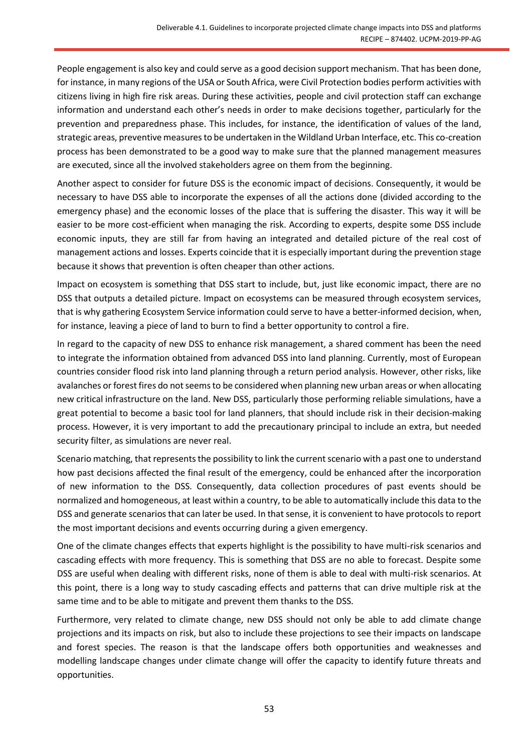People engagement is also key and could serve as a good decision support mechanism. That has been done, for instance, in many regions of the USA or South Africa, were Civil Protection bodies perform activities with citizens living in high fire risk areas. During these activities, people and civil protection staff can exchange information and understand each other's needs in order to make decisions together, particularly for the prevention and preparedness phase. This includes, for instance, the identification of values of the land, strategic areas, preventive measures to be undertaken in the Wildland Urban Interface, etc. This co-creation process has been demonstrated to be a good way to make sure that the planned management measures are executed, since all the involved stakeholders agree on them from the beginning.

Another aspect to consider for future DSS is the economic impact of decisions. Consequently, it would be necessary to have DSS able to incorporate the expenses of all the actions done (divided according to the emergency phase) and the economic losses of the place that is suffering the disaster. This way it will be easier to be more cost-efficient when managing the risk. According to experts, despite some DSS include economic inputs, they are still far from having an integrated and detailed picture of the real cost of management actions and losses. Experts coincide that it is especially important during the prevention stage because it shows that prevention is often cheaper than other actions.

Impact on ecosystem is something that DSS start to include, but, just like economic impact, there are no DSS that outputs a detailed picture. Impact on ecosystems can be measured through ecosystem services, that is why gathering Ecosystem Service information could serve to have a better-informed decision, when, for instance, leaving a piece of land to burn to find a better opportunity to control a fire.

In regard to the capacity of new DSS to enhance risk management, a shared comment has been the need to integrate the information obtained from advanced DSS into land planning. Currently, most of European countries consider flood risk into land planning through a return period analysis. However, other risks, like avalanches or forest fires do not seems to be considered when planning new urban areas or when allocating new critical infrastructure on the land. New DSS, particularly those performing reliable simulations, have a great potential to become a basic tool for land planners, that should include risk in their decision-making process. However, it is very important to add the precautionary principal to include an extra, but needed security filter, as simulations are never real.

Scenario matching, that represents the possibility to link the current scenario with a past one to understand how past decisions affected the final result of the emergency, could be enhanced after the incorporation of new information to the DSS. Consequently, data collection procedures of past events should be normalized and homogeneous, at least within a country, to be able to automatically include this data to the DSS and generate scenarios that can later be used. In that sense, it is convenient to have protocols to report the most important decisions and events occurring during a given emergency.

One of the climate changes effects that experts highlight is the possibility to have multi-risk scenarios and cascading effects with more frequency. This is something that DSS are no able to forecast. Despite some DSS are useful when dealing with different risks, none of them is able to deal with multi-risk scenarios. At this point, there is a long way to study cascading effects and patterns that can drive multiple risk at the same time and to be able to mitigate and prevent them thanks to the DSS.

Furthermore, very related to climate change, new DSS should not only be able to add climate change projections and its impacts on risk, but also to include these projections to see their impacts on landscape and forest species. The reason is that the landscape offers both opportunities and weaknesses and modelling landscape changes under climate change will offer the capacity to identify future threats and opportunities.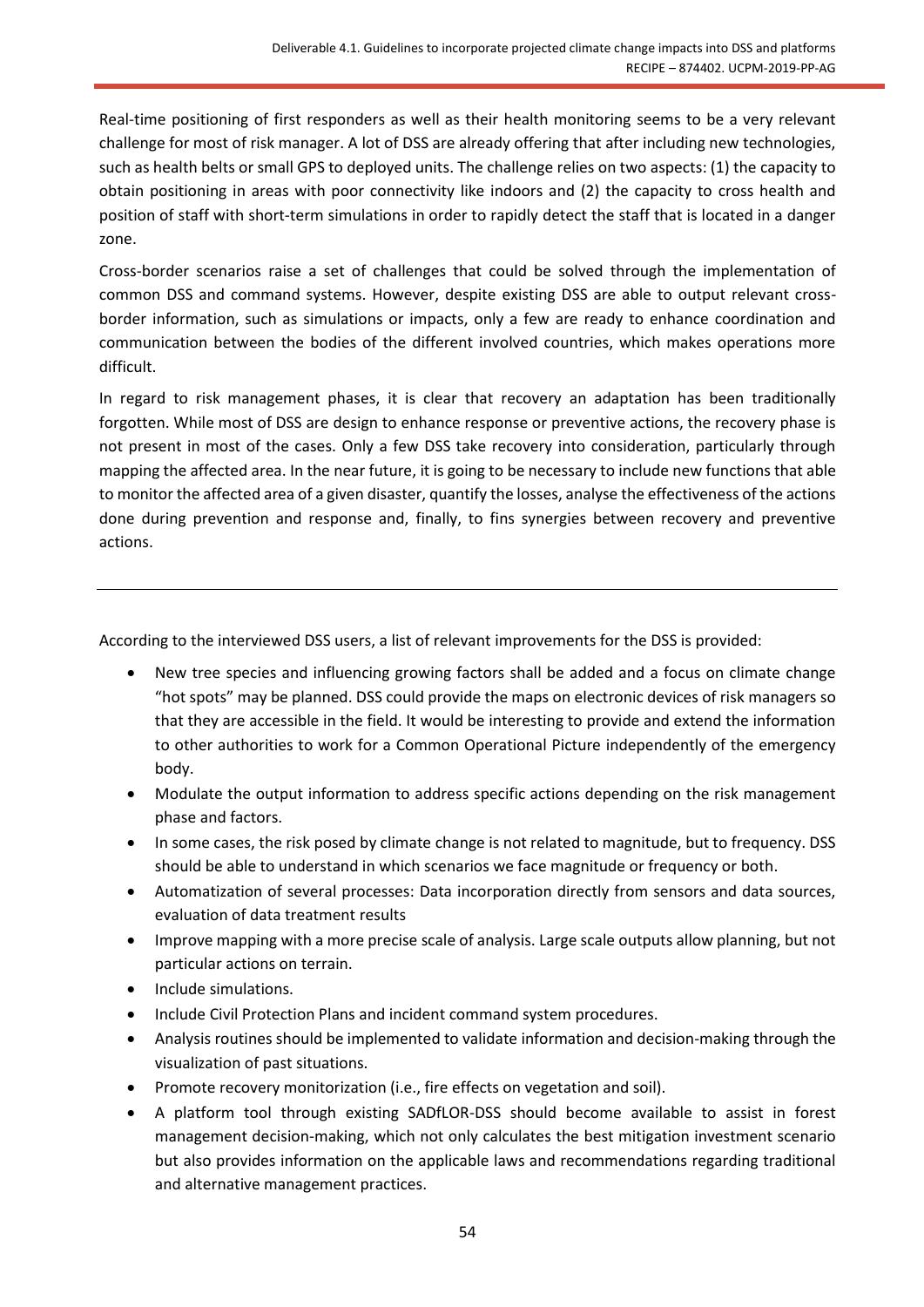Real-time positioning of first responders as well as their health monitoring seems to be a very relevant challenge for most of risk manager. A lot of DSS are already offering that after including new technologies, such as health belts or small GPS to deployed units. The challenge relies on two aspects: (1) the capacity to obtain positioning in areas with poor connectivity like indoors and (2) the capacity to cross health and position of staff with short-term simulations in order to rapidly detect the staff that is located in a danger zone.

Cross-border scenarios raise a set of challenges that could be solved through the implementation of common DSS and command systems. However, despite existing DSS are able to output relevant cross-border information, such as simulations or impacts, only a few are ready to enhance coordination and communication between the bodies of the different involved countries, which makes operations more difficult.

In regard to risk management phases, it is clear that recovery an adaptation has been traditionally forgotten. While most of DSS are design to enhance response or preventive actions, the recovery phase is not present in most of the cases. Only a few DSS take recovery into consideration, particularly through mapping the affected area. In the near future, it is going to be necessary to include new functions that able to monitor the affected area of a given disaster, quantify the losses, analyse the effectiveness of the actions done during prevention and response and, finally, to fins synergies between recovery and preventive actions.

---

According to the interviewed DSS users, a list of relevant improvements for the DSS is provided:

- New tree species and influencing growing factors shall be added and a focus on climate change “hot spots” may be planned. DSS could provide the maps on electronic devices of risk managers so that they are accessible in the field. It would be interesting to provide and extend the information to other authorities to work for a Common Operational Picture independently of the emergency body.
- Modulate the output information to address specific actions depending on the risk management phase and factors.
- In some cases, the risk posed by climate change is not related to magnitude, but to frequency. DSS should be able to understand in which scenarios we face magnitude or frequency or both.
- Automatization of several processes: Data incorporation directly from sensors and data sources, evaluation of data treatment results
- Improve mapping with a more precise scale of analysis. Large scale outputs allow planning, but not particular actions on terrain.
- Include simulations.
- Include Civil Protection Plans and incident command system procedures.
- Analysis routines should be implemented to validate information and decision-making through the visualization of past situations.
- Promote recovery monitorization (i.e., fire effects on vegetation and soil).
- A platform tool through existing SADfLOR-DSS should become available to assist in forest management decision-making, which not only calculates the best mitigation investment scenario but also provides information on the applicable laws and recommendations regarding traditional and alternative management practices.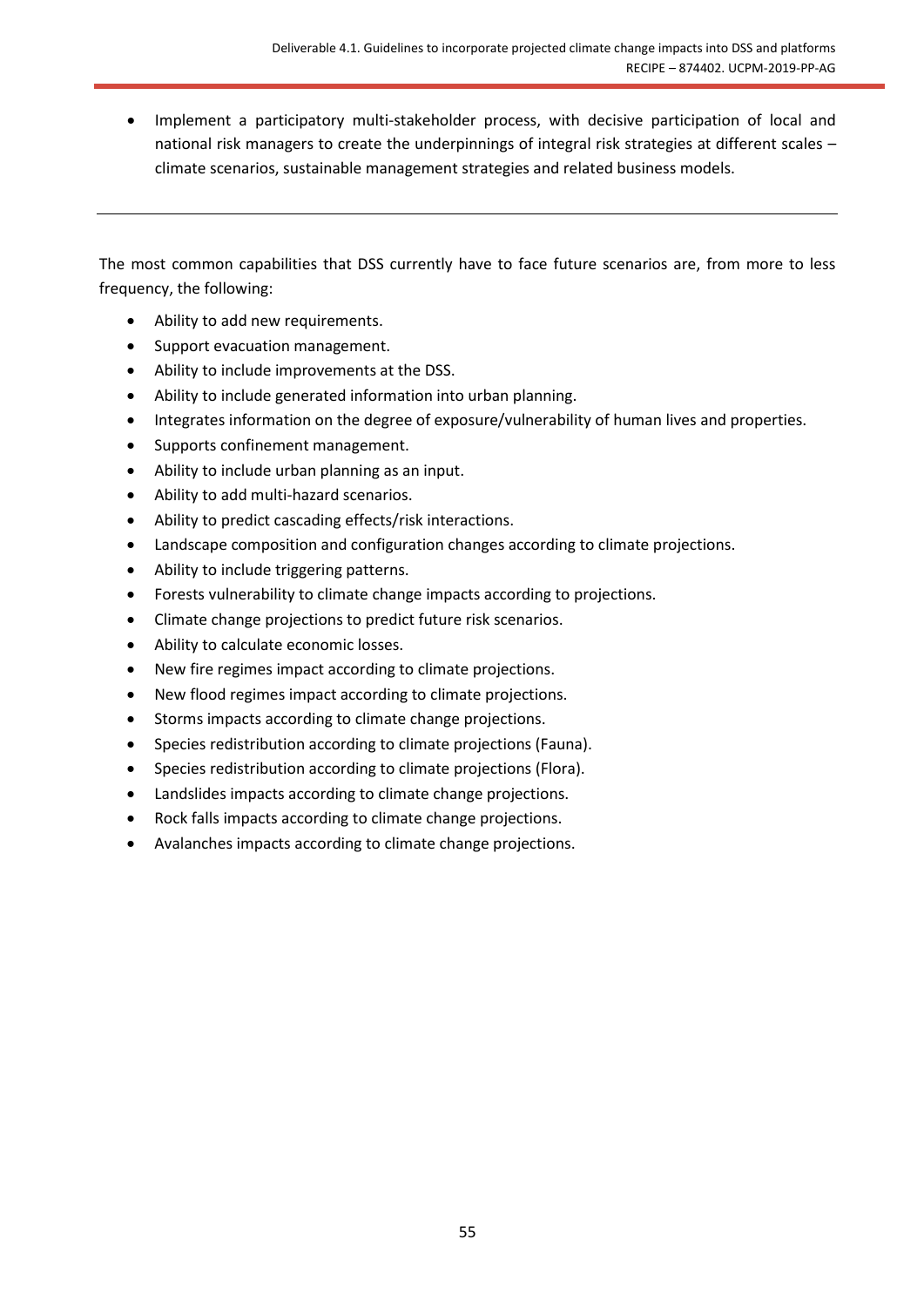- Implement a participatory multi-stakeholder process, with decisive participation of local and national risk managers to create the underpinnings of integral risk strategies at different scales – climate scenarios, sustainable management strategies and related business models.

---

The most common capabilities that DSS currently have to face future scenarios are, from more to less frequency, the following:

- Ability to add new requirements.
- Support evacuation management.
- Ability to include improvements at the DSS.
- Ability to include generated information into urban planning.
- Integrates information on the degree of exposure/vulnerability of human lives and properties.
- Supports confinement management.
- Ability to include urban planning as an input.
- Ability to add multi-hazard scenarios.
- Ability to predict cascading effects/risk interactions.
- Landscape composition and configuration changes according to climate projections.
- Ability to include triggering patterns.
- Forests vulnerability to climate change impacts according to projections.
- Climate change projections to predict future risk scenarios.
- Ability to calculate economic losses.
- New fire regimes impact according to climate projections.
- New flood regimes impact according to climate projections.
- Storms impacts according to climate change projections.
- Species redistribution according to climate projections (Fauna).
- Species redistribution according to climate projections (Flora).
- Landslides impacts according to climate change projections.
- Rock falls impacts according to climate change projections.
- Avalanches impacts according to climate change projections.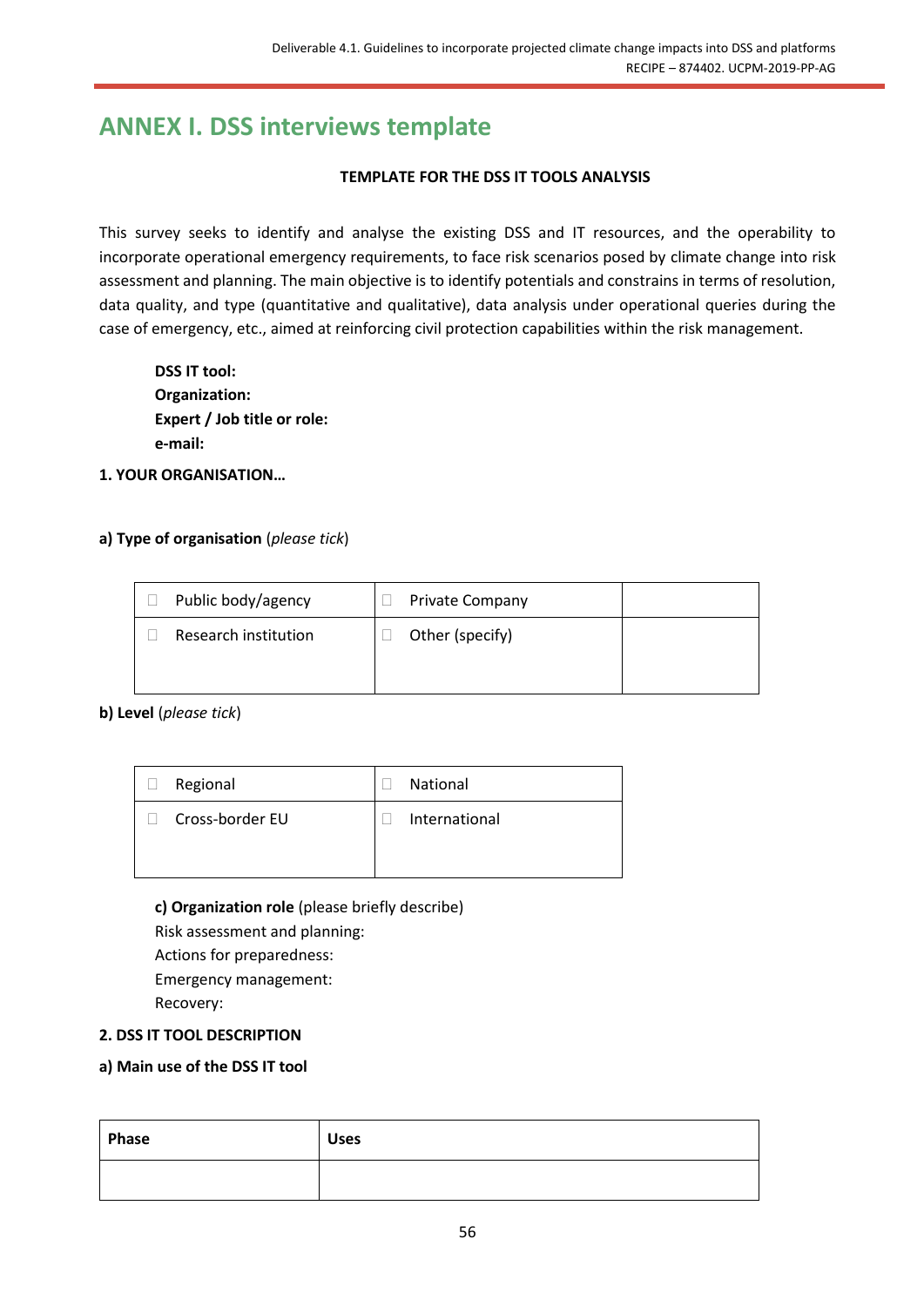# ANNEX I. DSS interviews template

**TEMPLATE FOR THE DSS IT TOOLS ANALYSIS**

This survey seeks to identify and analyse the existing DSS and IT resources, and the operability to incorporate operational emergency requirements, to face risk scenarios posed by climate change into risk assessment and planning. The main objective is to identify potentials and constrains in terms of resolution, data quality, and type (quantitative and qualitative), data analysis under operational queries during the case of emergency, etc., aimed at reinforcing civil protection capabilities within the risk management.

**DSS IT tool:**
**Organization:**
**Expert / Job title or role:**
**e-mail:**

**1. YOUR ORGANISATION…**

**a) Type of organisation** (*please tick*)

| | | |
|---|---|---|
| ☐ Public body/agency | ☐ Private Company | |
| ☐ Research institution | ☐ Other (specify) | |

**b) Level** (*please tick*)

| | |
|---|---|
| ☐ Regional | ☐ National |
| ☐ Cross-border EU | ☐ International |

**c) Organization role** (please briefly describe)
Risk assessment and planning:
Actions for preparedness:
Emergency management:
Recovery:

**2. DSS IT TOOL DESCRIPTION**

**a) Main use of the DSS IT tool**

| Phase | Uses |
|---|---|
| | |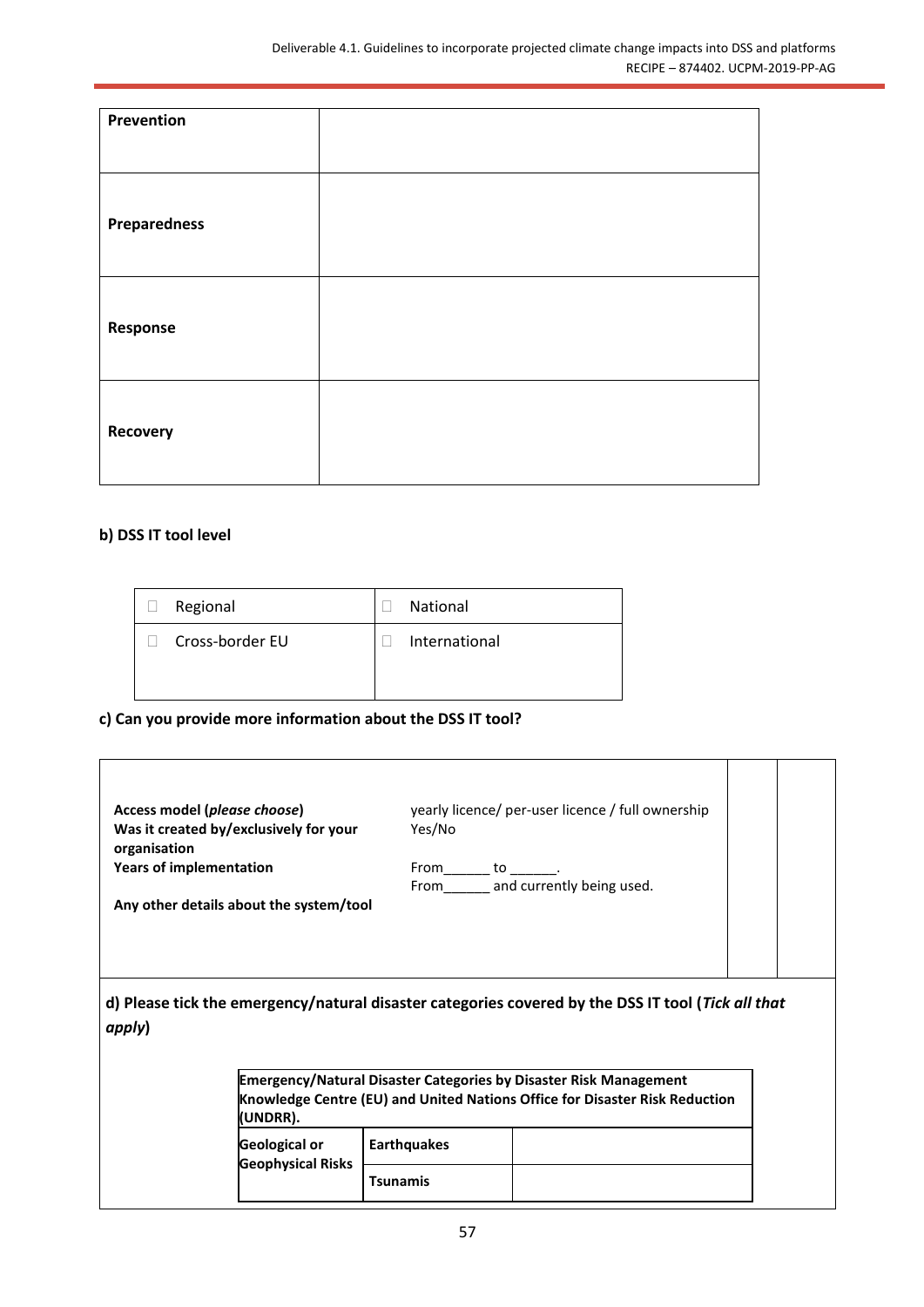| Prevention | |
|---|---|
| Preparedness | |
| Response | |
| Recovery | |

**b) DSS IT tool level**

| | |
|---|---|
| ☐ Regional | ☐ National |
| ☐ Cross-border EU | ☐ International |

**c) Can you provide more information about the DSS IT tool?**

| | | | |
|---|---|---|---|
| **Access model (*please choose*)** | yearly licence/ per-user licence / full ownership | | |
| **Was it created by/exclusively for your organisation** | Yes/No | | |
| **Years of implementation** | From______ to ______.<br>From______ and currently being used. | | |
| **Any other details about the system/tool** | | | |

**d) Please tick the emergency/natural disaster categories covered by the DSS IT tool (*Tick all that apply*)**

| **Emergency/Natural Disaster Categories by Disaster Risk Management Knowledge Centre (EU) and United Nations Office for Disaster Risk Reduction (UNDRR).** | | |
|---|---|---|
| **Geological or Geophysical Risks** | **Earthquakes** | |
| | **Tsunamis** | |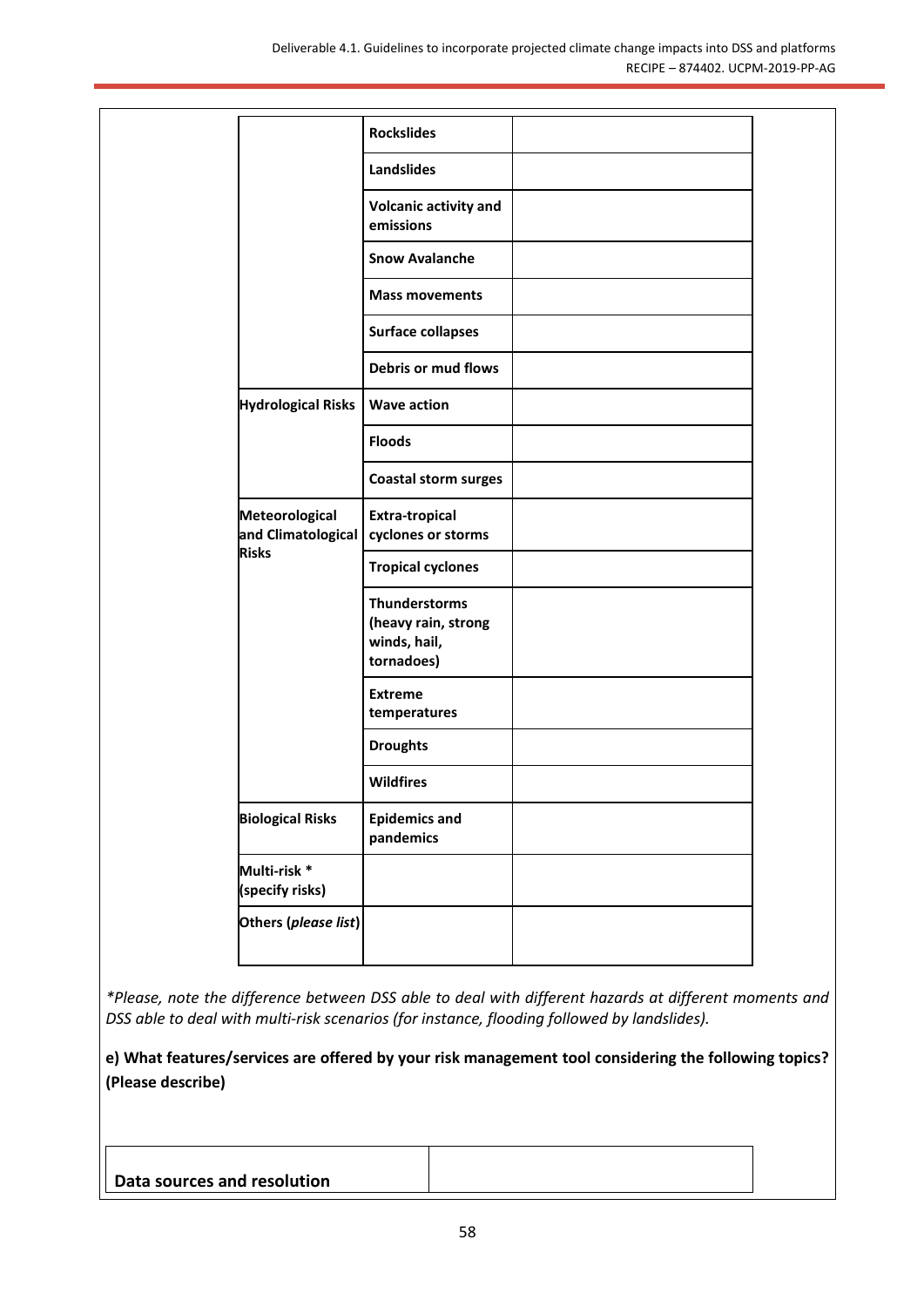| | | |
|---|---|---|
| | **Rockslides** | |
| | **Landslides** | |
| | **Volcanic activity and emissions** | |
| | **Snow Avalanche** | |
| | **Mass movements** | |
| | **Surface collapses** | |
| | **Debris or mud flows** | |
| **Hydrological Risks** | **Wave action** | |
| | **Floods** | |
| | **Coastal storm surges** | |
| **Meteorological and Climatological Risks** | **Extra-tropical cyclones or storms** | |
| | **Tropical cyclones** | |
| | **Thunderstorms (heavy rain, strong winds, hail, tornadoes)** | |
| | **Extreme temperatures** | |
| | **Droughts** | |
| | **Wildfires** | |
| **Biological Risks** | **Epidemics and pandemics** | |
| **Multi-risk * (specify risks)** | | |
| **Others (*please list*)** | | |

*\*Please, note the difference between DSS able to deal with different hazards at different moments and DSS able to deal with multi-risk scenarios (for instance, flooding followed by landslides).*

**e) What features/services are offered by your risk management tool considering the following topics? (Please describe)**

| | |
|---|---|
| **Data sources and resolution** | |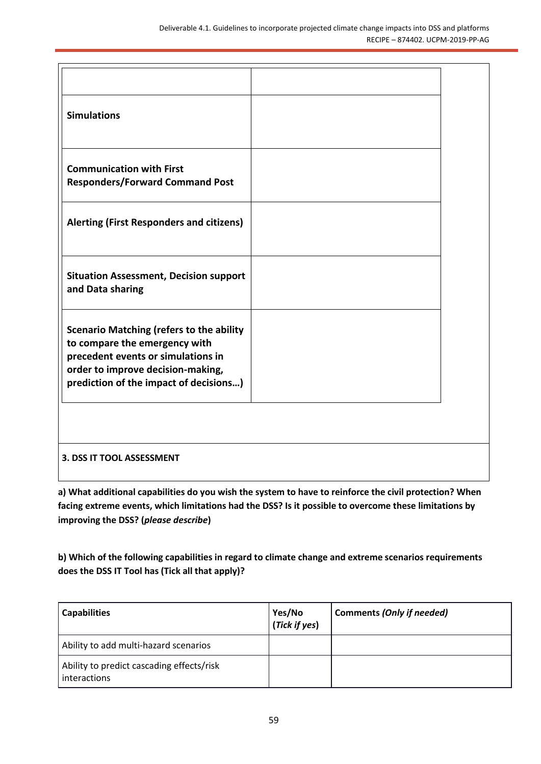| | |
|---|---|
| **Simulations** | |
| **Communication with First Responders/Forward Command Post** | |
| **Alerting (First Responders and citizens)** | |
| **Situation Assessment, Decision support and Data sharing** | |
| **Scenario Matching (refers to the ability to compare the emergency with precedent events or simulations in order to improve decision-making, prediction of the impact of decisions…)** | |

**3. DSS IT TOOL ASSESSMENT**

**a) What additional capabilities do you wish the system to have to reinforce the civil protection? When facing extreme events, which limitations had the DSS? Is it possible to overcome these limitations by improving the DSS? (*please describe*)**

**b) Which of the following capabilities in regard to climate change and extreme scenarios requirements does the DSS IT Tool has (Tick all that apply)?**

| Capabilities | Yes/No (*Tick if yes*) | Comments *(Only if needed)* |
|---|---|---|
| Ability to add multi-hazard scenarios | | |
| Ability to predict cascading effects/risk interactions | | |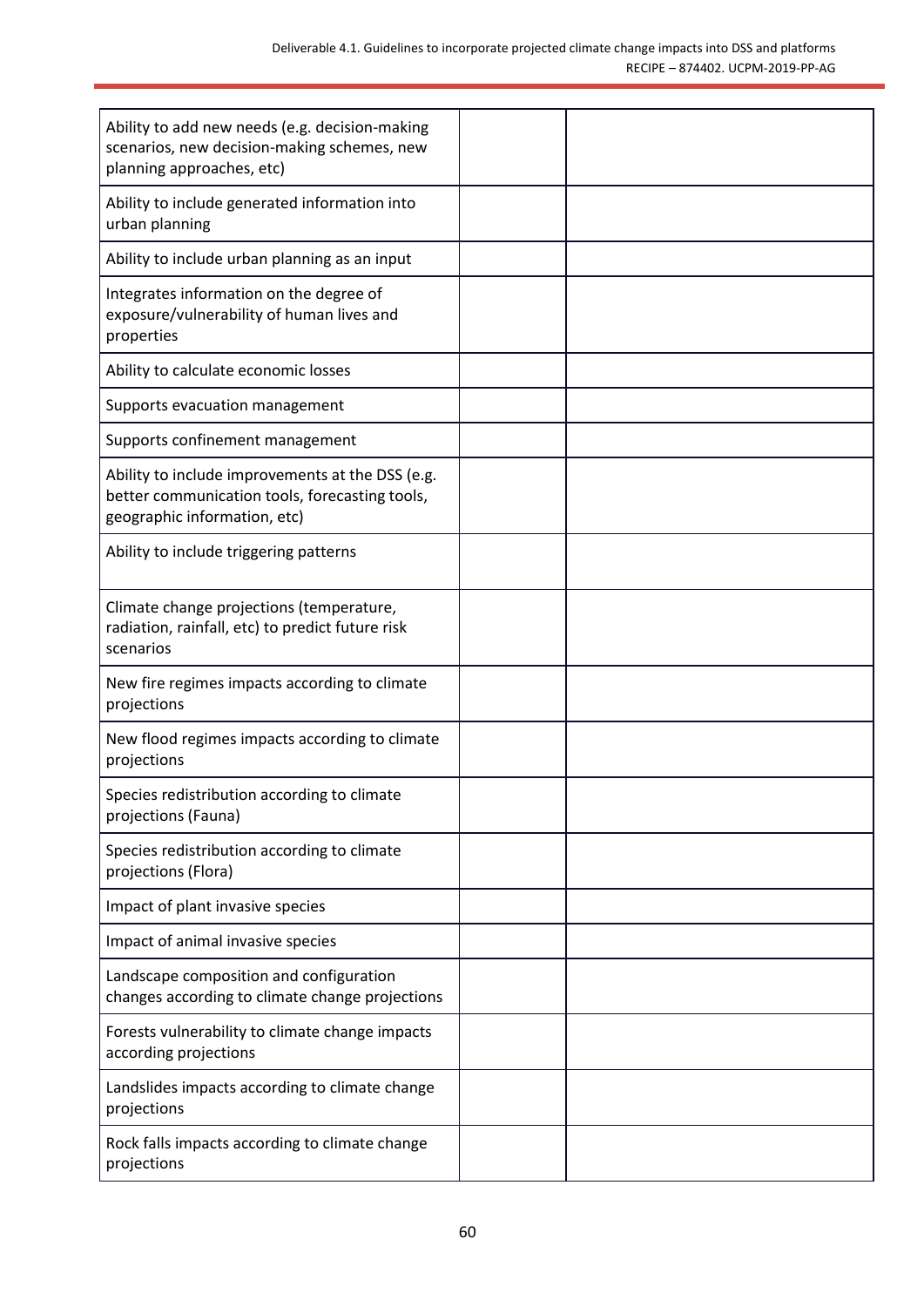| | | |
|---|---|---|
| Ability to add new needs (e.g. decision-making scenarios, new decision-making schemes, new planning approaches, etc) | | |
| Ability to include generated information into urban planning | | |
| Ability to include urban planning as an input | | |
| Integrates information on the degree of exposure/vulnerability of human lives and properties | | |
| Ability to calculate economic losses | | |
| Supports evacuation management | | |
| Supports confinement management | | |
| Ability to include improvements at the DSS (e.g. better communication tools, forecasting tools, geographic information, etc) | | |
| Ability to include triggering patterns | | |
| Climate change projections (temperature, radiation, rainfall, etc) to predict future risk scenarios | | |
| New fire regimes impacts according to climate projections | | |
| New flood regimes impacts according to climate projections | | |
| Species redistribution according to climate projections (Fauna) | | |
| Species redistribution according to climate projections (Flora) | | |
| Impact of plant invasive species | | |
| Impact of animal invasive species | | |
| Landscape composition and configuration changes according to climate change projections | | |
| Forests vulnerability to climate change impacts according projections | | |
| Landslides impacts according to climate change projections | | |
| Rock falls impacts according to climate change projections | | |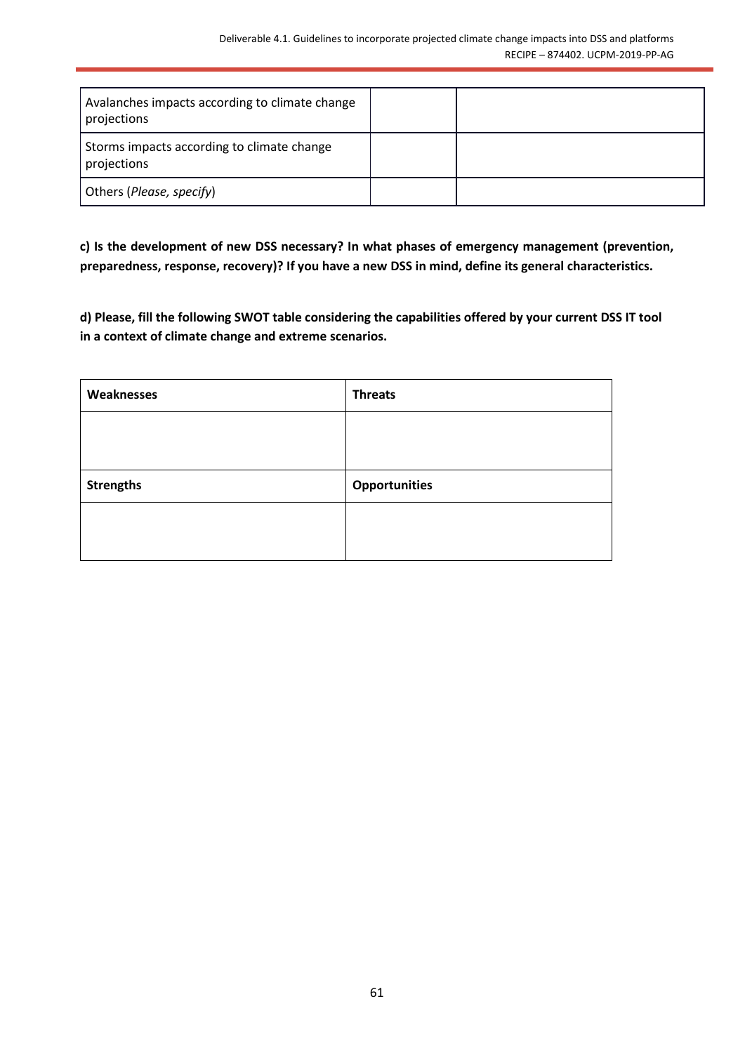| | | |
|---|---|---|
| Avalanches impacts according to climate change projections | | |
| Storms impacts according to climate change projections | | |
| Others (*Please, specify*) | | |

**c) Is the development of new DSS necessary? In what phases of emergency management (prevention, preparedness, response, recovery)? If you have a new DSS in mind, define its general characteristics.**

**d) Please, fill the following SWOT table considering the capabilities offered by your current DSS IT tool in a context of climate change and extreme scenarios.**

| **Weaknesses** | **Threats** |
|---|---|
| | |
| **Strengths** | **Opportunities** |
| | |